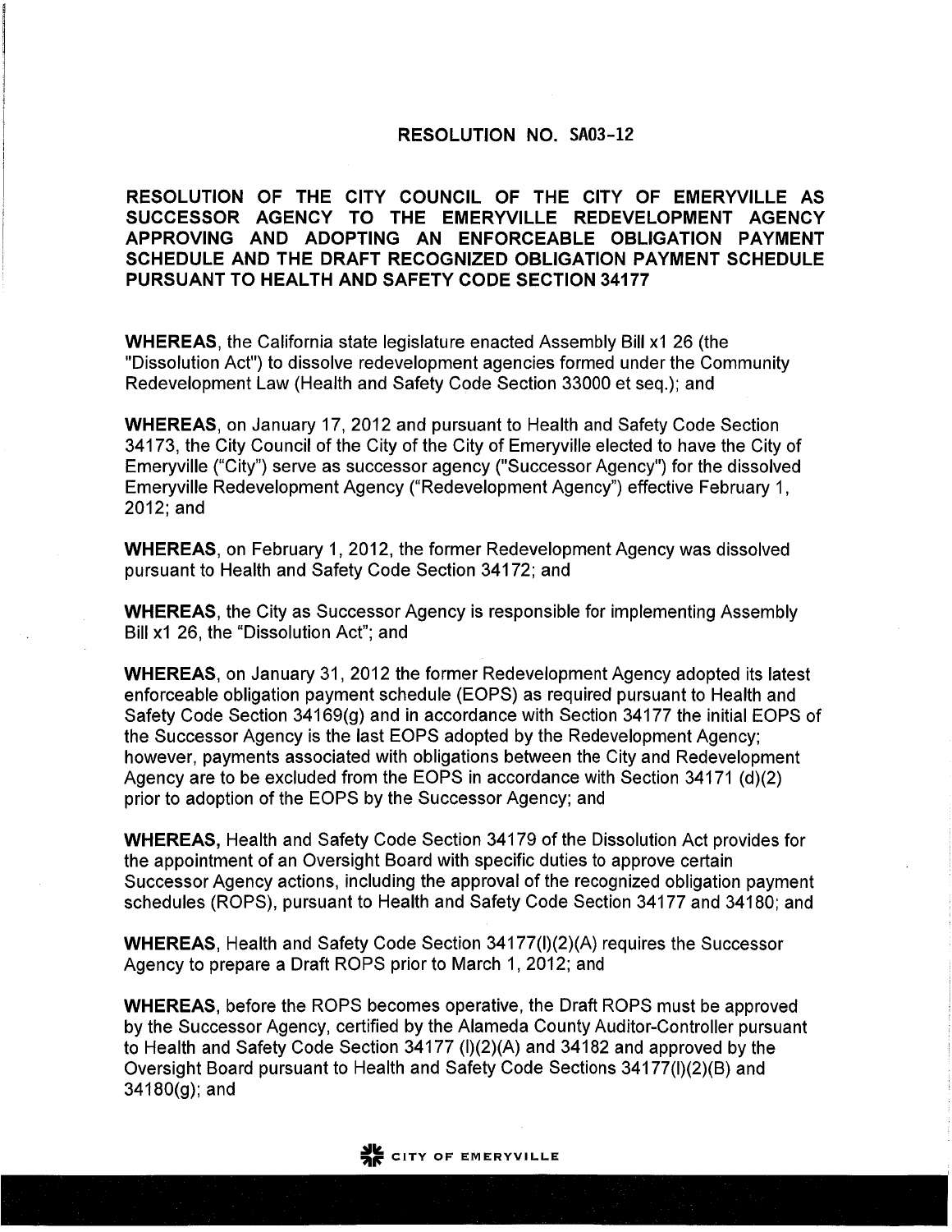# RESOLUTION NO. SA03-12

## RESOLUTION OF THE CITY COUNCIL OF THE CITY OF EMERYVILLE AS SUCCESSOR AGENCY TO THE EMERYVILLE REDEVELOPMENT AGENCY APPROVING AND ADOPTING AN ENFORCEABLE OBLIGATION PAYMENT SCHEDULE AND THE DRAFT RECOGNIZED OBLIGATION PAYMENT SCHEDULE PURSUANT TO HEALTH AND SAFETY CODE SECTION 34177

**WHEREAS**, the California state legislature enacted Assembly Bill x1 26 (the "Dissolution Act") to dissolve redevelopment agencies formed under the Community Redevelopment Law (Health and Safety Code Section 33000 et seq.); and

**WHEREAS**, on January 17, 2012 and pursuant to Health and Safety Code Section 34173, the City Council of the City of the City of Emeryville elected to have the City of Emeryville ("City") serve as successor agency ("Successor Agency") for the dissolved Emeryville Redevelopment Agency ("Redevelopment Agency") effective February 1, 2012; and

**WHEREAS**, on February 1, 2012, the former Redevelopment Agency was dissolved pursuant to Health and Safety Code Section 34172; and

**WHEREAS**, the City as Successor Agency is responsible for implementing Assembly Bill x1 26, the "Dissolution Act"; and

**WHEREAS**, on January 31, 2012 the former Redevelopment Agency adopted its latest enforceable obligation payment schedule (EOPS) as required pursuant to Health and Safety Code Section 34169(g) and in accordance with Section 34177 the initial EOPS of the Successor Agency is the last EOPS adopted by the Redevelopment Agency; however, payments associated with obligations between the City and Redevelopment Agency are to be excluded from the EOPS in accordance with Section 34171 (d)(2) prior to adoption of the EOPS by the Successor Agency; and

**WHEREAS,** Health and Safety Code Section 34179 of the Dissolution Act provides for the appointment of an Oversight Board with specific duties to approve certain Successor Agency actions, including the approval of the recognized obligation payment schedules (ROPS), pursuant to Health and Safety Code Section 34177 and 34180; and

**WHEREAS**, Health and Safety Code Section 34177(l)(2)(A) requires the Successor Agency to prepare a Draft ROPS prior to March 1, 2012; and

**WHEREAS**, before the ROPS becomes operative, the Draft ROPS must be approved by the Successor Agency, certified by the Alameda County Auditor-Controller pursuant to Health and Safety Code Section 34177 (l)(2)(A) and 34182 and approved by the Oversight Board pursuant to Health and Safety Code Sections 34177(l)(2)(B) and 34180(g); and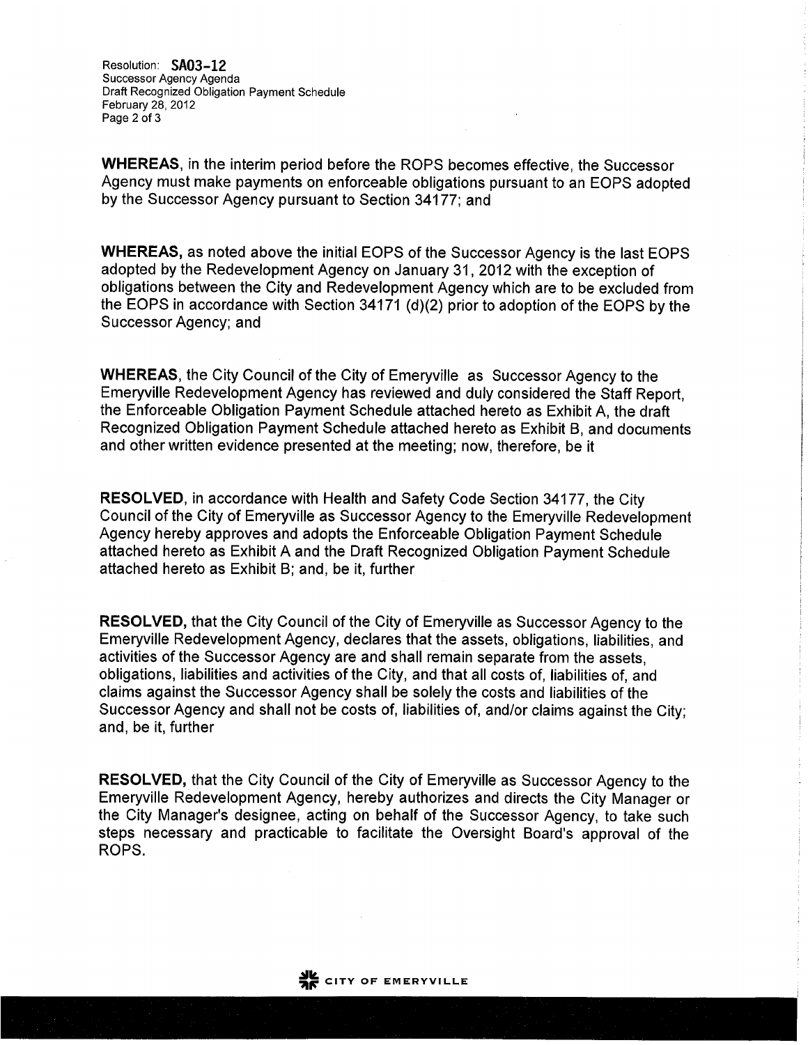**WHEREAS**, in the interim period before the ROPS becomes effective, the Successor Agency must make payments on enforceable obligations pursuant to an EOPS adopted by the Successor Agency pursuant to Section 34177; and

**WHEREAS,** as noted above the initial EOPS of the Successor Agency is the last EOPS adopted by the Redevelopment Agency on January 31, 2012 with the exception of obligations between the City and Redevelopment Agency which are to be excluded from the EOPS in accordance with Section 34171 (d)(2) prior to adoption of the EOPS by the Successor Agency; and

**WHEREAS,** the City Council of the City of Emeryville as Successor Agency to the Emeryville Redevelopment Agency has reviewed and duly considered the Staff Report, the Enforceable Obligation Payment Schedule attached hereto as Exhibit A, the draft Recognized Obligation Payment Schedule attached hereto as Exhibit B, and documents and other written evidence presented at the meeting; now, therefore, be it

**RESOLVED,** in accordance with Health and Safety Code Section 34177, the City Council of the City of Emeryville as Successor Agency to the Emeryville Redevelopment Agency hereby approves and adopts the Enforceable Obligation Payment Schedule attached hereto as Exhibit A and the Draft Recognized Obligation Payment Schedule attached hereto as Exhibit B; and, be it, further

**RESOLVED,** that the City Council of the City of Emeryville as Successor Agency to the Emeryville Redevelopment Agency, declares that the assets, obligations, liabilities, and activities of the Successor Agency are and shall remain separate from the assets, obligations, liabilities and activities of the City, and that all costs of, liabilities of, and claims against the Successor Agency shall be solely the costs and liabilities of the Successor Agency and shall not be costs of, liabilities of, and/or claims against the City; and, be it, further

**RESOLVED,** that the City Council of the City of Emeryville as Successor Agency to the Emeryville Redevelopment Agency, hereby authorizes and directs the City Manager or the City Manager's designee, acting on behalf of the Successor Agency, to take such steps necessary and practicable to facilitate the Oversight Board's approval of the ROPS.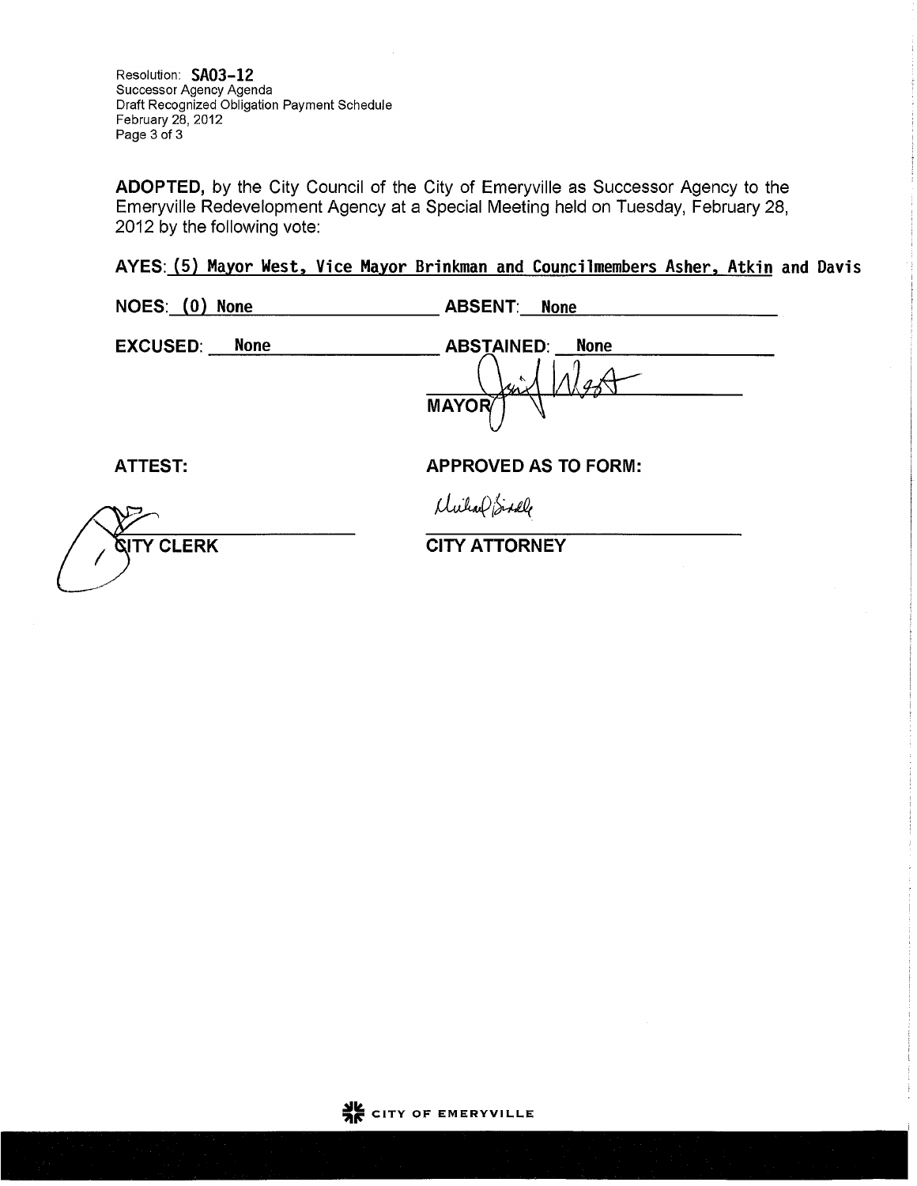Resolution: **SA03-12**
Successor Agency Agenda
Draft Recognized Obligation Payment Schedule
February 28, 2012
Page 3 of 3

**ADOPTED,** by the City Council of the City of Emeryville as Successor Agency to the Emeryville Redevelopment Agency at a Special Meeting held on Tuesday, February 28, 2012 by the following vote:

**AYES:** (5) Mayor West, Vice Mayor Brinkman and Councilmembers Asher, Atkin and Davis

**NOES:** (0) None **ABSENT:** None

**EXCUSED:** None **ABSTAINED:** None

**MAYOR**

**ATTEST:**

**CITY CLERK**

**APPROVED AS TO FORM:**

**CITY ATTORNEY**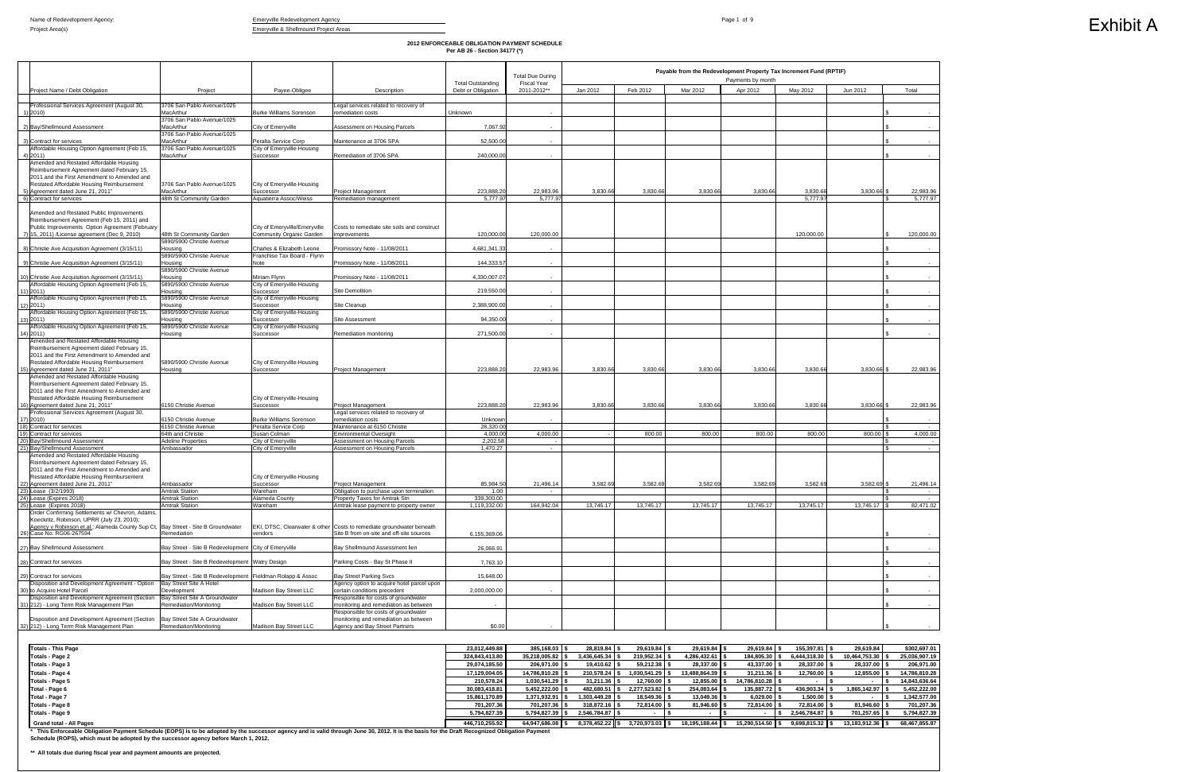Name of Redevelopment Agency: Emeryville Redevelopment Agency

Project Area(s): Emeryville & Shellmound Project Areas

# Exhibit A

## 2012 ENFORCEABLE OBLIGATION PAYMENT SCHEDULE
**Per AB 26 - Section 34177 (*)**

| | Project Name / Debt Obligation | Project | Payee-Obligee | Description | Total Outstanding Debt or Obligation | Total Due During Fiscal Year 2011-2012** | Payable from the Redevelopment Property Tax Increment Fund (RPTIF) Payments by month | | | | | | |
|---|---|---|---|---|---|---|---|---|---|---|---|---|---|
| | | | | | | | Jan 2012 | Feb 2012 | Mar 2012 | Apr 2012 | May 2012 | Jun 2012 | Total |
| 1) | Professional Services Agreement (August 30, 2010) | 3706 San Pablo Avenue/1025 MacArthur | Burke Williams Sorenson | Legal services related to recovery of remediation costs | Unknown | - | | | | | | | $ - |
| 2) | Bay/Shellmound Assessment | 3706 San Pablo Avenue/1025 MacArthur | City of Emeryville | Assessment on Housing Parcels | 7,067.92 | - | | | | | | | $ - |
| 3) | Contract for services | 3706 San Pablo Avenue/1025 MacArthur | Peralta Service Corp | Maintenance at 3706 SPA | 52,500.00 | - | | | | | | | $ - |
| 4) | Affordable Housing Option Agreement (Feb 15, 2011) | 3706 San Pablo Avenue/1025 MacArthur | City of Emeryville-Housing Successor | Remediation of 3706 SPA | 240,000.00 | - | | | | | | | $ - |
| 5) | Amended and Restated Affordable Housing Reimbursement Agreement dated February 15, 2011 and the First Amendment to Amended and Restated Affordable Housing Reimbursement Agreement dated June 21, 2011" | 3706 San Pablo Avenue/1025 MacArthur | City of Emeryville-Housing Successor | Project Management | 223,888.20 | 22,983.96 | 3,830.66 | 3,830.66 | 3,830.66 | 3,830.66 | 3,830.66 | 3,830.66 | $ 22,983.96 |
| 6) | Contract for services | 48th St Community Garden | Aquaterra Assoc/Weiss | Remediation management | 5,777.97 | 5,777.97 | | | | | 5,777.97 | | $ 5,777.97 |
| 7) | Amended and Restated Public Improvements Reimbursement Agreement (Feb 15, 2011) and Public Improvements Option Agreement (February 15, 2011) /License agreement (Dec 9, 2010) | 48th St Community Garden | City of Emeryville/Emeryville Community Organic Garden | Costs to remediate site soils and construct improvements | 120,000.00 | 120,000.00 | | | | | 120,000.00 | | $ 120,000.00 |
| 8) | Christie Ave Acquisition Agreement (3/15/11) | 5890/5900 Christie Avenue Housing | Charles & Elizabeth Leone | Promissory Note - 11/08/2011 | 4,681,341.33 | - | | | | | | | $ - |
| 9) | Christie Ave Acquisition Agreement (3/15/11) | 5890/5900 Christie Avenue Housing | Franchise Tax Board - Flynn Note | Promissory Note - 11/08/2011 | 144,333.57 | - | | | | | | | $ - |
| 10) | Christie Ave Acquisition Agreement (3/15/11) | 5890/5900 Christie Avenue Housing | Miriam Flynn | Promissory Note - 11/08/2011 | 4,330,007.07 | - | | | | | | | $ - |
| 11) | Affordable Housing Option Agreement (Feb 15, 2011) | 5890/5900 Christie Avenue Housing | City of Emeryville-Housing Successor | Site Demolition | 219,550.00 | - | | | | | | | $ - |
| 12) | Affordable Housing Option Agreement (Feb 15, 2011) | 5890/5900 Christie Avenue Housing | City of Emeryville-Housing Successor | Site Cleanup | 2,388,900.00 | - | | | | | | | $ - |
| 13) | Affordable Housing Option Agreement (Feb 15, 2011) | 5890/5900 Christie Avenue Housing | City of Emeryville-Housing Successor | Site Assessment | 94,350.00 | - | | | | | | | $ - |
| 14) | Affordable Housing Option Agreement (Feb 15, 2011) | 5890/5900 Christie Avenue Housing | City of Emeryville-Housing Successor | Remediation monitoring | 271,500.00 | - | | | | | | | $ - |
| 15) | Amended and Restated Affordable Housing Reimbursement Agreement dated February 15, 2011 and the First Amendment to Amended and Restated Affordable Housing Reimbursement Agreement dated June 21, 2011" | 5890/5900 Christie Avenue Housing | City of Emeryville-Housing Successor | Project Management | 223,888.20 | 22,983.96 | 3,830.66 | 3,830.66 | 3,830.66 | 3,830.66 | 3,830.66 | 3,830.66 | $ 22,983.96 |
| 16) | Amended and Restated Affordable Housing Reimbursement Agreement dated February 15, 2011 and the First Amendment to Amended and Restated Affordable Housing Reimbursement Agreement dated June 21, 2011" | 6150 Christie Avenue | City of Emeryville-Housing Successor | Project Management | 223,888.20 | 22,983.96 | 3,830.66 | 3,830.66 | 3,830.66 | 3,830.66 | 3,830.66 | 3,830.66 | $ 22,983.96 |
| 17) | Professional Services Agreement (August 30, 2010) | 6150 Christie Avenue | Burke Williams Sorenson | Legal services related to recovery of remediation costs | Unknown | - | | | | | | | $ - |
| 18) | Contract for services | 6150 Christie Avenue | Peralta Service Corp | Maintenance at 6150 Christie | 28,320.00 | | | | | | | | $ - |
| 19) | Contract for services | 64th and Christie | Susan Colman | Environmental Oversight | 4,000.00 | 4,000.00 | - | 800.00 | 800.00 | 800.00 | 800.00 | 800.00 | $ 4,000.00 |
| 20) | Bay/Shellmound Assessment | Adeline Properties | City of Emeryville | Assessment on Housing Parcels | 2,202.58 | - | | | | | | | $ - |
| 21) | Bay/Shellmound Assessment | Ambassador | City of Emeryville | Assessment on Housing Parcels | 1,470.27 | - | | | | | | | $ - |
| 22) | Amended and Restated Affordable Housing Reimbursement Agreement dated February 15, 2011 and the First Amendment to Amended and Restated Affordable Housing Reimbursement Agreement dated June 21, 2011" | Ambassador | City of Emeryville-Housing Successor | Project Management | 85,984.50 | 21,496.14 | 3,582.69 | 3,582.69 | 3,582.69 | 3,582.69 | 3,582.69 | 3,582.69 | $ 21,496.14 |
| 23) | Lease (3/2/1993) | Amtrak Station | Wareham | Obligation to purchase upon termination | 1.00 | - | | | | | | | $ - |
| 24) | Lease (Expires 2018) | Amtrak Station | Alameda County | Property Taxes for Amtrak Stn | 339,300.00 | | | | | | | | $ - |
| 25) | Lease (Expires 2018) | Amtrak Station | Wareham | Amtrak lease payment to property owner | 1,119,332.00 | 164,942.04 | 13,745.17 | 13,745.17 | 13,745.17 | 13,745.17 | 13,745.17 | 13,745.17 | $ 82,471.02 |
| 26) | Order Confirming Settlements w/ Chevron, Adams, Koeckritz, Robinson, UPRR (July 23, 2010); Agency v Robinson et.al.; Alameda County Sup Ct, Case No. RG06-267594 | Bay Street - Site B Groundwater Remediation | EKI, DTSC, Clearwater & other vendors | Costs to remediate groundwater beneath Site B from on-site and off-site sources | 6,155,369.06 | | | | | | | | $ - |
| 27) | Bay Shellmound Assessment | Bay Street - Site B Redevelopment | City of Emeryville | Bay Shellmound Assessment lien | 26,066.91 | | | | | | | | $ - |
| 28) | Contract for services | Bay Street - Site B Redevelopment | Watry Design | Parking Costs - Bay St Phase II | 7,763.10 | | | | | | | | $ - |
| 29) | Contract for services | Bay Street - Site B Redevelopment | Fieldman Rolapp & Assoc | Bay Street Parking Svcs | 15,648.00 | | | | | | | | $ - |
| 30) | Disposition and Development Agreement - Option to Acquire Hotel Parcel | Bay Street Site A Hotel Development | Madison Bay Street LLC | Agency option to acquire hotel parcel upon certain conditions precedent | 2,000,000.00 | - | | | | | | | $ - |
| 31) | Disposition and Development Agreement (Section 212) - Long Term Risk Management Plan | Bay Street Site A Groundwater Remediation/Monitoring | Madison Bay Street LLC | Responsible for costs of groundwater monitoring and remediation as between | - | | | | | | | | $ - |
| 32) | Disposition and Development Agreement (Section 212) - Long Term Risk Management Plan | Bay Street Site A Groundwater Remediation/Monitoring | Madison Bay Street LLC | Responsible for costs of groundwater monitoring and remediation as between Agency and Bay Street Partners | $0.00 | - | | | | | | | $ - |

| | Total Outstanding Debt or Obligation | Total Due During Fiscal Year 2011-2012** | Jan 2012 | Feb 2012 | Mar 2012 | Apr 2012 | May 2012 | Jun 2012 | Total |
|---|---|---|---|---|---|---|---|---|---|
| Totals - This Page | 23,012,449.88 | 385,168.03 | $ 28,819.84 | $ 29,619.84 | $ 29,619.84 | $ 29,619.84 | $ 155,397.81 | $ 29,619.84 | $302,697.01 |
| Totals - Page 2 | 324,843,413.80 | 35,218,005.82 | $ 3,436,645.34 | $ 219,952.34 | $ 4,286,432.61 | $ 184,805.30 | $ 6,444,318.30 | $ 10,464,753.30 | $ 25,036,907.19 |
| Totals - Page 3 | 29,074,185.50 | 206,971.00 | $ 19,410.62 | $ 59,212.38 | $ 28,337.00 | $ 43,337.00 | $ 28,337.00 | $ 28,337.00 | $ 206,971.00 |
| Totals - Page 4 | 17,129,004.05 | 14,786,810.28 | $ 210,578.24 | $ 1,030,541.29 | $ 13,488,864.39 | $ 31,211.36 | $ 12,760.00 | $ 12,855.00 | $ 14,786,810.28 |
| Totals - Page 5 | 210,578.24 | 1,030,541.29 | $ 31,211.36 | $ 12,760.00 | $ 12,855.00 | $ 14,786,810.28 | $ - | $ - | $ 14,843,636.64 |
| Total - Page 6 | 30,083,418.81 | 5,452,222.00 | $ 482,680.51 | $ 2,277,523.82 | $ 254,083.64 | $ 135,887.72 | $ 436,903.34 | $ 1,865,142.97 | $ 5,452,222.00 |
| Total - Page 7 | 15,861,170.89 | 1,371,932.91 | $ 1,303,449.28 | $ 18,549.36 | $ 13,049.36 | $ 6,029.00 | $ 1,500.00 | $ - | $ 1,342,577.00 |
| Totals - Page 8 | 701,207.36 | 701,207.36 | $ 318,872.16 | $ 72,814.00 | $ 81,946.60 | $ 72,814.00 | $ 72,814.00 | $ 81,946.60 | $ 701,207.36 |
| Totals - Page 9 | 5,794,827.39 | 5,794,827.39 | $ 2,546,784.87 | $ - | $ - | $ - | $ 2,546,784.87 | $ 701,257.65 | $ 5,794,827.39 |
| **Grand total - All Pages** | 446,710,255.92 | 64,947,686.08 | $ 8,378,452.22 | $ 3,720,973.03 | $ 18,195,188.44 | $ 15,290,514.50 | $ 9,698,815.32 | $ 13,183,912.36 | $ 68,467,855.87 |

\* This Enforceable Obligation Payment Schedule (EOPS) is to be adopted by the successor agency and is valid through June 30, 2012. It is the basis for the Draft Recognized Obligation Payment Schedule (ROPS), which must be adopted by the successor agency before March 1, 2012.

\*\* All totals due during fiscal year and payment amounts are projected.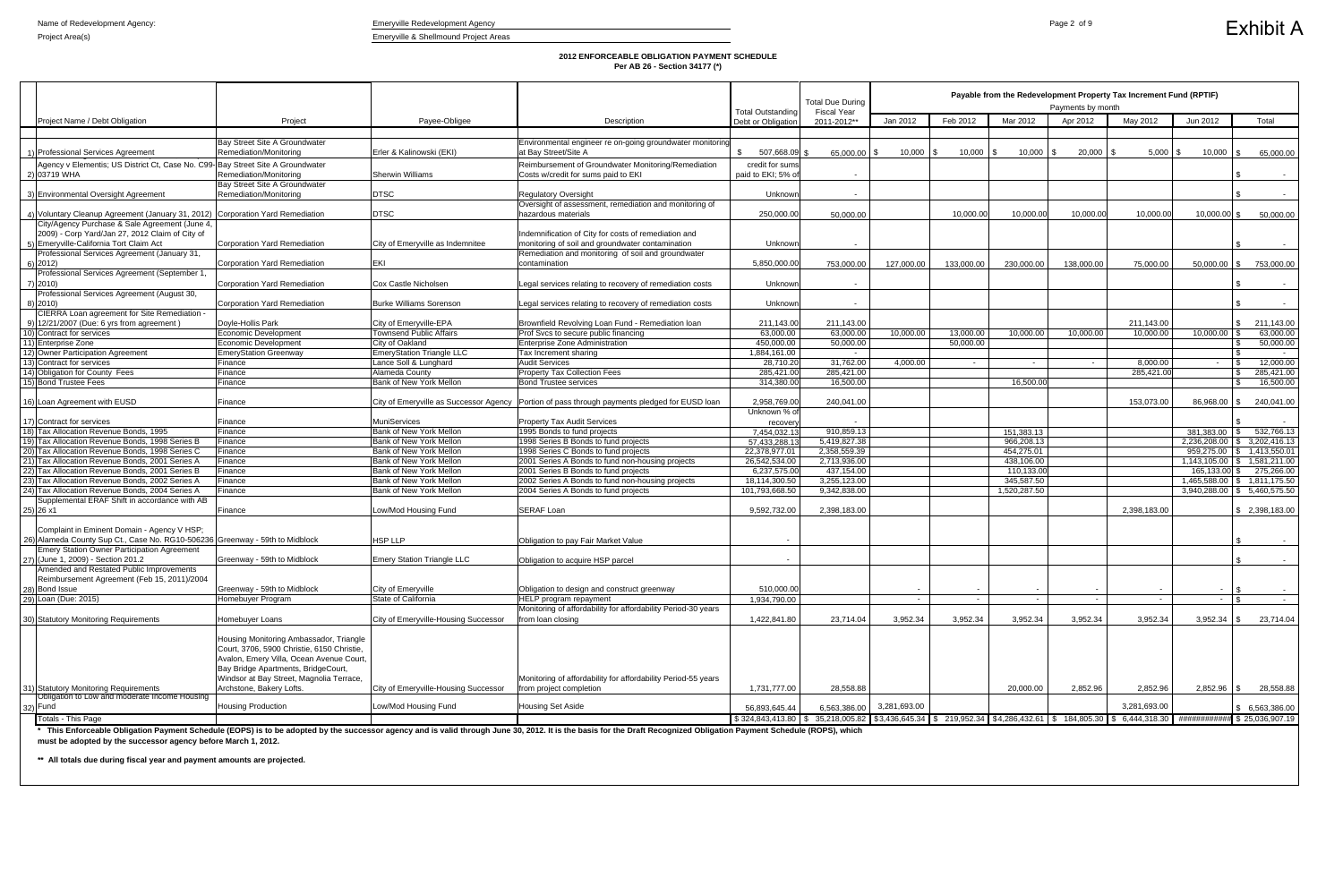Name of Redevelopment Agency: Emeryville Redevelopment Agency

Project Area(s) Emeryville & Shellmound Project Areas

# Exhibit A

**2012 ENFORCEABLE OBLIGATION PAYMENT SCHEDULE**
**Per AB 26 - Section 34177 (\*)**

| | Project Name / Debt Obligation | Project | Payee-Obligee | Description | Total Outstanding Debt or Obligation | Total Due During Fiscal Year 2011-2012** | Payable from the Redevelopment Property Tax Increment Fund (RPTIF) Payments by month Jan 2012 | Feb 2012 | Mar 2012 | Apr 2012 | May 2012 | Jun 2012 | Total |
|---|---|---|---|---|---|---|---|---|---|---|---|---|---|
| 1) | Professional Services Agreement | Bay Street Site A Groundwater Remediation/Monitoring | Erler & Kalinowski (EKI) | Environmental engineer re on-going groundwater monitoring at Bay Street/Site A | $ 507,668.09 | $ 65,000.00 | $ 10,000 | $ 10,000 | $ 10,000 | $ 20,000 | $ 5,000 | $ 10,000 | $ 65,000.00 |
| 2) | Agency v Elementis; US District Ct, Case No. C99-03719 WHA | Bay Street Site A Groundwater Remediation/Monitoring | Sherwin Williams | Reimbursement of Groundwater Monitoring/Remediation Costs w/credit for sums paid to EKI | credit for sums paid to EKI; 5% of | - | | | | | | | $ - |
| 3) | Environmental Oversight Agreement | Bay Street Site A Groundwater Remediation/Monitoring | DTSC | Regulatory Oversight | Unknown | - | | | | | | | $ - |
| 4) | Voluntary Cleanup Agreement (January 31, 2012) | Corporation Yard Remediation | DTSC | Oversight of assessment, remediation and monitoring of hazardous materials | 250,000.00 | 50,000.00 | | 10,000.00 | 10,000.00 | 10,000.00 | 10,000.00 | 10,000.00 | $ 50,000.00 |
| 5) | City/Agency Purchase & Sale Agreement (June 4, 2009) - Corp Yard/Jan 27, 2012 Claim of City of Emeryville-California Tort Claim Act | Corporation Yard Remediation | City of Emeryville as Indemnitee | Indemnification of City for costs of remediation and monitoring of soil and groundwater contamination | Unknown | - | | | | | | | $ - |
| 6) | Professional Services Agreement (January 31, 2012) | Corporation Yard Remediation | EKI | Remediation and monitoring of soil and groundwater contamination | 5,850,000.00 | 753,000.00 | 127,000.00 | 133,000.00 | 230,000.00 | 138,000.00 | 75,000.00 | 50,000.00 | $ 753,000.00 |
| 7) | Professional Services Agreement (September 1, 2010) | Corporation Yard Remediation | Cox Castle Nicholsen | Legal services relating to recovery of remediation costs | Unknown | - | | | | | | | $ - |
| 8) | Professional Services Agreement (August 30, 2010) | Corporation Yard Remediation | Burke Williams Sorenson | Legal services relating to recovery of remediation costs | Unknown | - | | | | | | | $ - |
| 9) | CIERRA Loan agreement for Site Remediation - 12/21/2007 (Due: 6 yrs from agreement ) | Doyle-Hollis Park | City of Emeryville-EPA | Brownfield Revolving Loan Fund - Remediation loan | 211,143.00 | 211,143.00 | | | | | 211,143.00 | | $ 211,143.00 |
| 10) | Contract for services | Economic Development | Townsend Public Affairs | Prof Svcs to secure public financing | 63,000.00 | 63,000.00 | 10,000.00 | 13,000.00 | 10,000.00 | 10,000.00 | 10,000.00 | 10,000.00 | $ 63,000.00 |
| 11) | Enterprise Zone | Economic Development | City of Oakland | Enterprise Zone Administration | 450,000.00 | 50,000.00 | | 50,000.00 | | | | | $ 50,000.00 |
| 12) | Owner Participation Agreement | EmeryStation Greenway | EmeryStation Triangle LLC | Tax Increment sharing | 1,884,161.00 | - | | | | | | | $ - |
| 13) | Contract for services | Finance | Lance Soll & Lunghard | Audit Services | 28,710.20 | 31,762.00 | 4,000.00 | - | - | - | 8,000.00 | - | $ 12,000.00 |
| 14) | Obligation for County Fees | Finance | Alameda County | Property Tax Collection Fees | 285,421.00 | 285,421.00 | | | | | 285,421.00 | | $ 285,421.00 |
| 15) | Bond Trustee Fees | Finance | Bank of New York Mellon | Bond Trustee services | 314,380.00 | 16,500.00 | | | 16,500.00 | | | | $ 16,500.00 |
| 16) | Loan Agreement with EUSD | Finance | City of Emeryville as Successor Agency | Portion of pass through payments pledged for EUSD loan | 2,958,769.00 | 240,041.00 | | | | | 153,073.00 | 86,968.00 | $ 240,041.00 |
| 17) | Contract for services | Finance | MuniServices | Property Tax Audit Services | Unknown % of recovery | - | | | | | | | $ - |
| 18) | Tax Allocation Revenue Bonds, 1995 | Finance | Bank of New York Mellon | 1995 Bonds to fund projects | 7,454,032.13 | 910,859.13 | | | 151,383.13 | | | 381,383.00 | $ 532,766.13 |
| 19) | Tax Allocation Revenue Bonds, 1998 Series B | Finance | Bank of New York Mellon | 1998 Series B Bonds to fund projects | 57,433,288.13 | 5,419,827.38 | | | 966,208.13 | | | 2,236,208.00 | $ 3,202,416.13 |
| 20) | Tax Allocation Revenue Bonds, 1998 Series C | Finance | Bank of New York Mellon | 1998 Series C Bonds to fund projects | 22,378,977.01 | 2,358,559.39 | | | 454,275.01 | | | 959,275.00 | $ 1,413,550.01 |
| 21) | Tax Allocation Revenue Bonds, 2001 Series A | Finance | Bank of New York Mellon | 2001 Series A Bonds to fund non-housing projects | 26,542,534.00 | 2,713,936.00 | | | 438,106.00 | | | 1,143,105.00 | $ 1,581,211.00 |
| 22) | Tax Allocation Revenue Bonds, 2001 Series B | Finance | Bank of New York Mellon | 2001 Series B Bonds to fund projects | 6,237,575.00 | 437,154.00 | | | 110,133.00 | | | 165,133.00 | $ 275,266.00 |
| 23) | Tax Allocation Revenue Bonds, 2002 Series A | Finance | Bank of New York Mellon | 2002 Series A Bonds to fund non-housing projects | 18,114,300.50 | 3,255,123.00 | | | 345,587.50 | | | 1,465,588.00 | $ 1,811,175.50 |
| 24) | Tax Allocation Revenue Bonds, 2004 Series A | Finance | Bank of New York Mellon | 2004 Series A Bonds to fund projects | 101,793,668.50 | 9,342,838.00 | | | 1,520,287.50 | | | 3,940,288.00 | $ 5,460,575.50 |
| 25) | Supplemental ERAF Shift in accordance with AB 26 x1 | Finance | Low/Mod Housing Fund | SERAF Loan | 9,592,732.00 | 2,398,183.00 | | | | | 2,398,183.00 | | $ 2,398,183.00 |
| 26) | Complaint in Eminent Domain - Agency V HSP; Alameda County Sup Ct., Case No. RG10-506236 | Greenway - 59th to Midblock | HSP LLP | Obligation to pay Fair Market Value | - | | | | | | | | $ - |
| 27) | Emery Station Owner Participation Agreement (June 1, 2009) - Section 201.2 | Greenway - 59th to Midblock | Emery Station Triangle LLC | Obligation to acquire HSP parcel | - | | | | | | | | $ - |
| 28) | Amended and Restated Public Improvements Reimbursement Agreement (Feb 15, 2011)/2004 Bond Issue | Greenway - 59th to Midblock | City of Emeryville | Obligation to design and construct greenway | 510,000.00 | | - | - | - | - | - | - | $ - |
| 29) | Loan (Due: 2015) | Homebuyer Program | State of California | HELP program repayment | 1,934,790.00 | | - | - | - | - | - | - | $ - |
| 30) | Statutory Monitoring Requirements | Homebuyer Loans | City of Emeryville-Housing Successor | Monitoring of affordability for affordability Period-30 years from loan closing | 1,422,841.80 | 23,714.04 | 3,952.34 | 3,952.34 | 3,952.34 | 3,952.34 | 3,952.34 | 3,952.34 | $ 23,714.04 |
| 31) | Statutory Monitoring Requirements | Housing Monitoring Ambassador, Triangle Court, 3706, 5900 Christie, 6150 Christie, Avalon, Emery Villa, Ocean Avenue Court, Bay Bridge Apartments, BridgeCourt, Windsor at Bay Street, Magnolia Terrace, Archstone, Bakery Lofts. | City of Emeryville-Housing Successor | Monitoring of affordability for affordability Period-55 years from project completion | 1,731,777.00 | 28,558.88 | | | 20,000.00 | 2,852.96 | 2,852.96 | 2,852.96 | $ 28,558.88 |
| 32) | Obligation to Low and moderate Income Housing Fund | Housing Production | Low/Mod Housing Fund | Housing Set Aside | 56,893,645.44 | 6,563,386.00 | 3,281,693.00 | | | | 3,281,693.00 | | $ 6,563,386.00 |
| | Totals - This Page | | | | $ 324,843,413.80 | $ 35,218,005.82 | $3,436,645.34 | $ 219,952.34 | $4,286,432.61 | $ 184,805.30 | $ 6,444,318.30 | ############ | $ 25,036,907.19 |

\* This Enforceable Obligation Payment Schedule (EOPS) is to be adopted by the successor agency and is valid through June 30, 2012. It is the basis for the Draft Recognized Obligation Payment Schedule (ROPS), which must be adopted by the successor agency before March 1, 2012.

\*\* All totals due during fiscal year and payment amounts are projected.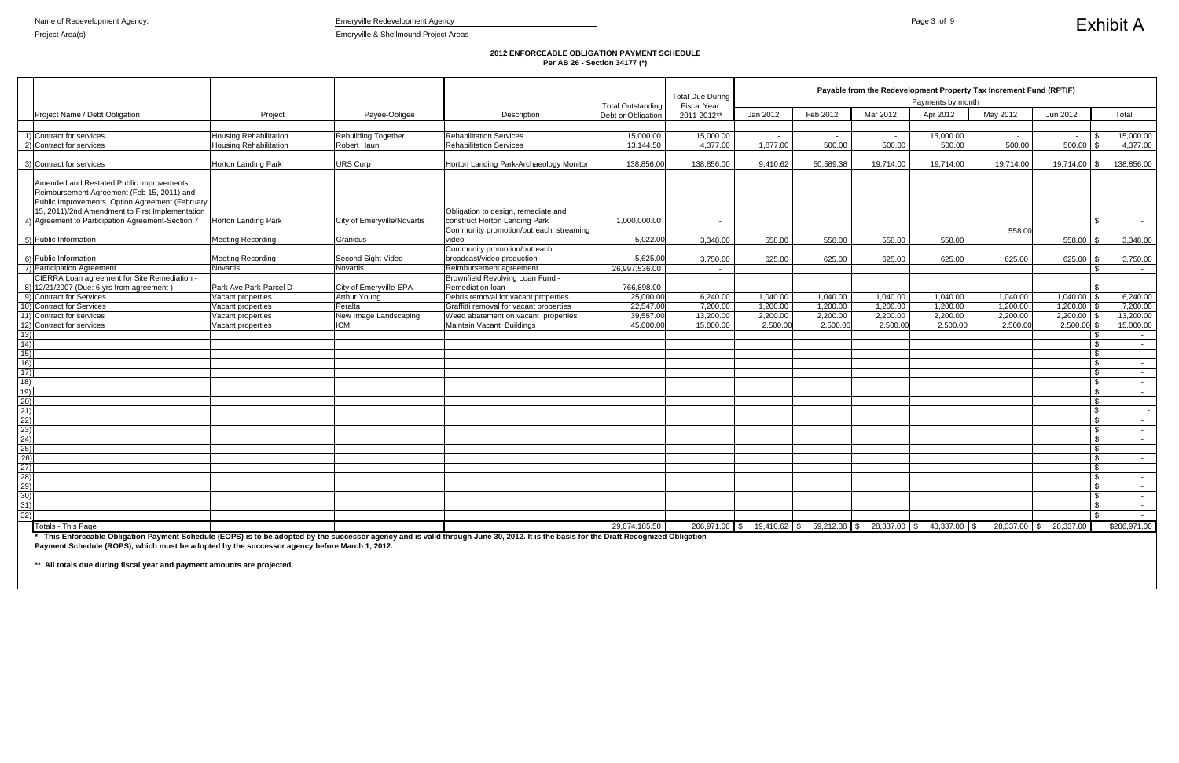Name of Redevelopment Agency: Emeryville Redevelopment Agency

Project Area(s) Emeryville & Shellmound Project Areas

# Exhibit A

## 2012 ENFORCEABLE OBLIGATION PAYMENT SCHEDULE
**Per AB 26 - Section 34177 (*)**

| | Project Name / Debt Obligation | Project | Payee-Obligee | Description | Total Outstanding Debt or Obligation | Total Due During Fiscal Year 2011-2012** | Payable from the Redevelopment Property Tax Increment Fund (RPTIF) Payments by month | | | | | | |
|---|---|---|---|---|---|---|---|---|---|---|---|---|---|
| | | | | | | | Jan 2012 | Feb 2012 | Mar 2012 | Apr 2012 | May 2012 | Jun 2012 | Total |
| 1) | Contract for services | Housing Rehabilitation | Rebuilding Together | Rehabilitation Services | 15,000.00 | 15,000.00 | - | - | - | 15,000.00 | - | - | $ 15,000.00 |
| 2) | Contract for services | Housing Rehabilitation | Robert Haun | Rehabilitation Services | 13,144.50 | 4,377.00 | 1,877.00 | 500.00 | 500.00 | 500.00 | 500.00 | 500.00 | $ 4,377.00 |
| 3) | Contract for services | Horton Landing Park | URS Corp | Horton Landing Park-Archaeology Monitor | 138,856.00 | 138,856.00 | 9,410.62 | 50,589.38 | 19,714.00 | 19,714.00 | 19,714.00 | 19,714.00 | $ 138,856.00 |
| 4) | Amended and Restated Public Improvements Reimbursement Agreement (Feb 15, 2011) and Public Improvements Option Agreement (February 15, 2011)/2nd Amendment to First Implementation Agreement to Participation Agreement-Section 7 | Horton Landing Park | City of Emeryville/Novartis | Obligation to design, remediate and construct Horton Landing Park | 1,000,000.00 | - | | | | | | | $ - |
| 5) | Public Information | Meeting Recording | Granicus | Community promotion/outreach: streaming video | 5,022.00 | 3,348.00 | 558.00 | 558.00 | 558.00 | 558.00 | 558.00 | 558.00 | $ 3,348.00 |
| 6) | Public Information | Meeting Recording | Second Sight Video | Community promotion/outreach: broadcast/video production | 5,625.00 | 3,750.00 | 625.00 | 625.00 | 625.00 | 625.00 | 625.00 | 625.00 | $ 3,750.00 |
| 7) | Participation Agreement | Novartis | Novartis | Reimbursement agreement | 26,997,536.00 | - | | | | | | | $ - |
| 8) | CIERRA Loan agreement for Site Remediation - 12/21/2007 (Due: 6 yrs from agreement ) | Park Ave Park-Parcel D | City of Emeryville-EPA | Brownfield Revolving Loan Fund - Remediation loan | 766,898.00 | - | | | | | | | $ - |
| 9) | Contract for Services | Vacant properties | Arthur Young | Debris removal for vacant properties | 25,000.00 | 6,240.00 | 1,040.00 | 1,040.00 | 1,040.00 | 1,040.00 | 1,040.00 | 1,040.00 | $ 6,240.00 |
| 10) | Contract for Services | Vacant properties | Peralta | Graffitti removal for vacant properties | 22,547.00 | 7,200.00 | 1,200.00 | 1,200.00 | 1,200.00 | 1,200.00 | 1,200.00 | 1,200.00 | $ 7,200.00 |
| 11) | Contract for services | Vacant properties | New Image Landscaping | Weed abatement on vacant properties | 39,557.00 | 13,200.00 | 2,200.00 | 2,200.00 | 2,200.00 | 2,200.00 | 2,200.00 | 2,200.00 | $ 13,200.00 |
| 12) | Contract for services | Vacant properties | ICM | Maintain Vacant Buildings | 45,000.00 | 15,000.00 | 2,500.00 | 2,500.00 | 2,500.00 | 2,500.00 | 2,500.00 | 2,500.00 | $ 15,000.00 |
| 13) | | | | | | | | | | | | | $ - |
| 14) | | | | | | | | | | | | | $ - |
| 15) | | | | | | | | | | | | | $ - |
| 16) | | | | | | | | | | | | | $ - |
| 17) | | | | | | | | | | | | | $ - |
| 18) | | | | | | | | | | | | | $ - |
| 19) | | | | | | | | | | | | | $ - |
| 20) | | | | | | | | | | | | | $ - |
| 21) | | | | | | | | | | | | | $ - |
| 22) | | | | | | | | | | | | | $ - |
| 23) | | | | | | | | | | | | | $ - |
| 24) | | | | | | | | | | | | | $ - |
| 25) | | | | | | | | | | | | | $ - |
| 26) | | | | | | | | | | | | | $ - |
| 27) | | | | | | | | | | | | | $ - |
| 28) | | | | | | | | | | | | | $ - |
| 29) | | | | | | | | | | | | | $ - |
| 30) | | | | | | | | | | | | | $ - |
| 31) | | | | | | | | | | | | | $ - |
| 32) | | | | | | | | | | | | | $ - |
| | Totals - This Page | | | | 29,074,185.50 | 206,971.00 | $ 19,410.62 | $ 59,212.38 | $ 28,337.00 | $ 43,337.00 | $ 28,337.00 | $ 28,337.00 | $206,971.00 |

**\* This Enforceable Obligation Payment Schedule (EOPS) is to be adopted by the successor agency and is valid through June 30, 2012. It is the basis for the Draft Recognized Obligation Payment Schedule (ROPS), which must be adopted by the successor agency before March 1, 2012.**

**\*\* All totals due during fiscal year and payment amounts are projected.**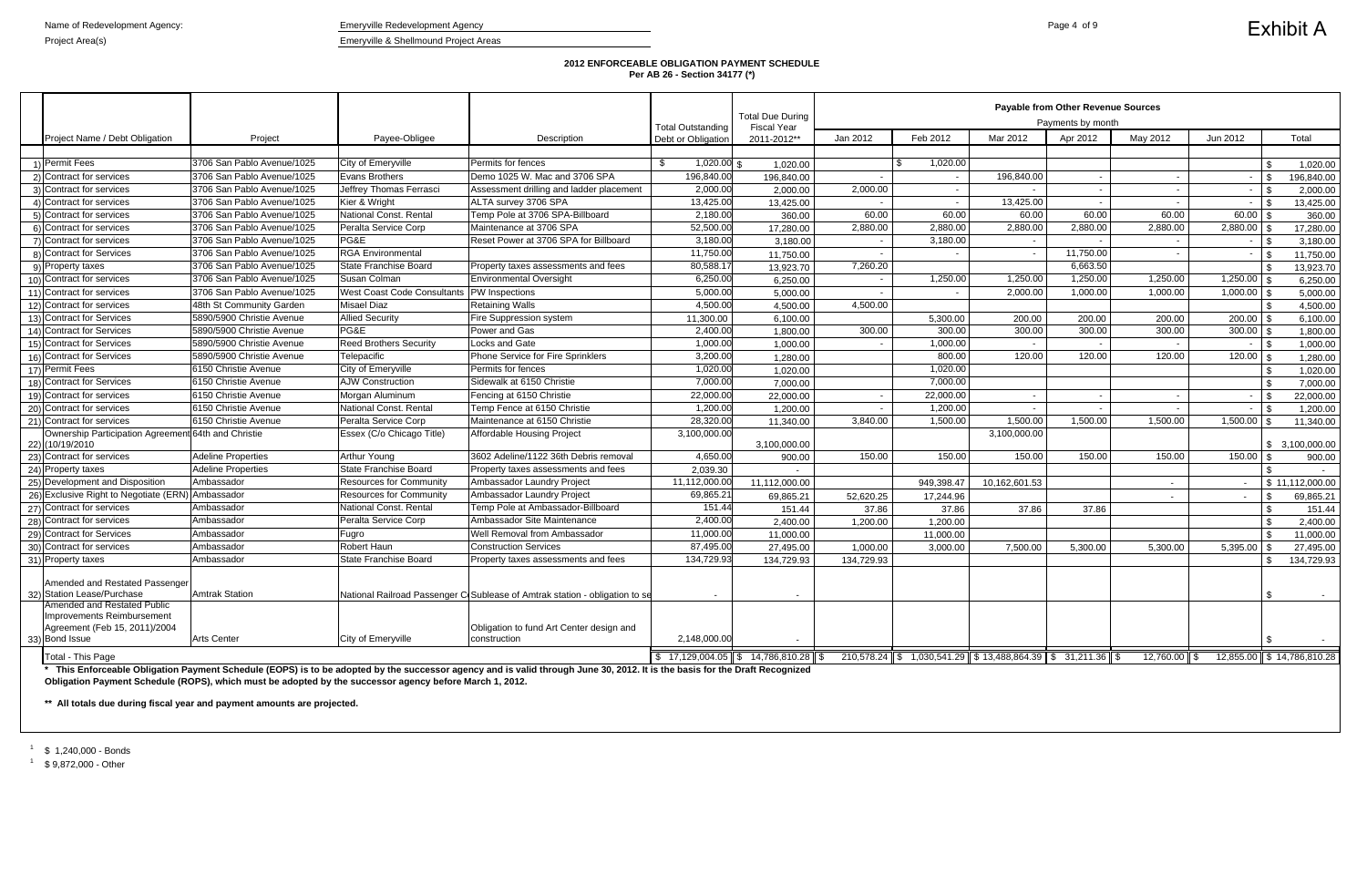Name of Redevelopment Agency: Emeryville Redevelopment Agency

Project Area(s) Emeryville & Shellmound Project Areas

**Exhibit A**

**2012 ENFORCEABLE OBLIGATION PAYMENT SCHEDULE**
**Per AB 26 - Section 34177 (*)**

| | Project Name / Debt Obligation | Project | Payee-Obligee | Description | Total Outstanding Debt or Obligation | Total Due During Fiscal Year 2011-2012** | Payable from Other Revenue Sources - Payments by month: Jan 2012 | Feb 2012 | Mar 2012 | Apr 2012 | May 2012 | Jun 2012 | Total |
|---|---|---|---|---|---|---|---|---|---|---|---|---|---|
| 1) | Permit Fees | 3706 San Pablo Avenue/1025 | City of Emeryville | Permits for fences | $ 1,020.00 | $ 1,020.00 | | $ 1,020.00 | | | | | $ 1,020.00 |
| 2) | Contract for services | 3706 San Pablo Avenue/1025 | Evans Brothers | Demo 1025 W. Mac and 3706 SPA | 196,840.00 | 196,840.00 | - | - | 196,840.00 | - | - | - | $ 196,840.00 |
| 3) | Contract for services | 3706 San Pablo Avenue/1025 | Jeffrey Thomas Ferrasci | Assessment drilling and ladder placement | 2,000.00 | 2,000.00 | 2,000.00 | - | - | - | - | - | $ 2,000.00 |
| 4) | Contract for services | 3706 San Pablo Avenue/1025 | Kier & Wright | ALTA survey 3706 SPA | 13,425.00 | 13,425.00 | - | - | 13,425.00 | - | - | - | $ 13,425.00 |
| 5) | Contract for services | 3706 San Pablo Avenue/1025 | National Const. Rental | Temp Pole at 3706 SPA-Billboard | 2,180.00 | 360.00 | 60.00 | 60.00 | 60.00 | 60.00 | 60.00 | 60.00 | $ 360.00 |
| 6) | Contract for services | 3706 San Pablo Avenue/1025 | Peralta Service Corp | Maintenance at 3706 SPA | 52,500.00 | 17,280.00 | 2,880.00 | 2,880.00 | 2,880.00 | 2,880.00 | 2,880.00 | 2,880.00 | $ 17,280.00 |
| 7) | Contract for services | 3706 San Pablo Avenue/1025 | PG&E | Reset Power at 3706 SPA for Billboard | 3,180.00 | 3,180.00 | - | 3,180.00 | - | - | - | - | $ 3,180.00 |
| 8) | Contract for Services | 3706 San Pablo Avenue/1025 | RGA Environmental | | 11,750.00 | 11,750.00 | - | - | - | 11,750.00 | - | - | $ 11,750.00 |
| 9) | Property taxes | 3706 San Pablo Avenue/1025 | State Franchise Board | Property taxes assessments and fees | 80,588.17 | 13,923.70 | 7,260.20 | | | 6,663.50 | | | $ 13,923.70 |
| 10) | Contract for services | 3706 San Pablo Avenue/1025 | Susan Colman | Environmental Oversight | 6,250.00 | 6,250.00 | - | 1,250.00 | 1,250.00 | 1,250.00 | 1,250.00 | 1,250.00 | $ 6,250.00 |
| 11) | Contract for services | 3706 San Pablo Avenue/1025 | West Coast Code Consultants | PW Inspections | 5,000.00 | 5,000.00 | - | - | 2,000.00 | 1,000.00 | 1,000.00 | 1,000.00 | $ 5,000.00 |
| 12) | Contract for services | 48th St Community Garden | Misael Diaz | Retaining Walls | 4,500.00 | 4,500.00 | 4,500.00 | | | | | | $ 4,500.00 |
| 13) | Contract for Services | 5890/5900 Christie Avenue | Allied Security | Fire Suppression system | 11,300.00 | 6,100.00 | | 5,300.00 | 200.00 | 200.00 | 200.00 | 200.00 | $ 6,100.00 |
| 14) | Contract for Services | 5890/5900 Christie Avenue | PG&E | Power and Gas | 2,400.00 | 1,800.00 | 300.00 | 300.00 | 300.00 | 300.00 | 300.00 | 300.00 | $ 1,800.00 |
| 15) | Contract for Services | 5890/5900 Christie Avenue | Reed Brothers Security | Locks and Gate | 1,000.00 | 1,000.00 | - | 1,000.00 | - | - | - | - | $ 1,000.00 |
| 16) | Contract for Services | 5890/5900 Christie Avenue | Telepacific | Phone Service for Fire Sprinklers | 3,200.00 | 1,280.00 | | 800.00 | 120.00 | 120.00 | 120.00 | 120.00 | $ 1,280.00 |
| 17) | Permit Fees | 6150 Christie Avenue | City of Emeryville | Permits for fences | 1,020.00 | 1,020.00 | | 1,020.00 | | | | | $ 1,020.00 |
| 18) | Contract for Services | 6150 Christie Avenue | AJW Construction | Sidewalk at 6150 Christie | 7,000.00 | 7,000.00 | | 7,000.00 | | | | | $ 7,000.00 |
| 19) | Contract for services | 6150 Christie Avenue | Morgan Aluminum | Fencing at 6150 Christie | 22,000.00 | 22,000.00 | - | 22,000.00 | - | - | - | - | $ 22,000.00 |
| 20) | Contract for services | 6150 Christie Avenue | National Const. Rental | Temp Fence at 6150 Christie | 1,200.00 | 1,200.00 | - | 1,200.00 | - | - | - | - | $ 1,200.00 |
| 21) | Contract for services | 6150 Christie Avenue | Peralta Service Corp | Maintenance at 6150 Christie | 28,320.00 | 11,340.00 | 3,840.00 | 1,500.00 | 1,500.00 | 1,500.00 | 1,500.00 | 1,500.00 | $ 11,340.00 |
| 22) | Ownership Participation Agreement (10/19/2010 | 64th and Christie | Essex (C/o Chicago Title) | Affordable Housing Project | 3,100,000.00 | 3,100,000.00 | | | 3,100,000.00 | | | | $ 3,100,000.00 |
| 23) | Contract for services | Adeline Properties | Arthur Young | 3602 Adeline/1122 36th Debris removal | 4,650.00 | 900.00 | 150.00 | 150.00 | 150.00 | 150.00 | 150.00 | 150.00 | $ 900.00 |
| 24) | Property taxes | Adeline Properties | State Franchise Board | Property taxes assessments and fees | 2,039.30 | - | | | | | | | $ - |
| 25) | Development and Disposition | Ambassador | Resources for Community | Ambassador Laundry Project | 11,112,000.00 | 11,112,000.00 | | 949,398.47 | 10,162,601.53 | | - | - | $ 11,112,000.00 |
| 26) | Exclusive Right to Negotiate (ERN) | Ambassador | Resources for Community | Ambassador Laundry Project | 69,865.21 | 69,865.21 | 52,620.25 | 17,244.96 | | | - | - | $ 69,865.21 |
| 27) | Contract for services | Ambassador | National Const. Rental | Temp Pole at Ambassador-Billboard | 151.44 | 151.44 | 37.86 | 37.86 | 37.86 | 37.86 | | | $ 151.44 |
| 28) | Contract for services | Ambassador | Peralta Service Corp | Ambassador Site Maintenance | 2,400.00 | 2,400.00 | 1,200.00 | 1,200.00 | | | | | $ 2,400.00 |
| 29) | Contract for Services | Ambassador | Fugro | Well Removal from Ambassador | 11,000.00 | 11,000.00 | | 11,000.00 | | | | | $ 11,000.00 |
| 30) | Contract for services | Ambassador | Robert Haun | Construction Services | 87,495.00 | 27,495.00 | 1,000.00 | 3,000.00 | 7,500.00 | 5,300.00 | 5,300.00 | 5,395.00 | $ 27,495.00 |
| 31) | Property taxes | Ambassador | State Franchise Board | Property taxes assessments and fees | 134,729.93 | 134,729.93 | 134,729.93 | | | | | | $ 134,729.93 |
| 32) | Amended and Restated Passenger Station Lease/Purchase | Amtrak Station | National Railroad Passenger Co | Sublease of Amtrak station - obligation to se | - | - | | | | | | | $ - |
| 33) | Amended and Restated Public Improvements Reimbursement Agreement (Feb 15, 2011)/2004 Bond Issue | Arts Center | City of Emeryville | Obligation to fund Art Center design and construction | 2,148,000.00 | - | | | | | | | $ - |
| | Total - This Page | | | | $ 17,129,004.05 | $ 14,786,810.28 | $ 210,578.24 | $ 1,030,541.29 | $ 13,488,864.39 | $ 31,211.36 | $ 12,760.00 | $ 12,855.00 | $ 14,786,810.28 |

**\* This Enforceable Obligation Payment Schedule (EOPS) is to be adopted by the successor agency and is valid through June 30, 2012. It is the basis for the Draft Recognized Obligation Payment Schedule (ROPS), which must be adopted by the successor agency before March 1, 2012.**

**\*\* All totals due during fiscal year and payment amounts are projected.**

[1] $ 1,240,000 - Bonds

[1] $ 9,872,000 - Other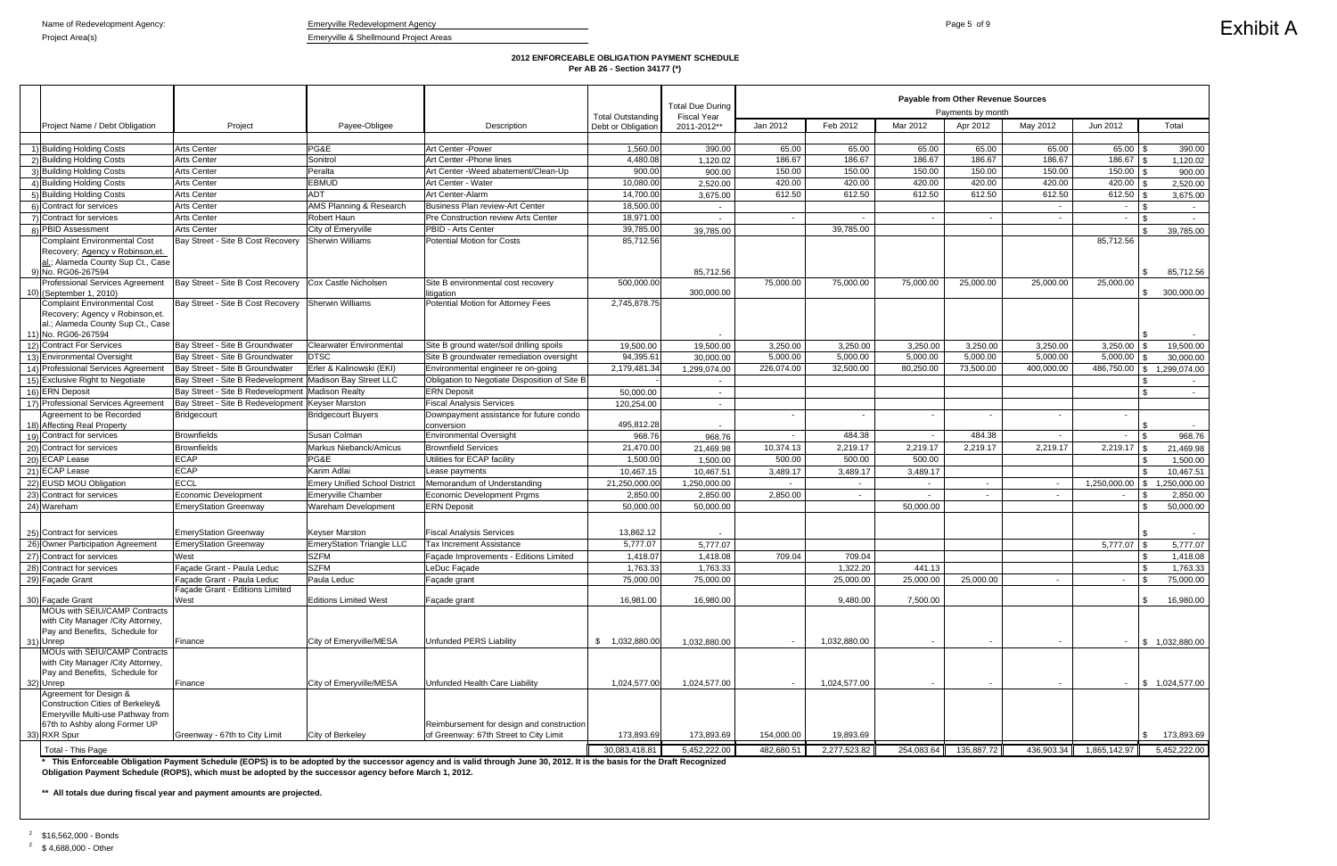Name of Redevelopment Agency: Emeryville Redevelopment Agency

Project Area(s): Emeryville & Shellmound Project Areas

Exhibit A

## 2012 ENFORCEABLE OBLIGATION PAYMENT SCHEDULE

**Per AB 26 - Section 34177 (*)**

| | Project Name / Debt Obligation | Project | Payee-Obligee | Description | Total Outstanding Debt or Obligation | Total Due During Fiscal Year 2011-2012** | Payable from Other Revenue Sources — Payments by month | | | | | | |
|---|---|---|---|---|---|---|---|---|---|---|---|---|---|
| | | | | | | | Jan 2012 | Feb 2012 | Mar 2012 | Apr 2012 | May 2012 | Jun 2012 | Total |
| 1) | Building Holding Costs | Arts Center | PG&E | Art Center -Power | 1,560.00 | 390.00 | 65.00 | 65.00 | 65.00 | 65.00 | 65.00 | 65.00 | $ 390.00 |
| 2) | Building Holding Costs | Arts Center | Sonitrol | Art Center -Phone lines | 4,480.08 | 1,120.02 | 186.67 | 186.67 | 186.67 | 186.67 | 186.67 | 186.67 | $ 1,120.02 |
| 3) | Building Holding Costs | Arts Center | Peralta | Art Center -Weed abatement/Clean-Up | 900.00 | 900.00 | 150.00 | 150.00 | 150.00 | 150.00 | 150.00 | 150.00 | $ 900.00 |
| 4) | Building Holding Costs | Arts Center | EBMUD | Art Center - Water | 10,080.00 | 2,520.00 | 420.00 | 420.00 | 420.00 | 420.00 | 420.00 | 420.00 | $ 2,520.00 |
| 5) | Building Holding Costs | Arts Center | ADT | Art Center-Alarm | 14,700.00 | 3,675.00 | 612.50 | 612.50 | 612.50 | 612.50 | 612.50 | 612.50 | $ 3,675.00 |
| 6) | Contract for services | Arts Center | AMS Planning & Research | Business Plan review-Art Center | 18,500.00 | - | | | | | - | - | $ - |
| 7) | Contract for services | Arts Center | Robert Haun | Pre Construction review Arts Center | 18,971.00 | - | - | - | - | - | - | - | $ - |
| 8) | PBID Assessment | Arts Center | City of Emeryville | PBID - Arts Center | 39,785.00 | 39,785.00 | | 39,785.00 | | | | | $ 39,785.00 |
| 9) | Complaint Environmental Cost Recovery; Agency v Robinson,et. al.; Alameda County Sup Ct., Case No. RG06-267594 | Bay Street - Site B Cost Recovery | Sherwin Williams | Potential Motion for Costs | 85,712.56 | 85,712.56 | | | | | | 85,712.56 | $ 85,712.56 |
| 10) | Professional Services Agreement (September 1, 2010) | Bay Street - Site B Cost Recovery | Cox Castle Nicholsen | Site B environmental cost recovery litigation | 500,000.00 | 300,000.00 | 75,000.00 | 75,000.00 | 75,000.00 | 25,000.00 | 25,000.00 | 25,000.00 | $ 300,000.00 |
| 11) | Complaint Environmental Cost Recovery; Agency v Robinson,et. al.; Alameda County Sup Ct., Case No. RG06-267594 | Bay Street - Site B Cost Recovery | Sherwin Williams | Potential Motion for Attorney Fees | 2,745,878.75 | - | | | | | | | $ - |
| 12) | Contract For Services | Bay Street - Site B Groundwater | Clearwater Environmental | Site B ground water/soil drilling spoils | 19,500.00 | 19,500.00 | 3,250.00 | 3,250.00 | 3,250.00 | 3,250.00 | 3,250.00 | 3,250.00 | $ 19,500.00 |
| 13) | Environmental Oversight | Bay Street - Site B Groundwater | DTSC | Site B groundwater remediation oversight | 94,395.61 | 30,000.00 | 5,000.00 | 5,000.00 | 5,000.00 | 5,000.00 | 5,000.00 | 5,000.00 | $ 30,000.00 |
| 14) | Professional Services Agreement | Bay Street - Site B Groundwater | Erler & Kalinowski (EKI) | Environmental engineer re on-going | 2,179,481.34 | 1,299,074.00 | 226,074.00 | 32,500.00 | 80,250.00 | 73,500.00 | 400,000.00 | 486,750.00 | $ 1,299,074.00 |
| 15) | Exclusive Right to Negotiate | Bay Street - Site B Redevelopment | Madison Bay Street LLC | Obligation to Negotiate Disposition of Site B | - | - | | | | | | | $ - |
| 16) | ERN Deposit | Bay Street - Site B Redevelopment | Madison Realty | ERN Deposit | 50,000.00 | - | | | | | | | $ - |
| 17) | Professional Services Agreement | Bay Street - Site B Redevelopment | Keyser Marston | Fiscal Analysis Services | 120,254.00 | - | | | | | | | |
| 18) | Agreement to be Recorded Affecting Real Property | Bridgecourt | Bridgecourt Buyers | Downpayment assistance for future condo conversion | 495,812.28 | - | - | - | - | - | - | - | $ - |
| 19) | Contract for services | Brownfields | Susan Colman | Environmental Oversight | 968.76 | 968.76 | - | 484.38 | - | 484.38 | - | - | $ 968.76 |
| 20) | Contract for services | Brownfields | Markus Niebanck/Amicus | Brownfield Services | 21,470.00 | 21,469.98 | 10,374.13 | 2,219.17 | 2,219.17 | 2,219.17 | 2,219.17 | 2,219.17 | $ 21,469.98 |
| 20) | ECAP Lease | ECAP | PG&E | Utilities for ECAP facility | 1,500.00 | 1,500.00 | 500.00 | 500.00 | 500.00 | | | | $ 1,500.00 |
| 21) | ECAP Lease | ECAP | Karim Adlai | Lease payments | 10,467.15 | 10,467.51 | 3,489.17 | 3,489.17 | 3,489.17 | | | | $ 10,467.51 |
| 22) | EUSD MOU Obligation | ECCL | Emery Unified School District | Memorandum of Understanding | 21,250,000.00 | 1,250,000.00 | - | - | - | - | - | 1,250,000.00 | $ 1,250,000.00 |
| 23) | Contract for services | Economic Development | Emeryville Chamber | Economic Development Prgms | 2,850.00 | 2,850.00 | 2,850.00 | - | - | - | - | - | $ 2,850.00 |
| 24) | Wareham | EmeryStation Greenway | Wareham Development | ERN Deposit | 50,000.00 | 50,000.00 | | | 50,000.00 | | | | $ 50,000.00 |
| 25) | Contract for services | EmeryStation Greenway | Keyser Marston | Fiscal Analysis Services | 13,862.12 | - | | | | | | | $ - |
| 26) | Owner Participation Agreement | EmeryStation Greenway | EmeryStation Triangle LLC | Tax Increment Assistance | 5,777.07 | 5,777.07 | | | | | | 5,777.07 | $ 5,777.07 |
| 27) | Contract for services | West | SZFM | Façade Improvements - Editions Limited | 1,418.07 | 1,418.08 | 709.04 | 709.04 | | | | | $ 1,418.08 |
| 28) | Contract for services | Façade Grant - Paula Leduc | SZFM | LeDuc Façade | 1,763.33 | 1,763.33 | | 1,322.20 | 441.13 | | | | $ 1,763.33 |
| 29) | Façade Grant | Façade Grant - Paula Leduc | Paula Leduc | Façade grant | 75,000.00 | 75,000.00 | | 25,000.00 | 25,000.00 | 25,000.00 | - | - | $ 75,000.00 |
| 30) | Façade Grant | Façade Grant - Editions Limited West | Editions Limited West | Façade grant | 16,981.00 | 16,980.00 | | 9,480.00 | 7,500.00 | | | | $ 16,980.00 |
| 31) | MOUs with SEIU/CAMP Contracts with City Manager /City Attorney, Pay and Benefits, Schedule for Unrep | Finance | City of Emeryville/MESA | Unfunded PERS Liability | $ 1,032,880.00 | 1,032,880.00 | - | 1,032,880.00 | - | - | - | - | $ 1,032,880.00 |
| 32) | MOUs with SEIU/CAMP Contracts with City Manager /City Attorney, Pay and Benefits, Schedule for Unrep | Finance | City of Emeryville/MESA | Unfunded Health Care Liability | 1,024,577.00 | 1,024,577.00 | - | 1,024,577.00 | - | - | - | - | $ 1,024,577.00 |
| 33) | Agreement for Design & Construction Cities of Berkeley& Emeryville Multi-use Pathway from 67th to Ashby along Former UP RXR Spur | Greenway - 67th to City Limit | City of Berkeley | Reimbursement for design and construction of Greenway: 67th Street to City Limit | 173,893.69 | 173,893.69 | 154,000.00 | 19,893.69 | | | | | $ 173,893.69 |
| | Total - This Page | | | | 30,083,418.81 | 5,452,222.00 | 482,680.51 | 2,277,523.82 | 254,083.64 | 135,887.72 | 436,903.34 | 1,865,142.97 | 5,452,222.00 |

**\* This Enforceable Obligation Payment Schedule (EOPS) is to be adopted by the successor agency and is valid through June 30, 2012. It is the basis for the Draft Recognized Obligation Payment Schedule (ROPS), which must be adopted by the successor agency before March 1, 2012.**

**\*\* All totals due during fiscal year and payment amounts are projected.**

[2] $16,562,000 - Bonds

[2] $ 4,688,000 - Other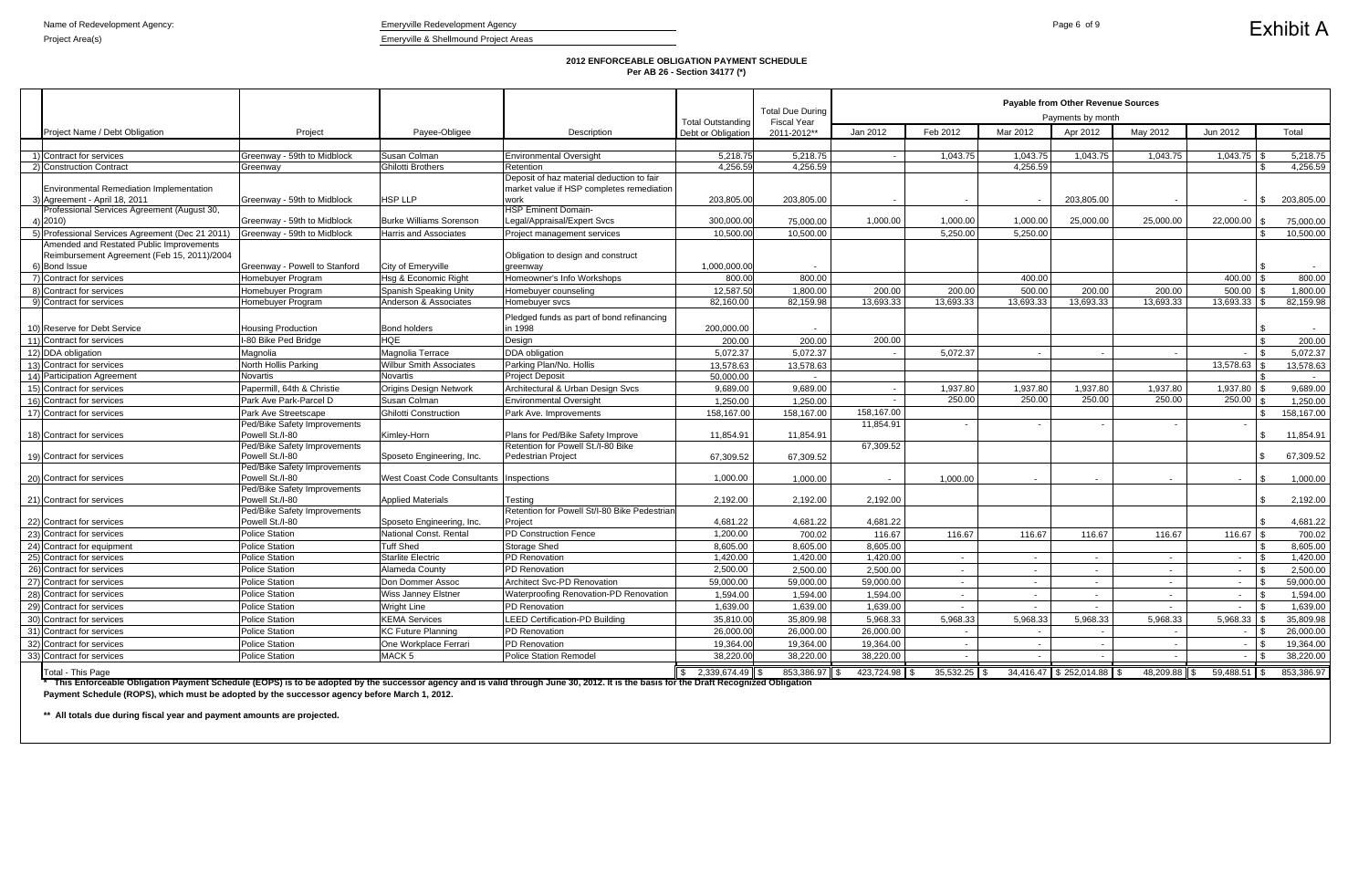Name of Redevelopment Agency: Emeryville Redevelopment Agency

Project Area(s) Emeryville & Shellmound Project Areas

Exhibit A

**2012 ENFORCEABLE OBLIGATION PAYMENT SCHEDULE**
**Per AB 26 - Section 34177 (*)**

| | Project Name / Debt Obligation | Project | Payee-Obligee | Description | Total Outstanding Debt or Obligation | Total Due During Fiscal Year 2011-2012** | Payable from Other Revenue Sources — Payments by month: Jan 2012 | Feb 2012 | Mar 2012 | Apr 2012 | May 2012 | Jun 2012 | Total |
|---|---|---|---|---|---|---|---|---|---|---|---|---|---|
| 1) | Contract for services | Greenway - 59th to Midblock | Susan Colman | Environmental Oversight | 5,218.75 | 5,218.75 | - | 1,043.75 | 1,043.75 | 1,043.75 | 1,043.75 | 1,043.75 | $ 5,218.75 |
| 2) | Construction Contract | Greenway | Ghilotti Brothers | Retention | 4,256.59 | 4,256.59 | | | 4,256.59 | | | | $ 4,256.59 |
| 3) | Environmental Remediation Implementation Agreement - April 18, 2011 | Greenway - 59th to Midblock | HSP LLP | Deposit of haz material deduction to fair market value if HSP completes remediation work | 203,805.00 | 203,805.00 | - | - | - | 203,805.00 | - | - | $ 203,805.00 |
| 4) | Professional Services Agreement (August 30, 2010) | Greenway - 59th to Midblock | Burke Williams Sorenson | HSP Eminent Domain-Legal/Appraisal/Expert Svcs | 300,000.00 | 75,000.00 | 1,000.00 | 1,000.00 | 1,000.00 | 25,000.00 | 25,000.00 | 22,000.00 | $ 75,000.00 |
| 5) | Professional Services Agreement (Dec 21 2011) | Greenway - 59th to Midblock | Harris and Associates | Project management services | 10,500.00 | 10,500.00 | | 5,250.00 | 5,250.00 | | | | $ 10,500.00 |
| 6) | Amended and Restated Public Improvements Reimbursement Agreement (Feb 15, 2011)/2004 Bond Issue | Greenway - Powell to Stanford | City of Emeryville | Obligation to design and construct greenway | 1,000,000.00 | - | | | | | | | $ - |
| 7) | Contract for services | Homebuyer Program | Hsg & Economic Right | Homeowner's Info Workshops | 800.00 | 800.00 | | | 400.00 | | | 400.00 | $ 800.00 |
| 8) | Contract for services | Homebuyer Program | Spanish Speaking Unity | Homebuyer counseling | 12,587.50 | 1,800.00 | 200.00 | 200.00 | 500.00 | 200.00 | 200.00 | 500.00 | $ 1,800.00 |
| 9) | Contract for services | Homebuyer Program | Anderson & Associates | Homebuyer svcs | 82,160.00 | 82,159.98 | 13,693.33 | 13,693.33 | 13,693.33 | 13,693.33 | 13,693.33 | 13,693.33 | $ 82,159.98 |
| 10) | Reserve for Debt Service | Housing Production | Bond holders | Pledged funds as part of bond refinancing in 1998 | 200,000.00 | - | | | | | | | $ - |
| 11) | Contract for services | I-80 Bike Ped Bridge | HQE | Design | 200.00 | 200.00 | 200.00 | | | | | | $ 200.00 |
| 12) | DDA obligation | Magnolia | Magnolia Terrace | DDA obligation | 5,072.37 | 5,072.37 | - | 5,072.37 | - | - | - | - | $ 5,072.37 |
| 13) | Contract for services | North Hollis Parking | Wilbur Smith Associates | Parking Plan/No. Hollis | 13,578.63 | 13,578.63 | | | | | | 13,578.63 | $ 13,578.63 |
| 14) | Participation Agreement | Novartis | Novartis | Project Deposit | 50,000.00 | - | | | | | | | $ - |
| 15) | Contract for services | Papermill, 64th & Christie | Origins Design Network | Architectural & Urban Design Svcs | 9,689.00 | 9,689.00 | - | 1,937.80 | 1,937.80 | 1,937.80 | 1,937.80 | 1,937.80 | $ 9,689.00 |
| 16) | Contract for services | Park Ave Park-Parcel D | Susan Colman | Environmental Oversight | 1,250.00 | 1,250.00 | - | 250.00 | 250.00 | 250.00 | 250.00 | 250.00 | $ 1,250.00 |
| 17) | Contract for services | Park Ave Streetscape | Ghilotti Construction | Park Ave. Improvements | 158,167.00 | 158,167.00 | 158,167.00 | | | | | | $ 158,167.00 |
| 18) | Contract for services | Ped/Bike Safety Improvements Powell St./I-80 | Kimley-Horn | Plans for Ped/Bike Safety Improve | 11,854.91 | 11,854.91 | 11,854.91 | - | - | - | - | - | $ 11,854.91 |
| 19) | Contract for services | Ped/Bike Safety Improvements Powell St./I-80 | Sposeto Engineering, Inc. | Retention for Powell St./I-80 Bike Pedestrian Project | 67,309.52 | 67,309.52 | 67,309.52 | | | | | | $ 67,309.52 |
| 20) | Contract for services | Ped/Bike Safety Improvements Powell St./I-80 | West Coast Code Consultants | Inspections | 1,000.00 | 1,000.00 | - | 1,000.00 | - | - | - | - | $ 1,000.00 |
| 21) | Contract for services | Ped/Bike Safety Improvements Powell St./I-80 | Applied Materials | Testing | 2,192.00 | 2,192.00 | 2,192.00 | | | | | | $ 2,192.00 |
| 22) | Contract for services | Ped/Bike Safety Improvements Powell St./I-80 | Sposeto Engineering, Inc. | Retention for Powell St/I-80 Bike Pedestrian Project | 4,681.22 | 4,681.22 | 4,681.22 | | | | | | $ 4,681.22 |
| 23) | Contract for services | Police Station | National Const. Rental | PD Construction Fence | 1,200.00 | 700.02 | 116.67 | 116.67 | 116.67 | 116.67 | 116.67 | 116.67 | $ 700.02 |
| 24) | Contract for equipment | Police Station | Tuff Shed | Storage Shed | 8,605.00 | 8,605.00 | 8,605.00 | | | | | | $ 8,605.00 |
| 25) | Contract for services | Police Station | Starlite Electric | PD Renovation | 1,420.00 | 1,420.00 | 1,420.00 | - | - | - | - | - | $ 1,420.00 |
| 26) | Contract for services | Police Station | Alameda County | PD Renovation | 2,500.00 | 2,500.00 | 2,500.00 | - | - | - | - | - | $ 2,500.00 |
| 27) | Contract for services | Police Station | Don Dommer Assoc | Architect Svc-PD Renovation | 59,000.00 | 59,000.00 | 59,000.00 | - | - | - | - | - | $ 59,000.00 |
| 28) | Contract for services | Police Station | Wiss Janney Elstner | Waterproofing Renovation-PD Renovation | 1,594.00 | 1,594.00 | 1,594.00 | - | - | - | - | - | $ 1,594.00 |
| 29) | Contract for services | Police Station | Wright Line | PD Renovation | 1,639.00 | 1,639.00 | 1,639.00 | - | - | - | - | - | $ 1,639.00 |
| 30) | Contract for services | Police Station | KEMA Services | LEED Certification-PD Building | 35,810.00 | 35,809.98 | 5,968.33 | 5,968.33 | 5,968.33 | 5,968.33 | 5,968.33 | 5,968.33 | $ 35,809.98 |
| 31) | Contract for services | Police Station | KC Future Planning | PD Renovation | 26,000.00 | 26,000.00 | 26,000.00 | - | - | - | - | - | $ 26,000.00 |
| 32) | Contract for services | Police Station | One Workplace Ferrari | PD Renovation | 19,364.00 | 19,364.00 | 19,364.00 | - | - | - | - | - | $ 19,364.00 |
| 33) | Contract for services | Police Station | MACK 5 | Police Station Remodel | 38,220.00 | 38,220.00 | 38,220.00 | - | - | - | - | - | $ 38,220.00 |
| | Total - This Page | | | | $ 2,339,674.49 | $ 853,386.97 | $ 423,724.98 | $ 35,532.25 | $ 34,416.47 | $ 252,014.88 | $ 48,209.88 | $ 59,488.51 | $ 853,386.97 |

\* This Enforceable Obligation Payment Schedule (EOPS) is to be adopted by the successor agency and is valid through June 30, 2012. It is the basis for the Draft Recognized Obligation Payment Schedule (ROPS), which must be adopted by the successor agency before March 1, 2012.

\*\* All totals due during fiscal year and payment amounts are projected.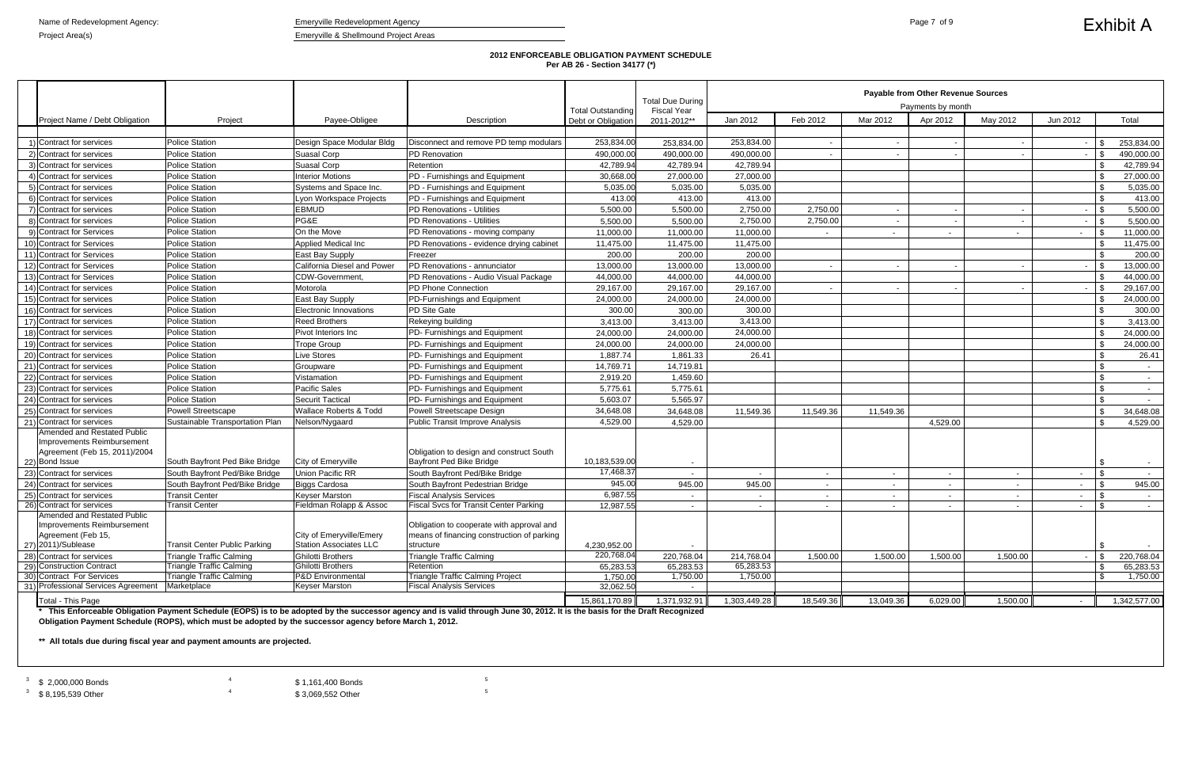Name of Redevelopment Agency: Emeryville Redevelopment Agency

Project Area(s) Emeryville & Shellmound Project Areas

# Exhibit A

**2012 ENFORCEABLE OBLIGATION PAYMENT SCHEDULE**
**Per AB 26 - Section 34177 (*)**

| | Project Name / Debt Obligation | Project | Payee-Obligee | Description | Total Outstanding Debt or Obligation | Total Due During Fiscal Year 2011-2012** | Payable from Other Revenue Sources | | | | | | |
|---|---|---|---|---|---|---|---|---|---|---|---|---|---|
| | | | | | | | Payments by month | | | | | | |
| | | | | | | | Jan 2012 | Feb 2012 | Mar 2012 | Apr 2012 | May 2012 | Jun 2012 | Total |
| 1) | Contract for services | Police Station | Design Space Modular Bldg | Disconnect and remove PD temp modulars | 253,834.00 | 253,834.00 | 253,834.00 | - | - | - | - | - | $ 253,834.00 |
| 2) | Contract for services | Police Station | Suasal Corp | PD Renovation | 490,000.00 | 490,000.00 | 490,000.00 | - | - | - | - | - | $ 490,000.00 |
| 3) | Contract for services | Police Station | Suasal Corp | Retention | 42,789.94 | 42,789.94 | 42,789.94 | | | | | | $ 42,789.94 |
| 4) | Contract for services | Police Station | Interior Motions | PD - Furnishings and Equipment | 30,668.00 | 27,000.00 | 27,000.00 | | | | | | $ 27,000.00 |
| 5) | Contract for services | Police Station | Systems and Space Inc. | PD - Furnishings and Equipment | 5,035.00 | 5,035.00 | 5,035.00 | | | | | | $ 5,035.00 |
| 6) | Contract for services | Police Station | Lyon Workspace Projects | PD - Furnishings and Equipment | 413.00 | 413.00 | 413.00 | | | | | | $ 413.00 |
| 7) | Contract for services | Police Station | EBMUD | PD Renovations - Utilities | 5,500.00 | 5,500.00 | 2,750.00 | 2,750.00 | - | - | - | - | $ 5,500.00 |
| 8) | Contract for services | Police Station | PG&E | PD Renovations - Utilities | 5,500.00 | 5,500.00 | 2,750.00 | 2,750.00 | - | - | - | - | $ 5,500.00 |
| 9) | Contract for Services | Police Station | On the Move | PD Renovations - moving company | 11,000.00 | 11,000.00 | 11,000.00 | - | - | - | - | - | $ 11,000.00 |
| 10) | Contract for Services | Police Station | Applied Medical Inc | PD Renovations - evidence drying cabinet | 11,475.00 | 11,475.00 | 11,475.00 | | | | | | $ 11,475.00 |
| 11) | Contract for Services | Police Station | East Bay Supply | Freezer | 200.00 | 200.00 | 200.00 | | | | | | $ 200.00 |
| 12) | Contract for Services | Police Station | California Diesel and Power | PD Renovations - annunciator | 13,000.00 | 13,000.00 | 13,000.00 | - | - | - | - | - | $ 13,000.00 |
| 13) | Contract for Services | Police Station | CDW-Government, | PD Renovations - Audio Visual Package | 44,000.00 | 44,000.00 | 44,000.00 | | | | | | $ 44,000.00 |
| 14) | Contract for services | Police Station | Motorola | PD Phone Connection | 29,167.00 | 29,167.00 | 29,167.00 | - | - | - | - | - | $ 29,167.00 |
| 15) | Contract for services | Police Station | East Bay Supply | PD-Furnishings and Equipment | 24,000.00 | 24,000.00 | 24,000.00 | | | | | | $ 24,000.00 |
| 16) | Contract for services | Police Station | Electronic Innovations | PD Site Gate | 300.00 | 300.00 | 300.00 | | | | | | $ 300.00 |
| 17) | Contract for services | Police Station | Reed Brothers | Rekeying building | 3,413.00 | 3,413.00 | 3,413.00 | | | | | | $ 3,413.00 |
| 18) | Contract for services | Police Station | Pivot Interiors Inc | PD- Furnishings and Equipment | 24,000.00 | 24,000.00 | 24,000.00 | | | | | | $ 24,000.00 |
| 19) | Contract for services | Police Station | Trope Group | PD- Furnishings and Equipment | 24,000.00 | 24,000.00 | 24,000.00 | | | | | | $ 24,000.00 |
| 20) | Contract for services | Police Station | Live Stores | PD- Furnishings and Equipment | 1,887.74 | 1,861.33 | 26.41 | | | | | | $ 26.41 |
| 21) | Contract for services | Police Station | Groupware | PD- Furnishings and Equipment | 14,769.71 | 14,719.81 | | | | | | | $ - |
| 22) | Contract for services | Police Station | Vistamation | PD- Furnishings and Equipment | 2,919.20 | 1,459.60 | | | | | | | $ - |
| 23) | Contract for services | Police Station | Pacific Sales | PD- Furnishings and Equipment | 5,775.61 | 5,775.61 | | | | | | | $ - |
| 24) | Contract for services | Police Station | Securit Tactical | PD- Furnishings and Equipment | 5,603.07 | 5,565.97 | | | | | | | $ - |
| 25) | Contract for services | Powell Streetscape | Wallace Roberts & Todd | Powell Streetscape Design | 34,648.08 | 34,648.08 | 11,549.36 | 11,549.36 | 11,549.36 | | | | $ 34,648.08 |
| 21) | Contract for services | Sustainable Transportation Plan | Nelson/Nygaard | Public Transit Improve Analysis | 4,529.00 | 4,529.00 | | | | 4,529.00 | | | $ 4,529.00 |
| 22) | Amended and Restated Public Improvements Reimbursement Agreement (Feb 15, 2011)/2004 Bond Issue | South Bayfront Ped Bike Bridge | City of Emeryville | Obligation to design and construct South Bayfront Ped Bike Bridge | 10,183,539.00 | - | | | | | | | $ - |
| 23) | Contract for services | South Bayfront Ped/Bike Bridge | Union Pacific RR | South Bayfront Ped/Bike Bridge | 17,468.37 | - | - | - | - | - | - | - | $ - |
| 24) | Contract for services | South Bayfront Ped/Bike Bridge | Biggs Cardosa | South Bayfront Pedestrian Bridge | 945.00 | 945.00 | 945.00 | - | - | - | - | - | $ 945.00 |
| 25) | Contract for services | Transit Center | Keyser Marston | Fiscal Analysis Services | 6,987.55 | - | - | - | - | - | - | - | $ - |
| 26) | Contract for services | Transit Center | Fieldman Rolapp & Assoc | Fiscal Svcs for Transit Center Parking | 12,987.55 | - | - | - | - | - | - | - | $ - |
| 27) | Amended and Restated Public Improvements Reimbursement Agreement (Feb 15, 2011)/Sublease | Transit Center Public Parking | City of Emeryville/Emery Station Associates LLC | Obligation to cooperate with approval and means of financing construction of parking structure | 4,230,952.00 | - | | | | | | | $ - |
| 28) | Contract for services | Triangle Traffic Calming | Ghilotti Brothers | Triangle Traffic Calming | 220,768.04 | 220,768.04 | 214,768.04 | 1,500.00 | 1,500.00 | 1,500.00 | 1,500.00 | - | $ 220,768.04 |
| 29) | Construction Contract | Triangle Traffic Calming | Ghilotti Brothers | Retention | 65,283.53 | 65,283.53 | 65,283.53 | | | | | | $ 65,283.53 |
| 30) | Contract For Services | Triangle Traffic Calming | P&D Environmental | Triangle Traffic Calming Project | 1,750.00 | 1,750.00 | 1,750.00 | | | | | | $ 1,750.00 |
| 31) | Professional Services Agreement | Marketplace | Keyser Marston | Fiscal Analysis Services | 32,062.50 | - | | | | | | | |
| | Total - This Page | | | | 15,861,170.89 | 1,371,932.91 | 1,303,449.28 | 18,549.36 | 13,049.36 | 6,029.00 | 1,500.00 | - | 1,342,577.00 |

\* This Enforceable Obligation Payment Schedule (EOPS) is to be adopted by the successor agency and is valid through June 30, 2012. It is the basis for the Draft Recognized Obligation Payment Schedule (ROPS), which must be adopted by the successor agency before March 1, 2012.

** All totals due during fiscal year and payment amounts are projected.

[3] $ 2,000,000 Bonds
[3] $ 8,195,539 Other
[4] $ 1,161,400 Bonds
[4] $ 3,069,552 Other
[5]
[5]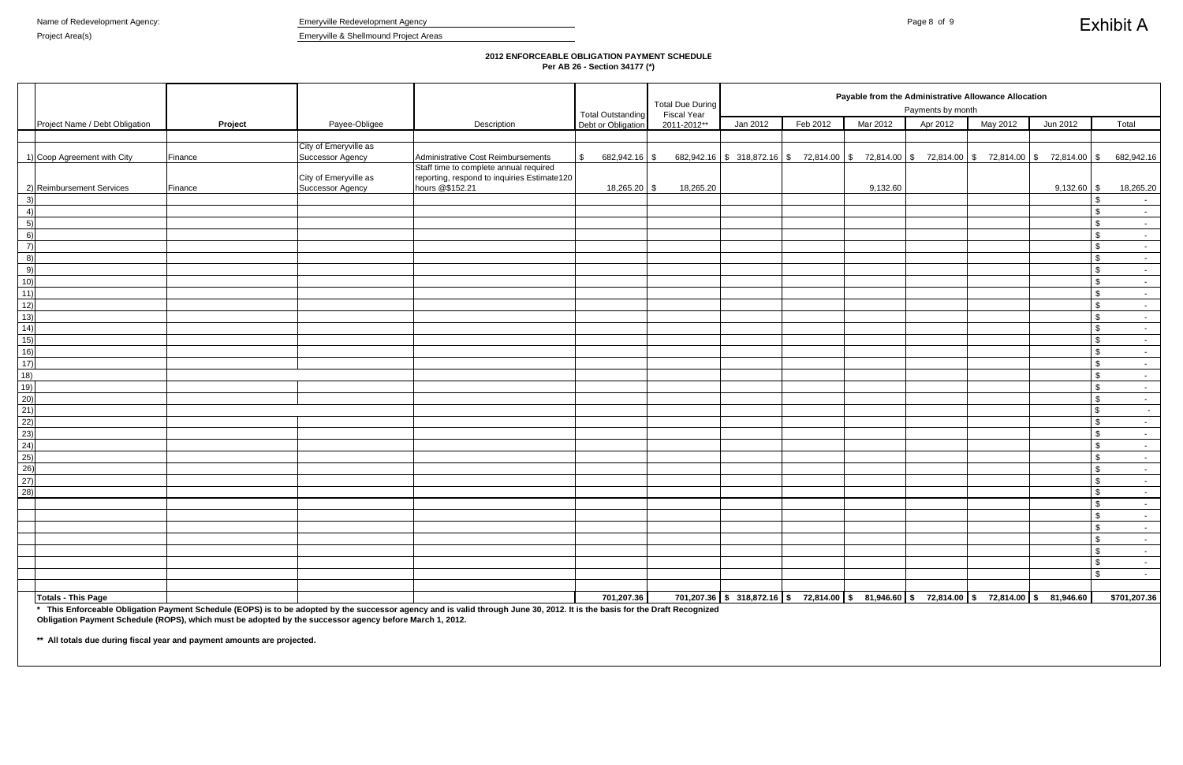Name of Redevelopment Agency: Emeryville Redevelopment Agency

Project Area(s) Emeryville & Shellmound Project Areas

**Exhibit A**

**2012 ENFORCEABLE OBLIGATION PAYMENT SCHEDULE**
**Per AB 26 - Section 34177 (\*)**

| | Project Name / Debt Obligation | Project | Payee-Obligee | Description | Total Outstanding Debt or Obligation | Total Due During Fiscal Year 2011-2012** | Payable from the Administrative Allowance Allocation — Payments by month: Jan 2012 | Feb 2012 | Mar 2012 | Apr 2012 | May 2012 | Jun 2012 | Total |
|---|---|---|---|---|---|---|---|---|---|---|---|---|---|
| 1) | Coop Agreement with City | Finance | City of Emeryville as Successor Agency | Administrative Cost Reimbursements | $ 682,942.16 | $ 682,942.16 | $ 318,872.16 | $ 72,814.00 | $ 72,814.00 | $ 72,814.00 | $ 72,814.00 | $ 72,814.00 | $ 682,942.16 |
| 2) | Reimbursement Services | Finance | City of Emeryville as Successor Agency | Staff time to complete annual required reporting, respond to inquiries Estimate120 hours @$152.21 | 18,265.20 | $ 18,265.20 | | | 9,132.60 | | | 9,132.60 | $ 18,265.20 |
| 3) | | | | | | | | | | | | | $ - |
| 4) | | | | | | | | | | | | | $ - |
| 5) | | | | | | | | | | | | | $ - |
| 6) | | | | | | | | | | | | | $ - |
| 7) | | | | | | | | | | | | | $ - |
| 8) | | | | | | | | | | | | | $ - |
| 9) | | | | | | | | | | | | | $ - |
| 10) | | | | | | | | | | | | | $ - |
| 11) | | | | | | | | | | | | | $ - |
| 12) | | | | | | | | | | | | | $ - |
| 13) | | | | | | | | | | | | | $ - |
| 14) | | | | | | | | | | | | | $ - |
| 15) | | | | | | | | | | | | | $ - |
| 16) | | | | | | | | | | | | | $ - |
| 17) | | | | | | | | | | | | | $ - |
| 18) | | | | | | | | | | | | | $ - |
| 19) | | | | | | | | | | | | | $ - |
| 20) | | | | | | | | | | | | | $ - |
| 21) | | | | | | | | | | | | | $ - |
| 22) | | | | | | | | | | | | | $ - |
| 23) | | | | | | | | | | | | | $ - |
| 24) | | | | | | | | | | | | | $ - |
| 25) | | | | | | | | | | | | | $ - |
| 26) | | | | | | | | | | | | | $ - |
| 27) | | | | | | | | | | | | | $ - |
| 28) | | | | | | | | | | | | | $ - |
| | | | | | | | | | | | | | $ - |
| | | | | | | | | | | | | | $ - |
| | | | | | | | | | | | | | $ - |
| | | | | | | | | | | | | | $ - |
| | | | | | | | | | | | | | $ - |
| | | | | | | | | | | | | | $ - |
| | | | | | | | | | | | | | $ - |
| | **Totals - This Page** | | | | 701,207.36 | 701,207.36 | $ 318,872.16 | $ 72,814.00 | $ 81,946.60 | $ 72,814.00 | $ 72,814.00 | $ 81,946.60 | $701,207.36 |

**\* This Enforceable Obligation Payment Schedule (EOPS) is to be adopted by the successor agency and is valid through June 30, 2012. It is the basis for the Draft Recognized Obligation Payment Schedule (ROPS), which must be adopted by the successor agency before March 1, 2012.**

**\*\* All totals due during fiscal year and payment amounts are projected.**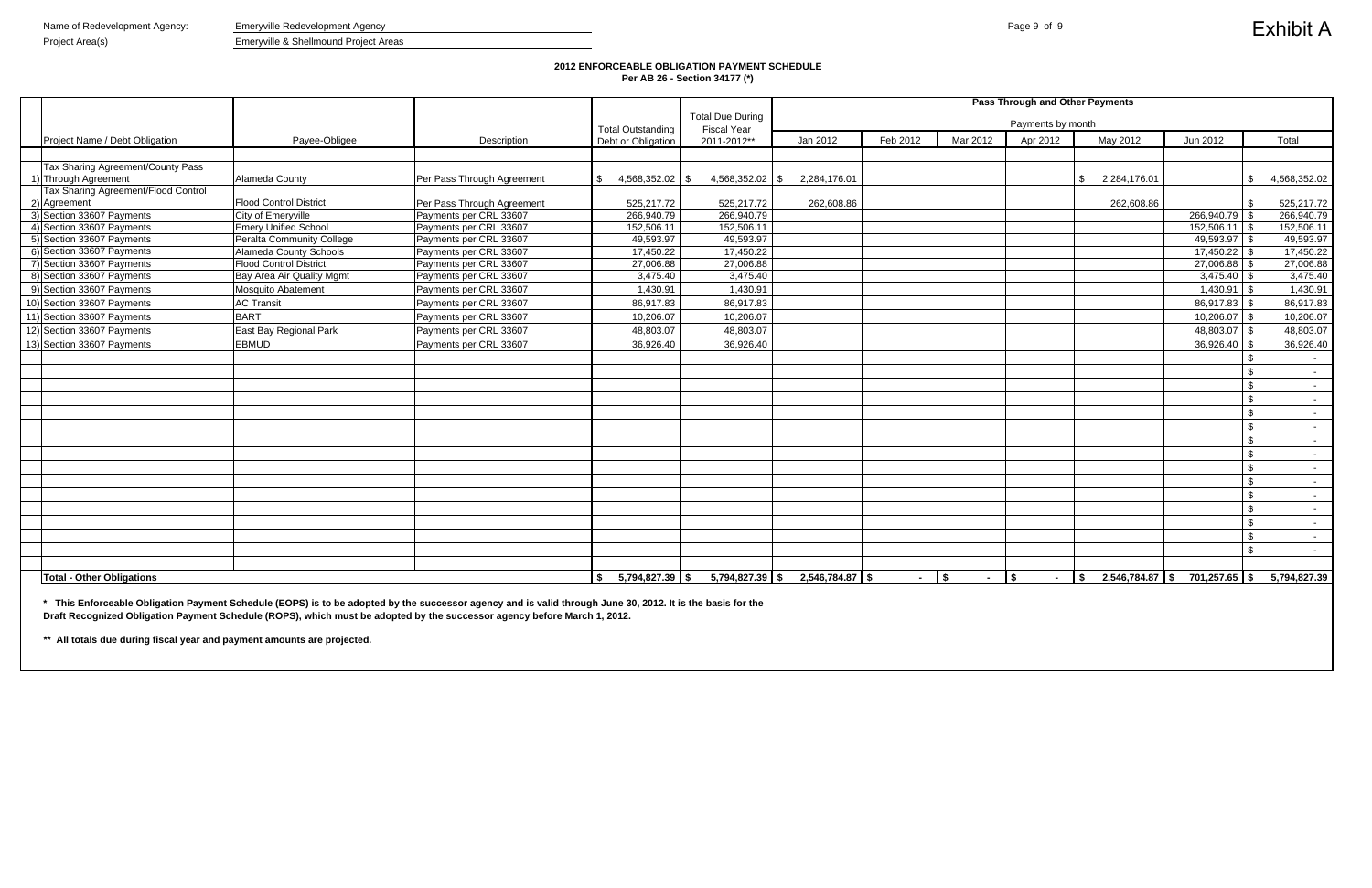Name of Redevelopment Agency: Emeryville Redevelopment Agency

Project Area(s) Emeryville & Shellmound Project Areas

# Exhibit A

## 2012 ENFORCEABLE OBLIGATION PAYMENT SCHEDULE
**Per AB 26 - Section 34177 (*)**

| | Project Name / Debt Obligation | Payee-Obligee | Description | Total Outstanding Debt or Obligation | Total Due During Fiscal Year 2011-2012** | Pass Through and Other Payments — Payments by month: Jan 2012 | Feb 2012 | Mar 2012 | Apr 2012 | May 2012 | Jun 2012 | Total |
|---|---|---|---|---|---|---|---|---|---|---|---|---|
| 1) | Tax Sharing Agreement/County Pass Through Agreement | Alameda County | Per Pass Through Agreement | $ 4,568,352.02 | $ 4,568,352.02 | $ 2,284,176.01 | | | | $ 2,284,176.01 | | $ 4,568,352.02 |
| 2) | Tax Sharing Agreement/Flood Control Agreement | Flood Control District | Per Pass Through Agreement | 525,217.72 | 525,217.72 | 262,608.86 | | | | 262,608.86 | | $ 525,217.72 |
| 3) | Section 33607 Payments | City of Emeryville | Payments per CRL 33607 | 266,940.79 | 266,940.79 | | | | | | 266,940.79 | $ 266,940.79 |
| 4) | Section 33607 Payments | Emery Unified School | Payments per CRL 33607 | 152,506.11 | 152,506.11 | | | | | | 152,506.11 | $ 152,506.11 |
| 5) | Section 33607 Payments | Peralta Community College | Payments per CRL 33607 | 49,593.97 | 49,593.97 | | | | | | 49,593.97 | $ 49,593.97 |
| 6) | Section 33607 Payments | Alameda County Schools | Payments per CRL 33607 | 17,450.22 | 17,450.22 | | | | | | 17,450.22 | $ 17,450.22 |
| 7) | Section 33607 Payments | Flood Control District | Payments per CRL 33607 | 27,006.88 | 27,006.88 | | | | | | 27,006.88 | $ 27,006.88 |
| 8) | Section 33607 Payments | Bay Area Air Quality Mgmt | Payments per CRL 33607 | 3,475.40 | 3,475.40 | | | | | | 3,475.40 | $ 3,475.40 |
| 9) | Section 33607 Payments | Mosquito Abatement | Payments per CRL 33607 | 1,430.91 | 1,430.91 | | | | | | 1,430.91 | $ 1,430.91 |
| 10) | Section 33607 Payments | AC Transit | Payments per CRL 33607 | 86,917.83 | 86,917.83 | | | | | | 86,917.83 | $ 86,917.83 |
| 11) | Section 33607 Payments | BART | Payments per CRL 33607 | 10,206.07 | 10,206.07 | | | | | | 10,206.07 | $ 10,206.07 |
| 12) | Section 33607 Payments | East Bay Regional Park | Payments per CRL 33607 | 48,803.07 | 48,803.07 | | | | | | 48,803.07 | $ 48,803.07 |
| 13) | Section 33607 Payments | EBMUD | Payments per CRL 33607 | 36,926.40 | 36,926.40 | | | | | | 36,926.40 | $ 36,926.40 |
| | | | | | | | | | | | | $ - |
| | | | | | | | | | | | | $ - |
| | | | | | | | | | | | | $ - |
| | | | | | | | | | | | | $ - |
| | | | | | | | | | | | | $ - |
| | | | | | | | | | | | | $ - |
| | | | | | | | | | | | | $ - |
| | | | | | | | | | | | | $ - |
| | | | | | | | | | | | | $ - |
| | | | | | | | | | | | | $ - |
| | | | | | | | | | | | | $ - |
| | | | | | | | | | | | | $ - |
| | | | | | | | | | | | | $ - |
| | | | | | | | | | | | | $ - |
| | | | | | | | | | | | | $ - |
| | **Total - Other Obligations** | | | **$ 5,794,827.39** | **$ 5,794,827.39** | **$ 2,546,784.87** | **$ -** | **$ -** | **$ -** | **$ 2,546,784.87** | **$ 701,257.65** | **$ 5,794,827.39** |

**\* This Enforceable Obligation Payment Schedule (EOPS) is to be adopted by the successor agency and is valid through June 30, 2012. It is the basis for the Draft Recognized Obligation Payment Schedule (ROPS), which must be adopted by the successor agency before March 1, 2012.**

**\*\* All totals due during fiscal year and payment amounts are projected.**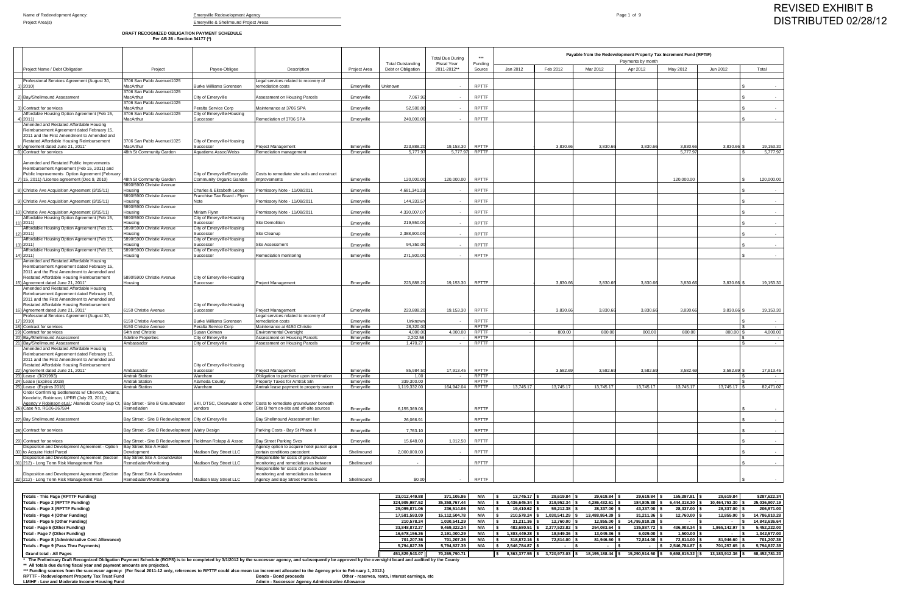Name of Redevelopment Agency: Emeryville Redevelopment Agency

Project Area(s): Emeryville & Shellmound Project Areas

# REVISED EXHIBIT B
# DISTRIBUTED 02/28/12

**DRAFT RECOGNIZED OBLIGATION PAYMENT SCHEDULE**
**Per AB 26 - Section 34177 (*)**

| | Project Name / Debt Obligation | Project | Payee-Obligee | Description | Project Area | Total Outstanding Debt or Obligation | Total Due During Fiscal Year 2011-2012** | *** Funding Source | Jan 2012 | Feb 2012 | Mar 2012 | Apr 2012 | May 2012 | Jun 2012 | Total |
|---|---|---|---|---|---|---|---|---|---|---|---|---|---|---|---|
| | | | | | | | | | Payable from the Redevelopment Property Tax Increment Fund (RPTIF) Payments by month | | | | | | |
| 1) | Professional Services Agreement (August 30, 2010) | 3706 San Pablo Avenue/1025 MacArthur | Burke Williams Sorenson | Legal services related to recovery of remediation costs | Emeryville | Unknown | - | RPTTF | | | | | | | $ - |
| 2) | Bay/Shellmound Assessment | 3706 San Pablo Avenue/1025 MacArthur | City of Emeryville | Assessment on Housing Parcels | Emeryville | 7,067.92 | - | RPTTF | | | | | | | $ - |
| 3) | Contract for services | 3706 San Pablo Avenue/1025 MacArthur | Peralta Service Corp | Maintenance at 3706 SPA | Emeryville | 52,500.00 | - | RPTTF | | | | | | | $ - |
| 4) | Affordable Housing Option Agreement (Feb 15, 2011) | 3706 San Pablo Avenue/1025 MacArthur | City of Emeryville-Housing Successor | Remediation of 3706 SPA | Emeryville | 240,000.00 | - | RPTTF | | | | | | | $ - |
| 5) | Amended and Restated Affordable Housing Reimbursement Agreement dated February 15, 2011 and the First Amendment to Amended and Restated Affordable Housing Reimbursement Agreement dated June 21, 2011" | 3706 San Pablo Avenue/1025 MacArthur | City of Emeryville-Housing Successor | Project Management | Emeryville | 223,888.20 | 19,153.30 | RPTTF | - | 3,830.66 | 3,830.66 | 3,830.66 | 3,830.66 | 3,830.66 | $ 19,153.30 |
| 6) | Contract for services | 48th St Community Garden | Aquaterra Assoc/Weiss | Remediation management | Emeryville | 5,777.97 | 5,777.97 | RPTTF | | | | | 5,777.97 | | $ 5,777.97 |
| 7) | Amended and Restated Public Improvements Reimbursement Agreement (Feb 15, 2011) and Public Improvements Option Agreement (February 15, 2011) /License agreement (Dec 9, 2010) | 48th St Community Garden | City of Emeryville/Emeryville Community Organic Garden | Costs to remediate site soils and construct improvements | Emeryville | 120,000.00 | 120,000.00 | RPTTF | | | | | 120,000.00 | | $ 120,000.00 |
| 8) | Christie Ave Acquisition Agreement (3/15/11) | 5890/5900 Christie Avenue Housing | Charles & Elizabeth Leone | Promissory Note - 11/08/2011 | Emeryville | 4,681,341.33 | - | RPTTF | | | | | | | $ - |
| 9) | Christie Ave Acquisition Agreement (3/15/11) | 5890/5900 Christie Avenue Housing | Franchise Tax Board - Flynn Note | Promissory Note - 11/08/2011 | Emeryville | 144,333.57 | - | RPTTF | | | | | | | $ - |
| 10) | Christie Ave Acquisition Agreement (3/15/11) | 5890/5900 Christie Avenue Housing | Miriam Flynn | Promissory Note - 11/08/2011 | Emeryville | 4,330,007.07 | - | RPTTF | | | | | | | $ - |
| 11) | Affordable Housing Option Agreement (Feb 15, 2011) | 5890/5900 Christie Avenue Housing | City of Emeryville-Housing Successor | Site Demolition | Emeryville | 219,550.00 | - | RPTTF | | | | | | | $ - |
| 12) | Affordable Housing Option Agreement (Feb 15, 2011) | 5890/5900 Christie Avenue Housing | City of Emeryville-Housing Successor | Site Cleanup | Emeryville | 2,388,900.00 | - | RPTTF | | | | | | | $ - |
| 13) | Affordable Housing Option Agreement (Feb 15, 2011) | 5890/5900 Christie Avenue Housing | City of Emeryville-Housing Successor | Site Assessment | Emeryville | 94,350.00 | - | RPTTF | | | | | | | $ - |
| 14) | Affordable Housing Option Agreement (Feb 15, 2011) | 5890/5900 Christie Avenue Housing | City of Emeryville-Housing Successor | Remediation monitoring | Emeryville | 271,500.00 | - | RPTTF | | | | | | | $ - |
| 15) | Amended and Restated Affordable Housing Reimbursement Agreement dated February 15, 2011 and the First Amendment to Amended and Restated Affordable Housing Reimbursement Agreement dated June 21, 2011" | 5890/5900 Christie Avenue Housing | City of Emeryville-Housing Successor | Project Management | Emeryville | 223,888.20 | 19,153.30 | RPTTF | - | 3,830.66 | 3,830.66 | 3,830.66 | 3,830.66 | 3,830.66 | $ 19,153.30 |
| 16) | Amended and Restated Affordable Housing Reimbursement Agreement dated February 15, 2011 and the First Amendment to Amended and Restated Affordable Housing Reimbursement Agreement dated June 21, 2011" | 6150 Christie Avenue | City of Emeryville-Housing Successor | Project Management | Emeryville | 223,888.20 | 19,153.30 | RPTTF | - | 3,830.66 | 3,830.66 | 3,830.66 | 3,830.66 | 3,830.66 | $ 19,153.30 |
| 17) | Professional Services Agreement (August 30, 2010) | 6150 Christie Avenue | Burke Williams Sorenson | Legal services related to recovery of remediation costs | Emeryville | Unknown | - | RPTTF | | | | | | | $ - |
| 18) | Contract for services | 6150 Christie Avenue | Peralta Service Corp | Maintenance at 6150 Christie | Emeryville | 28,320.00 | - | RPTTF | | | | | | | $ - |
| 19) | Contract for services | 64th and Christie | Susan Colman | Environmental Oversight | Emeryville | 4,000.00 | 4,000.00 | RPTTF | - | 800.00 | 800.00 | 800.00 | 800.00 | 800.00 | $ 4,000.00 |
| 20) | Bay/Shellmound Assessment | Adeline Properties | City of Emeryville | Assessment on Housing Parcels | Emeryville | 2,202.58 | - | RPTTF | | | | | | | $ - |
| 21) | Bay/Shellmound Assessment | Ambassador | City of Emeryville | Assessment on Housing Parcels | Emeryville | 1,470.27 | - | RPTTF | | | | | | | $ - |
| 22) | Amended and Restated Affordable Housing Reimbursement Agreement dated February 15, 2011 and the First Amendment to Amended and Restated Affordable Housing Reimbursement Agreement dated June 21, 2011" | Ambassador | City of Emeryville-Housing Successor | Project Management | Emeryville | 85,984.50 | 17,913.45 | RPTTF | - | 3,582.69 | 3,582.69 | 3,582.69 | 3,582.69 | 3,582.69 | $ 17,913.45 |
| 23) | Lease (3/2/1993) | Amtrak Station | Wareham | Obligation to purchase upon termination | Emeryville | 1.00 | - | RPTTF | | | | | | | $ - |
| 24) | Lease (Expires 2018) | Amtrak Station | Alameda County | Property Taxes for Amtrak Stn | Emeryville | 339,300.00 | - | RPTTF | | | | | | | $ - |
| 25) | Lease (Expires 2018) | Amtrak Station | Wareham | Amtrak lease payment to property owner | Emeryville | 1,119,332.00 | 164,942.04 | RPTTF | 13,745.17 | 13,745.17 | 13,745.17 | 13,745.17 | 13,745.17 | 13,745.17 | $ 82,471.02 |
| 26) | Order Confirming Settlements w/ Chevron, Adams, Koeckritz, Robinson, UPRR (July 23, 2010); Agency v Robinson et.al.; Alameda County Sup Ct, Case No. RG06-267594 | Bay Street - Site B Groundwater Remediation | EKI, DTSC, Clearwater & other vendors | Costs to remediate groundwater beneath Site B from on-site and off-site sources | Emeryville | 6,155,369.06 | | RPTTF | | | | | | | $ - |
| 27) | Bay Shellmound Assessment | Bay Street - Site B Redevelopment | City of Emeryville | Bay Shellmound Assessment lien | Emeryville | 26,066.91 | | RPTTF | | | | | | | $ - |
| 28) | Contract for services | Bay Street - Site B Redevelopment | Watry Design | Parking Costs - Bay St Phase II | Emeryville | 7,763.10 | | RPTTF | | | | | | | $ - |
| 29) | Contract for services | Bay Street - Site B Redevelopment | Fieldman Rolapp & Assoc | Bay Street Parking Svcs | Emeryville | 15,648.00 | 1,012.50 | RPTTF | | | | | | | $ - |
| 30) | Disposition and Development Agreement - Option to Acquire Hotel Parcel | Bay Street Site A Hotel Development | Madison Bay Street LLC | Agency option to acquire hotel parcel upon certain conditions precedent | Shellmound | 2,000,000.00 | - | RPTTF | | | | | | | $ - |
| 31) | Disposition and Development Agreement (Section 212) - Long Term Risk Management Plan | Bay Street Site A Groundwater Remediation/Monitoring | Madison Bay Street LLC | Responsible for costs of groundwater monitoring and remediation as between | Shellmound | - | | RPTTF | | | | | | | $ - |
| 32) | Disposition and Development Agreement (Section 212) - Long Term Risk Management Plan | Bay Street Site A Groundwater Remediation/Monitoring | Madison Bay Street LLC | Responsible for costs of groundwater monitoring and remediation as between Agency and Bay Street Partners | Shellmound | $0.00 | | RPTTF | | | | | | | $ - |

| | Total Outstanding Debt or Obligation | Total Due During Fiscal Year 2011-2012** | Funding Source | Jan 2012 | Feb 2012 | Mar 2012 | Apr 2012 | May 2012 | Jun 2012 | Total |
|---|---|---|---|---|---|---|---|---|---|---|
| Totals - This Page (RPTTF Funding) | 23,012,449.88 | 371,105.86 | N/A | $ 13,745.17 | $ 29,619.84 | $ 29,619.84 | $ 29,619.84 | $ 155,397.81 | $ 29,619.84 | $287,622.34 |
| Totals - Page 2 (RPTTF Funding) | 324,905,987.52 | 35,358,767.44 | N/A | $ 3,436,645.34 | $ 219,952.34 | $ 4,286,432.61 | $ 184,805.30 | $ 6,444,318.30 | $ 10,464,753.30 | $ 25,036,907.19 |
| Totals - Page 3 (RPTTF Funding) | 29,095,871.06 | 236,514.06 | N/A | $ 19,410.62 | $ 59,212.38 | $ 28,337.00 | $ 43,337.00 | $ 28,337.00 | $ 28,337.00 | $ 206,971.00 |
| Totals - Page 4 (Other Funding) | 17,581,593.09 | 15,112,504.78 | N/A | $ 210,578.24 | $ 1,030,541.29 | $ 13,488,864.39 | $ 31,211.36 | $ 12,760.00 | $ 12,855.00 | $ 14,786,810.28 |
| Totals - Page 5 (Other Funding) | 210,578.24 | 1,030,541.29 | N/A | $ 31,211.36 | $ 12,760.00 | $ 12,855.00 | $ 14,786,810.28 | $ - | $ - | $ 14,843,636.64 |
| Total - Page 6 (Other Funding) | 33,848,872.27 | 9,469,322.24 | N/A | $ 482,680.51 | $ 2,277,523.82 | $ 254,083.64 | $ 135,887.72 | $ 436,903.34 | $ 1,865,142.97 | $ 5,452,222.00 |
| Total - Page 7 (Other Funding) | 16,678,156.26 | 2,191,000.29 | N/A | $ 1,303,449.28 | $ 18,549.36 | $ 13,049.36 | $ 6,029.00 | $ 1,500.00 | $ - | $ 1,342,577.00 |
| Totals - Page 8 (Administrative Cost Allowance) | 701,207.36 | 701,207.36 | N/A | $ 318,872.16 | $ 72,814.00 | $ 81,946.60 | $ 72,814.00 | $ 72,814.00 | $ 81,946.60 | $ 701,207.36 |
| Totals - Page 9 (Pass Thru Payments) | 5,794,827.39 | 5,794,827.39 | N/A | $ 2,546,784.87 | $ - | $ - | $ - | $ 2,546,784.87 | $ 701,257.65 | $ 5,794,827.39 |
| Grand total - All Pages | 451,829,543.07 | 70,265,790.71 | | $ 8,363,377.55 | $ 3,720,973.03 | $ 18,195,188.44 | $ 15,290,514.50 | $ 9,698,815.32 | $ 13,183,912.36 | $ 68,452,781.20 |

\* The Preliminary Draft Recognized Obligation Payment Schedule (ROPS) is to be completed by 3/1/2012 by the successor agency, and subsequently be approved by the oversight board and audited by the County

** All totals due during fiscal year and payment amounts are projected.

*** Funding sources from the successor agency: (For fiscal 2011-12 only, references to RPTTF could also mean tax increment allocated to the Agency prior to February 1, 2012.)

RPTTF - Redevelopment Property Tax Trust Fund — Bonds - Bond proceeds — Other - reserves, rents, interest earnings, etc

LMIHF - Low and Moderate Income Housing Fund — Admin - Successor Agency Administrative Allowance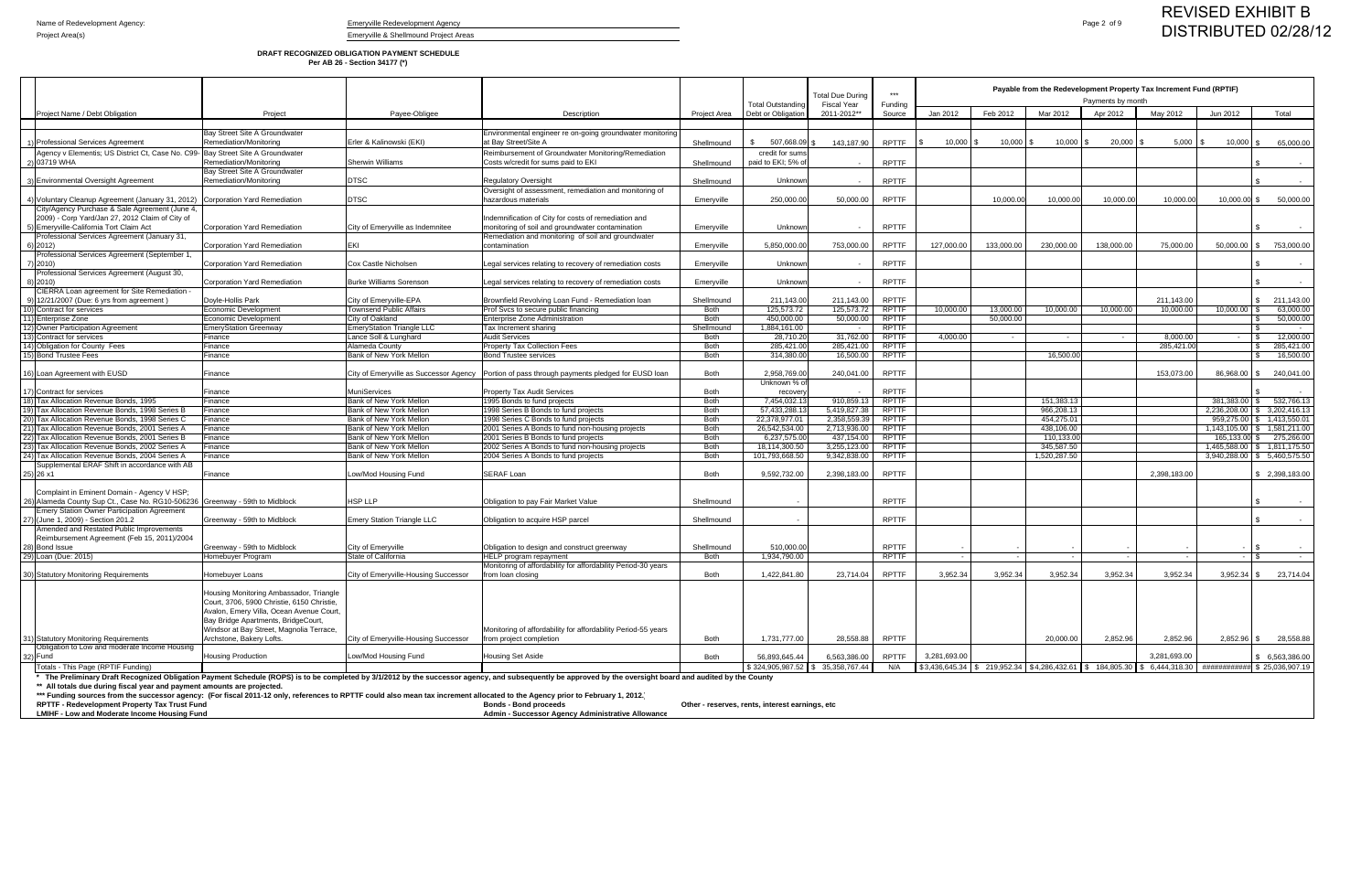# REVISED EXHIBIT B DISTRIBUTED 02/28/12

Name of Redevelopment Agency: Emeryville Redevelopment Agency

Project Area(s): Emeryville & Shellmound Project Areas

**DRAFT RECOGNIZED OBLIGATION PAYMENT SCHEDULE**
**Per AB 26 - Section 34177 (*)**

| | Project Name / Debt Obligation | Project | Payee-Obligee | Description | Project Area | Total Outstanding Debt or Obligation | Total Due During Fiscal Year 2011-2012** | *** Funding Source | Payable from the Redevelopment Property Tax Increment Fund (RPTIF) Payments by month Jan 2012 | Feb 2012 | Mar 2012 | Apr 2012 | May 2012 | Jun 2012 | Total |
|---|---|---|---|---|---|---|---|---|---|---|---|---|---|---|---|
| 1) | Professional Services Agreement | Bay Street Site A Groundwater Remediation/Monitoring | Erler & Kalinowski (EKI) | Environmental engineer re on-going groundwater monitoring at Bay Street/Site A | Shellmound | $ 507,668.09 | $ 143,187.90 | RPTTF | $ 10,000 | $ 10,000 | $ 10,000 | $ 20,000 | $ 5,000 | $ 10,000 | $ 65,000.00 |
| 2) | Agency v Elementis; US District Ct, Case No. C99-03719 WHA | Bay Street Site A Groundwater Remediation/Monitoring | Sherwin Williams | Reimbursement of Groundwater Monitoring/Remediation Costs w/credit for sums paid to EKI | Shellmound | credit for sums paid to EKI; 5% of | - | RPTTF | | | | | | | $ - |
| 3) | Environmental Oversight Agreement | Bay Street Site A Groundwater Remediation/Monitoring | DTSC | Regulatory Oversight | Shellmound | Unknown | - | RPTTF | | | | | | | $ - |
| 4) | Voluntary Cleanup Agreement (January 31, 2012) | Corporation Yard Remediation | DTSC | Oversight of assessment, remediation and monitoring of hazardous materials | Emeryville | 250,000.00 | 50,000.00 | RPTTF | | 10,000.00 | 10,000.00 | 10,000.00 | 10,000.00 | 10,000.00 | $ 50,000.00 |
| 5) | City/Agency Purchase & Sale Agreement (June 4, 2009) - Corp Yard/Jan 27, 2012 Claim of City of Emeryville-California Tort Claim Act | Corporation Yard Remediation | City of Emeryville as Indemnitee | Indemnification of City for costs of remediation and monitoring of soil and groundwater contamination | Emeryville | Unknown | - | RPTTF | | | | | | | $ - |
| 6) | Professional Services Agreement (January 31, 2012) | Corporation Yard Remediation | EKI | Remediation and monitoring of soil and groundwater contamination | Emeryville | 5,850,000.00 | 753,000.00 | RPTTF | 127,000.00 | 133,000.00 | 230,000.00 | 138,000.00 | 75,000.00 | 50,000.00 | $ 753,000.00 |
| 7) | Professional Services Agreement (September 1, 2010) | Corporation Yard Remediation | Cox Castle Nicholsen | Legal services relating to recovery of remediation costs | Emeryville | Unknown | - | RPTTF | | | | | | | $ - |
| 8) | Professional Services Agreement (August 30, 2010) | Corporation Yard Remediation | Burke Williams Sorenson | Legal services relating to recovery of remediation costs | Emeryville | Unknown | - | RPTTF | | | | | | | $ - |
| 9) | CIERRA Loan agreement for Site Remediation - 12/21/2007 (Due: 6 yrs from agreement ) | Doyle-Hollis Park | City of Emeryville-EPA | Brownfield Revolving Loan Fund - Remediation loan | Shellmound | 211,143.00 | 211,143.00 | RPTTF | | | | | 211,143.00 | | $ 211,143.00 |
| 10) | Contract for services | Economic Development | Townsend Public Affairs | Prof Svcs to secure public financing | Both | 125,573.72 | 125,573.72 | RPTTF | 10,000.00 | 13,000.00 | 10,000.00 | 10,000.00 | 10,000.00 | 10,000.00 | $ 63,000.00 |
| 11) | Enterprise Zone | Economic Development | City of Oakland | Enterprise Zone Administration | Both | 450,000.00 | 50,000.00 | RPTTF | | 50,000.00 | | | | | $ 50,000.00 |
| 12) | Owner Participation Agreement | EmeryStation Greenway | EmeryStation Triangle LLC | Tax Increment sharing | Shellmound | 1,884,161.00 | - | RPTTF | | | | | | | $ - |
| 13) | Contract for services | Finance | Lance Soll & Lunghard | Audit Services | Both | 28,710.20 | 31,762.00 | RPTTF | 4,000.00 | - | - | - | 8,000.00 | - | $ 12,000.00 |
| 14) | Obligation for County Fees | Finance | Alameda County | Property Tax Collection Fees | Both | 285,421.00 | 285,421.00 | RPTTF | | | | | 285,421.00 | | $ 285,421.00 |
| 15) | Bond Trustee Fees | Finance | Bank of New York Mellon | Bond Trustee services | Both | 314,380.00 | 16,500.00 | RPTTF | | | 16,500.00 | | | | $ 16,500.00 |
| 16) | Loan Agreement with EUSD | Finance | City of Emeryville as Successor Agency | Portion of pass through payments pledged for EUSD loan | Both | 2,958,769.00 | 240,041.00 | RPTTF | | | | | 153,073.00 | 86,968.00 | $ 240,041.00 |
| 17) | Contract for services | Finance | MuniServices | Property Tax Audit Services | Both | Unknown % of recovery | - | RPTTF | | | | | | | $ - |
| 18) | Tax Allocation Revenue Bonds, 1995 | Finance | Bank of New York Mellon | 1995 Bonds to fund projects | Both | 7,454,032.13 | 910,859.13 | RPTTF | | | 151,383.13 | | | 381,383.00 | $ 532,766.13 |
| 19) | Tax Allocation Revenue Bonds, 1998 Series B | Finance | Bank of New York Mellon | 1998 Series B Bonds to fund projects | Both | 57,433,288.13 | 5,419,827.38 | RPTTF | | | 966,208.13 | | | 2,236,208.00 | $ 3,202,416.13 |
| 20) | Tax Allocation Revenue Bonds, 1998 Series C | Finance | Bank of New York Mellon | 1998 Series C Bonds to fund projects | Both | 22,378,977.01 | 2,358,559.39 | RPTTF | | | 454,275.01 | | | 959,275.00 | $ 1,413,550.01 |
| 21) | Tax Allocation Revenue Bonds, 2001 Series A | Finance | Bank of New York Mellon | 2001 Series A Bonds to fund non-housing projects | Both | 26,542,534.00 | 2,713,936.00 | RPTTF | | | 438,106.00 | | | 1,143,105.00 | $ 1,581,211.00 |
| 22) | Tax Allocation Revenue Bonds, 2001 Series B | Finance | Bank of New York Mellon | 2001 Series B Bonds to fund projects | Both | 6,237,575.00 | 437,154.00 | RPTTF | | | 110,133.00 | | | 165,133.00 | $ 275,266.00 |
| 23) | Tax Allocation Revenue Bonds, 2002 Series A | Finance | Bank of New York Mellon | 2002 Series A Bonds to fund non-housing projects | Both | 18,114,300.50 | 3,255,123.00 | RPTTF | | | 345,587.50 | | | 1,465,588.00 | $ 1,811,175.50 |
| 24) | Tax Allocation Revenue Bonds, 2004 Series A | Finance | Bank of New York Mellon | 2004 Series A Bonds to fund projects | Both | 101,793,668.50 | 9,342,838.00 | RPTTF | | | 1,520,287.50 | | | 3,940,288.00 | $ 5,460,575.50 |
| 25) | Supplemental ERAF Shift in accordance with AB 26 x1 | Finance | Low/Mod Housing Fund | SERAF Loan | Both | 9,592,732.00 | 2,398,183.00 | RPTTF | | | | | 2,398,183.00 | | $ 2,398,183.00 |
| 26) | Complaint in Eminent Domain - Agency V HSP; Alameda County Sup Ct., Case No. RG10-506236 | Greenway - 59th to Midblock | HSP LLP | Obligation to pay Fair Market Value | Shellmound | - | | RPTTF | | | | | | | $ - |
| 27) | Emery Station Owner Participation Agreement (June 1, 2009) - Section 201.2 | Greenway - 59th to Midblock | Emery Station Triangle LLC | Obligation to acquire HSP parcel | Shellmound | - | | RPTTF | | | | | | | $ - |
| 28) | Amended and Restated Public Improvements Reimbursement Agreement (Feb 15, 2011)/2004 Bond Issue | Greenway - 59th to Midblock | City of Emeryville | Obligation to design and construct greenway | Shellmound | 510,000.00 | | RPTTF | - | - | - | - | - | - | $ - |
| 29) | Loan (Due: 2015) | Homebuyer Program | State of California | HELP program repayment | Both | 1,934,790.00 | | RPTTF | - | - | - | - | - | - | $ - |
| 30) | Statutory Monitoring Requirements | Homebuyer Loans | City of Emeryville-Housing Successor | Monitoring of affordability for affordability Period-30 years from loan closing | Both | 1,422,841.80 | 23,714.04 | RPTTF | 3,952.34 | 3,952.34 | 3,952.34 | 3,952.34 | 3,952.34 | 3,952.34 | $ 23,714.04 |
| 31) | Statutory Monitoring Requirements | Housing Monitoring Ambassador, Triangle Court, 3706, 5900 Christie, 6150 Christie, Avalon, Emery Villa, Ocean Avenue Court, Bay Bridge Apartments, BridgeCourt, Windsor at Bay Street, Magnolia Terrace, Archstone, Bakery Lofts. | City of Emeryville-Housing Successor | Monitoring of affordability for affordability Period-55 years from project completion | Both | 1,731,777.00 | 28,558.88 | RPTTF | | | 20,000.00 | 2,852.96 | 2,852.96 | 2,852.96 | $ 28,558.88 |
| 32) | Obligation to Low and moderate Income Housing Fund | Housing Production | Low/Mod Housing Fund | Housing Set Aside | Both | 56,893,645.44 | 6,563,386.00 | RPTTF | 3,281,693.00 | | | | 3,281,693.00 | | $ 6,563,386.00 |
| | Totals - This Page (RPTIF Funding) | | | | | $ 324,905,987.52 | $ 35,358,767.44 | N/A | $3,436,645.34 | $ 219,952.34 | $4,286,432.61 | $ 184,805.30 | $ 6,444,318.30 | ############ | $ 25,036,907.19 |

\* The Preliminary Draft Recognized Obligation Payment Schedule (ROPS) is to be completed by 3/1/2012 by the successor agency, and subsequently be approved by the oversight board and audited by the County

\*\* All totals due during fiscal year and payment amounts are projected.

\*\*\* Funding sources from the successor agency: (For fiscal 2011-12 only, references to RPTTF could also mean tax increment allocated to the Agency prior to February 1, 2012.)

RPTTF - Redevelopment Property Tax Trust Fund | Bonds - Bond proceeds | Other - reserves, rents, interest earnings, etc
LMIHF - Low and Moderate Income Housing Fund | Admin - Successor Agency Administrative Allowance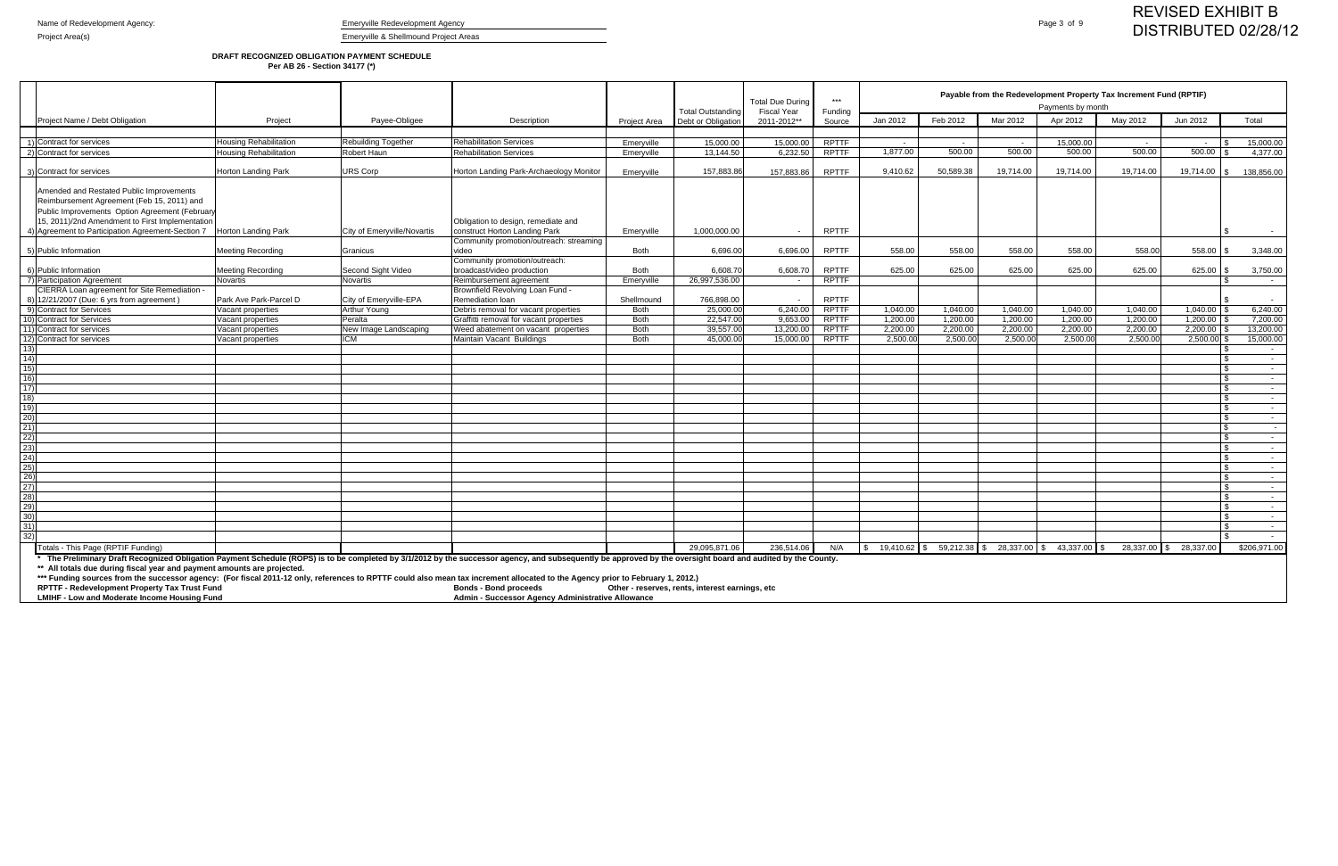Name of Redevelopment Agency: Emeryville Redevelopment Agency

Project Area(s) Emeryville & Shellmound Project Areas

**REVISED EXHIBIT B**
**DISTRIBUTED 02/28/12**

**DRAFT RECOGNIZED OBLIGATION PAYMENT SCHEDULE**
**Per AB 26 - Section 34177 (*)**

| | Project Name / Debt Obligation | Project | Payee-Obligee | Description | Project Area | Total Outstanding Debt or Obligation | Total Due During Fiscal Year 2011-2012** | *** Funding Source | Payable from the Redevelopment Property Tax Increment Fund (RPTIF) Payments by month | | | | | | |
|---|---|---|---|---|---|---|---|---|---|---|---|---|---|---|---|
| | | | | | | | | | Jan 2012 | Feb 2012 | Mar 2012 | Apr 2012 | May 2012 | Jun 2012 | Total |
| 1) | Contract for services | Housing Rehabilitation | Rebuilding Together | Rehabilitation Services | Emeryville | 15,000.00 | 15,000.00 | RPTTF | - | - | - | 15,000.00 | - | - | $ 15,000.00 |
| 2) | Contract for services | Housing Rehabilitation | Robert Haun | Rehabilitation Services | Emeryville | 13,144.50 | 6,232.50 | RPTTF | 1,877.00 | 500.00 | 500.00 | 500.00 | 500.00 | 500.00 | $ 4,377.00 |
| 3) | Contract for services | Horton Landing Park | URS Corp | Horton Landing Park-Archaeology Monitor | Emeryville | 157,883.86 | 157,883.86 | RPTTF | 9,410.62 | 50,589.38 | 19,714.00 | 19,714.00 | 19,714.00 | 19,714.00 | $ 138,856.00 |
| 4) | Amended and Restated Public Improvements Reimbursement Agreement (Feb 15, 2011) and Public Improvements Option Agreement (February 15, 2011)/2nd Amendment to First Implementation Agreement to Participation Agreement-Section 7 | Horton Landing Park | City of Emeryville/Novartis | Obligation to design, remediate and construct Horton Landing Park | Emeryville | 1,000,000.00 | - | RPTTF | | | | | | | $ - |
| 5) | Public Information | Meeting Recording | Granicus | Community promotion/outreach: streaming video | Both | 6,696.00 | 6,696.00 | RPTTF | 558.00 | 558.00 | 558.00 | 558.00 | 558.00 | 558.00 | $ 3,348.00 |
| 6) | Public Information | Meeting Recording | Second Sight Video | Community promotion/outreach: broadcast/video production | Both | 6,608.70 | 6,608.70 | RPTTF | 625.00 | 625.00 | 625.00 | 625.00 | 625.00 | 625.00 | $ 3,750.00 |
| 7) | Participation Agreement | Novartis | Novartis | Reimbursement agreement | Emeryville | 26,997,536.00 | - | RPTTF | | | | | | | $ - |
| 8) | CIERRA Loan agreement for Site Remediation - 12/21/2007 (Due: 6 yrs from agreement ) | Park Ave Park-Parcel D | City of Emeryville-EPA | Brownfield Revolving Loan Fund - Remediation loan | Shellmound | 766,898.00 | - | RPTTF | | | | | | | $ - |
| 9) | Contract for Services | Vacant properties | Arthur Young | Debris removal for vacant properties | Both | 25,000.00 | 6,240.00 | RPTTF | 1,040.00 | 1,040.00 | 1,040.00 | 1,040.00 | 1,040.00 | 1,040.00 | $ 6,240.00 |
| 10) | Contract for Services | Vacant properties | Peralta | Graffiti removal for vacant properties | Both | 22,547.00 | 9,653.00 | RPTTF | 1,200.00 | 1,200.00 | 1,200.00 | 1,200.00 | 1,200.00 | 1,200.00 | $ 7,200.00 |
| 11) | Contract for services | Vacant properties | New Image Landscaping | Weed abatement on vacant properties | Both | 39,557.00 | 13,200.00 | RPTTF | 2,200.00 | 2,200.00 | 2,200.00 | 2,200.00 | 2,200.00 | 2,200.00 | $ 13,200.00 |
| 12) | Contract for services | Vacant properties | ICM | Maintain Vacant Buildings | Both | 45,000.00 | 15,000.00 | RPTTF | 2,500.00 | 2,500.00 | 2,500.00 | 2,500.00 | 2,500.00 | 2,500.00 | $ 15,000.00 |
| 13) | | | | | | | | | | | | | | | $ - |
| 14) | | | | | | | | | | | | | | | $ - |
| 15) | | | | | | | | | | | | | | | $ - |
| 16) | | | | | | | | | | | | | | | $ - |
| 17) | | | | | | | | | | | | | | | $ - |
| 18) | | | | | | | | | | | | | | | $ - |
| 19) | | | | | | | | | | | | | | | $ - |
| 20) | | | | | | | | | | | | | | | $ - |
| 21) | | | | | | | | | | | | | | | $ - |
| 22) | | | | | | | | | | | | | | | $ - |
| 23) | | | | | | | | | | | | | | | $ - |
| 24) | | | | | | | | | | | | | | | $ - |
| 25) | | | | | | | | | | | | | | | $ - |
| 26) | | | | | | | | | | | | | | | $ - |
| 27) | | | | | | | | | | | | | | | $ - |
| 28) | | | | | | | | | | | | | | | $ - |
| 29) | | | | | | | | | | | | | | | $ - |
| 30) | | | | | | | | | | | | | | | $ - |
| 31) | | | | | | | | | | | | | | | $ - |
| 32) | | | | | | | | | | | | | | | $ - |
| | Totals - This Page (RPTIF Funding) | | | | | 29,095,871.06 | 236,514.06 | N/A | $ 19,410.62 | $ 59,212.38 | $ 28,337.00 | $ 43,337.00 | $ 28,337.00 | $ 28,337.00 | $206,971.00 |

\* **The Preliminary Draft Recognized Obligation Payment Schedule (ROPS) is to be completed by 3/1/2012 by the successor agency, and subsequently be approved by the oversight board and audited by the County.**

\*\* **All totals due during fiscal year and payment amounts are projected.**

\*\*\* **Funding sources from the successor agency: (For fiscal 2011-12 only, references to RPTTF could also mean tax increment allocated to the Agency prior to February 1, 2012.)**

**RPTTF - Redevelopment Property Tax Trust Fund** | **Bonds - Bond proceeds** | **Other - reserves, rents, interest earnings, etc**

**LMIHF - Low and Moderate Income Housing Fund** | **Admin - Successor Agency Administrative Allowance**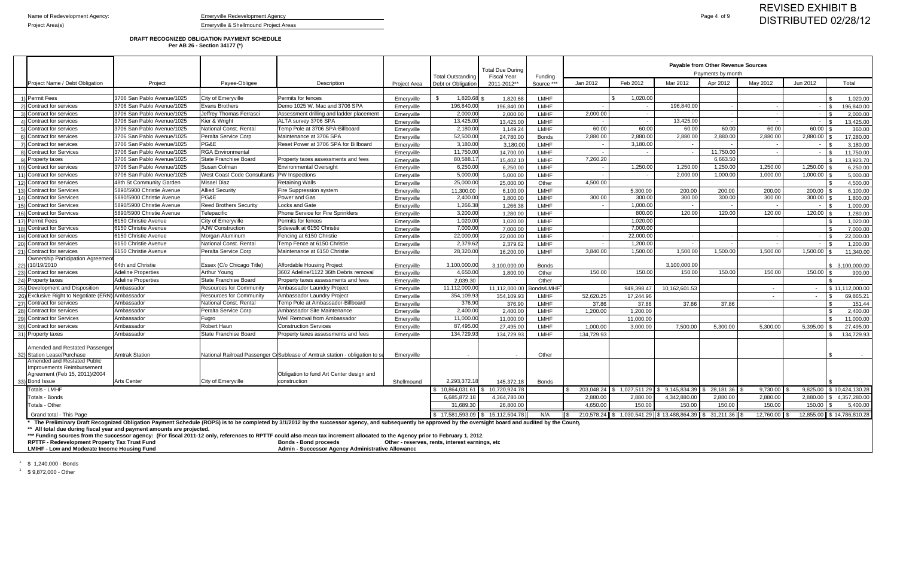Name of Redevelopment Agency: Emeryville Redevelopment Agency

Project Area(s) Emeryville & Shellmound Project Areas

**REVISED EXHIBIT B**
**DISTRIBUTED 02/28/12**

**DRAFT RECOGNIZED OBLIGATION PAYMENT SCHEDULE**
**Per AB 26 - Section 34177 (*)**

| | Project Name / Debt Obligation | Project | Payee-Obligee | Description | Project Area | Total Outstanding Debt or Obligation | Total Due During Fiscal Year 2011-2012** | Funding Source *** | Payable from Other Revenue Sources Payments by month | | | | | | |
|---|---|---|---|---|---|---|---|---|---|---|---|---|---|---|---|
| | | | | | | | | | Jan 2012 | Feb 2012 | Mar 2012 | Apr 2012 | May 2012 | Jun 2012 | Total |
| 1) | Permit Fees | 3706 San Pablo Avenue/1025 | City of Emeryville | Permits for fences | Emeryville | $ 1,820.68 | $ 1,820.68 | LMHF | | $ 1,020.00 | | | | | $ 1,020.00 |
| 2) | Contract for services | 3706 San Pablo Avenue/1025 | Evans Brothers | Demo 1025 W. Mac and 3706 SPA | Emeryville | 196,840.00 | 196,840.00 | LMHF | - | - | 196,840.00 | - | - | - | $ 196,840.00 |
| 3) | Contract for services | 3706 San Pablo Avenue/1025 | Jeffrey Thomas Ferrasci | Assessment drilling and ladder placement | Emeryville | 2,000.00 | 2,000.00 | LMHF | 2,000.00 | - | - | - | - | - | $ 2,000.00 |
| 4) | Contract for services | 3706 San Pablo Avenue/1025 | Kier & Wright | ALTA survey 3706 SPA | Emeryville | 13,425.00 | 13,425.00 | LMHF | - | - | 13,425.00 | - | - | - | $ 13,425.00 |
| 5) | Contract for services | 3706 San Pablo Avenue/1025 | National Const. Rental | Temp Pole at 3706 SPA-Billboard | Emeryville | 2,180.00 | 1,149.24 | LMHF | 60.00 | 60.00 | 60.00 | 60.00 | 60.00 | 60.00 | $ 360.00 |
| 6) | Contract for services | 3706 San Pablo Avenue/1025 | Peralta Service Corp | Maintenance at 3706 SPA | Emeryville | 52,500.00 | 24,780.00 | Bonds | 2,880.00 | 2,880.00 | 2,880.00 | 2,880.00 | 2,880.00 | 2,880.00 | $ 17,280.00 |
| 7) | Contract for services | 3706 San Pablo Avenue/1025 | PG&E | Reset Power at 3706 SPA for Billboard | Emeryville | 3,180.00 | 3,180.00 | LMHF | - | 3,180.00 | - | - | - | - | $ 3,180.00 |
| 8) | Contract for Services | 3706 San Pablo Avenue/1025 | RGA Environmental | | Emeryville | 11,750.00 | 14,700.00 | LMHF | - | - | - | 11,750.00 | - | - | $ 11,750.00 |
| 9) | Property taxes | 3706 San Pablo Avenue/1025 | State Franchise Board | Property taxes assessments and fees | Emeryville | 80,588.17 | 15,402.10 | LMHF | 7,260.20 | | | 6,663.50 | | | $ 13,923.70 |
| 10) | Contract for services | 3706 San Pablo Avenue/1025 | Susan Colman | Environmental Oversight | Emeryville | 6,250.00 | 6,250.00 | LMHF | - | 1,250.00 | 1,250.00 | 1,250.00 | 1,250.00 | 1,250.00 | $ 6,250.00 |
| 11) | Contract for services | 3706 San Pablo Avenue/1025 | West Coast Code Consultants | PW Inspections | Emeryville | 5,000.00 | 5,000.00 | LMHF | - | - | 2,000.00 | 1,000.00 | 1,000.00 | 1,000.00 | $ 5,000.00 |
| 12) | Contract for services | 48th St Community Garden | Misael Diaz | Retaining Walls | Emeryville | 25,000.00 | 25,000.00 | Other | 4,500.00 | | | | | | $ 4,500.00 |
| 13) | Contract for Services | 5890/5900 Christie Avenue | Allied Security | Fire Suppression system | Emeryville | 11,300.00 | 6,100.00 | LMHF | | 5,300.00 | 200.00 | 200.00 | 200.00 | 200.00 | $ 6,100.00 |
| 14) | Contract for Services | 5890/5900 Christie Avenue | PG&E | Power and Gas | Emeryville | 2,400.00 | 1,800.00 | LMHF | 300.00 | 300.00 | 300.00 | 300.00 | 300.00 | 300.00 | $ 1,800.00 |
| 15) | Contract for Services | 5890/5900 Christie Avenue | Reed Brothers Security | Locks and Gate | Emeryville | 1,266.38 | 1,266.38 | LMHF | - | 1,000.00 | - | - | - | - | $ 1,000.00 |
| 16) | Contract for Services | 5890/5900 Christie Avenue | Telepacific | Phone Service for Fire Sprinklers | Emeryville | 3,200.00 | 1,280.00 | LMHF | | 800.00 | 120.00 | 120.00 | 120.00 | 120.00 | $ 1,280.00 |
| 17) | Permit Fees | 6150 Christie Avenue | City of Emeryville | Permits for fences | Emeryville | 1,020.00 | 1,020.00 | LMHF | | 1,020.00 | | | | | $ 1,020.00 |
| 18) | Contract for Services | 6150 Christie Avenue | AJW Construction | Sidewalk at 6150 Christie | Emeryville | 7,000.00 | 7,000.00 | LMHF | | 7,000.00 | | | | | $ 7,000.00 |
| 19) | Contract for services | 6150 Christie Avenue | Morgan Aluminum | Fencing at 6150 Christie | Emeryville | 22,000.00 | 22,000.00 | LMHF | - | 22,000.00 | - | - | - | - | $ 22,000.00 |
| 20) | Contract for services | 6150 Christie Avenue | National Const. Rental | Temp Fence at 6150 Christie | Emeryville | 2,379.62 | 2,379.62 | LMHF | - | 1,200.00 | - | - | - | - | $ 1,200.00 |
| 21) | Contract for services | 6150 Christie Avenue | Peralta Service Corp | Maintenance at 6150 Christie | Emeryville | 28,320.00 | 16,200.00 | LMHF | 3,840.00 | 1,500.00 | 1,500.00 | 1,500.00 | 1,500.00 | 1,500.00 | $ 11,340.00 |
| 22) | Ownership Participation Agreement (10/19/2010 | 64th and Christie | Essex (C/o Chicago Title) | Affordable Housing Project | Emeryville | 3,100,000.00 | 3,100,000.00 | Bonds | | | 3,100,000.00 | | | | $ 3,100,000.00 |
| 23) | Contract for services | Adeline Properties | Arthur Young | 3602 Adeline/1122 36th Debris removal | Emeryville | 4,650.00 | 1,800.00 | Other | 150.00 | 150.00 | 150.00 | 150.00 | 150.00 | 150.00 | $ 900.00 |
| 24) | Property taxes | Adeline Properties | State Franchise Board | Property taxes assessments and fees | Emeryville | 2,039.30 | - | Other | | | | | | | $ - |
| 25) | Development and Disposition | Ambassador | Resources for Community | Ambassador Laundry Project | Emeryville | 11,112,000.00 | 11,112,000.00 | Bonds/LMHF[1] | | 949,398.47 | 10,162,601.53 | | - | - | $ 11,112,000.00 |
| 26) | Exclusive Right to Negotiate (ERN) | Ambassador | Resources for Community | Ambassador Laundry Project | Emeryville | 354,109.93 | 354,109.93 | LMHF | 52,620.25 | 17,244.96 | | | - | - | $ 69,865.21 |
| 27) | Contract for services | Ambassador | National Const. Rental | Temp Pole at Ambassador-Billboard | Emeryville | 376.90 | 376.90 | LMHF | 37.86 | 37.86 | 37.86 | 37.86 | | | $ 151.44 |
| 28) | Contract for services | Ambassador | Peralta Service Corp | Ambassador Site Maintenance | Emeryville | 2,400.00 | 2,400.00 | LMHF | 1,200.00 | 1,200.00 | | | | | $ 2,400.00 |
| 29) | Contract for Services | Ambassador | Fugro | Well Removal from Ambassador | Emeryville | 11,000.00 | 11,000.00 | LMHF | | 11,000.00 | | | | | $ 11,000.00 |
| 30) | Contract for services | Ambassador | Robert Haun | Construction Services | Emeryville | 87,495.00 | 27,495.00 | LMHF | 1,000.00 | 3,000.00 | 7,500.00 | 5,300.00 | 5,300.00 | 5,395.00 | $ 27,495.00 |
| 31) | Property taxes | Ambassador | State Franchise Board | Property taxes assessments and fees | Emeryville | 134,729.93 | 134,729.93 | LMHF | 134,729.93 | | | | | | $ 134,729.93 |
| 32) | Amended and Restated Passenger Station Lease/Purchase | Amtrak Station | National Railroad Passenger C | Sublease of Amtrak station - obligation to se | Emeryville | - | - | Other | | | | | | | $ - |
| 33) | Amended and Restated Public Improvements Reimbursement Agreement (Feb 15, 2011)/2004 Bond Issue | Arts Center | City of Emeryville | Obligation to fund Art Center design and construction | Shellmound | 2,293,372.18 | 145,372.18 | Bonds | | | | | | | $ - |
| | Totals - LMHF | | | | | $ 10,864,031.61 | $ 10,720,924.78 | | $ 203,048.24 | $ 1,027,511.29 | $ 9,145,834.39 | $ 28,181.36 | $ 9,730.00 | $ 9,825.00 | $ 10,424,130.28 |
| | Totals - Bonds | | | | | 6,685,872.18 | 4,364,780.00 | | 2,880.00 | 2,880.00 | 4,342,880.00 | 2,880.00 | 2,880.00 | 2,880.00 | $ 4,357,280.00 |
| | Totals - Other | | | | | 31,689.30 | 26,800.00 | | 4,650.00 | 150.00 | 150.00 | 150.00 | 150.00 | 150.00 | $ 5,400.00 |
| | Grand total - This Page | | | | | $ 17,581,593.09 | $ 15,112,504.78 | N/A | $ 210,578.24 | $ 1,030,541.29 | $ 13,488,864.39 | $ 31,211.36 | $ 12,760.00 | $ 12,855.00 | $ 14,786,810.28 |

**\* The Preliminary Draft Recognized Obligation Payment Schedule (ROPS) is to be completed by 3/1/2012 by the successor agency, and subsequently be approved by the oversight board and audited by the County**

**\*\* All total due during fiscal year and payment amounts are projected.**

**\*\*\* Funding sources from the successor agency: (For fiscal 2011-12 only, references to RPTTF could also mean tax increment allocated to the Agency prior to February 1, 2012.**

**RPTTF - Redevelopment Property Tax Trust Fund** | **Bonds - Bond proceeds** | **Other - reserves, rents, interest earnings, etc**

**LMIHF - Low and Moderate Income Housing Fund** | **Admin - Successor Agency Administrative Allowance**

[1] $ 1,240,000 - Bonds

[1] $ 9,872,000 - Other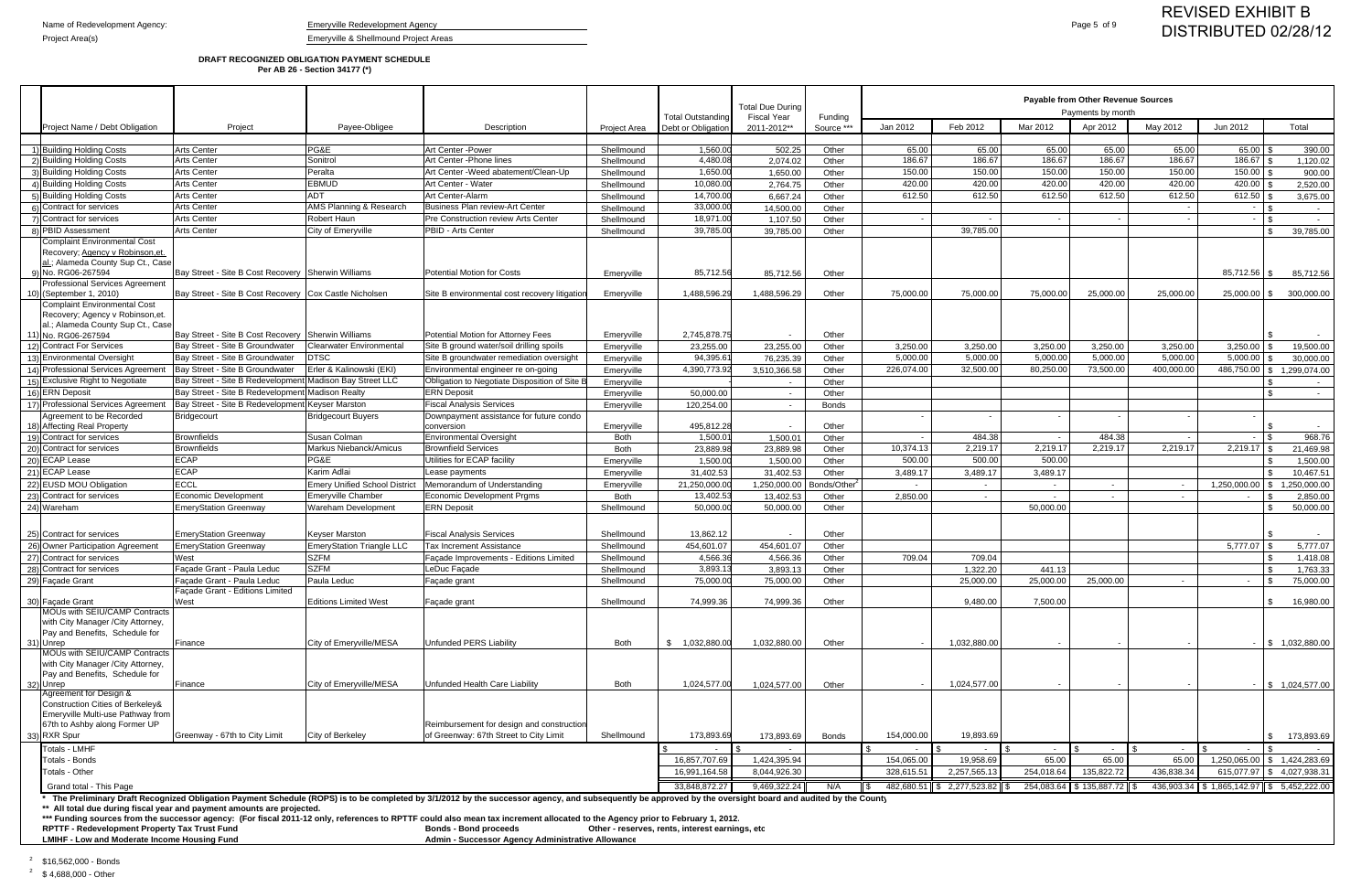Name of Redevelopment Agency: Emeryville Redevelopment Agency

Project Area(s): Emeryville & Shellmound Project Areas

REVISED EXHIBIT B
DISTRIBUTED 02/28/12

**DRAFT RECOGNIZED OBLIGATION PAYMENT SCHEDULE**
**Per AB 26 - Section 34177 (\*)**

| | Project Name / Debt Obligation | Project | Payee-Obligee | Description | Project Area | Total Outstanding Debt or Obligation | Total Due During Fiscal Year 2011-2012\*\* | Funding Source \*\*\* | Payable from Other Revenue Sources - Payments by month: Jan 2012 | Feb 2012 | Mar 2012 | Apr 2012 | May 2012 | Jun 2012 | Total |
|---|---|---|---|---|---|---|---|---|---|---|---|---|---|---|---|
| 1) | Building Holding Costs | Arts Center | PG&E | Art Center -Power | Shellmound | 1,560.00 | 502.25 | Other | 65.00 | 65.00 | 65.00 | 65.00 | 65.00 | 65.00 | $ 390.00 |
| 2) | Building Holding Costs | Arts Center | Sonitrol | Art Center -Phone lines | Shellmound | 4,480.08 | 2,074.02 | Other | 186.67 | 186.67 | 186.67 | 186.67 | 186.67 | 186.67 | $ 1,120.02 |
| 3) | Building Holding Costs | Arts Center | Peralta | Art Center -Weed abatement/Clean-Up | Shellmound | 1,650.00 | 1,650.00 | Other | 150.00 | 150.00 | 150.00 | 150.00 | 150.00 | 150.00 | $ 900.00 |
| 4) | Building Holding Costs | Arts Center | EBMUD | Art Center - Water | Shellmound | 10,080.00 | 2,764.75 | Other | 420.00 | 420.00 | 420.00 | 420.00 | 420.00 | 420.00 | $ 2,520.00 |
| 5) | Building Holding Costs | Arts Center | ADT | Art Center-Alarm | Shellmound | 14,700.00 | 6,667.24 | Other | 612.50 | 612.50 | 612.50 | 612.50 | 612.50 | 612.50 | $ 3,675.00 |
| 6) | Contract for services | Arts Center | AMS Planning & Research | Business Plan review-Art Center | Shellmound | 33,000.00 | 14,500.00 | Other | | | | | - | - | $ - |
| 7) | Contract for services | Arts Center | Robert Haun | Pre Construction review Arts Center | Shellmound | 18,971.00 | 1,107.50 | Other | - | - | - | - | - | - | $ - |
| 8) | PBID Assessment | Arts Center | City of Emeryville | PBID - Arts Center | Shellmound | 39,785.00 | 39,785.00 | Other | | 39,785.00 | | | | | $ 39,785.00 |
| 9) | Complaint Environmental Cost Recovery; Agency v Robinson,et. al.; Alameda County Sup Ct., Case No. RG06-267594 | Bay Street - Site B Cost Recovery | Sherwin Williams | Potential Motion for Costs | Emeryville | 85,712.56 | 85,712.56 | Other | | | | | | 85,712.56 | $ 85,712.56 |
| 10) | Professional Services Agreement (September 1, 2010) | Bay Street - Site B Cost Recovery | Cox Castle Nicholsen | Site B environmental cost recovery litigation | Emeryville | 1,488,596.29 | 1,488,596.29 | Other | 75,000.00 | 75,000.00 | 75,000.00 | 25,000.00 | 25,000.00 | 25,000.00 | $ 300,000.00 |
| 11) | Complaint Environmental Cost Recovery; Agency v Robinson,et. al.; Alameda County Sup Ct., Case No. RG06-267594 | Bay Street - Site B Cost Recovery | Sherwin Williams | Potential Motion for Attorney Fees | Emeryville | 2,745,878.75 | - | Other | | | | | | | $ - |
| 12) | Contract For Services | Bay Street - Site B Groundwater | Clearwater Environmental | Site B ground water/soil drilling spoils | Emeryville | 23,255.00 | 23,255.00 | Other | 3,250.00 | 3,250.00 | 3,250.00 | 3,250.00 | 3,250.00 | 3,250.00 | $ 19,500.00 |
| 13) | Environmental Oversight | Bay Street - Site B Groundwater | DTSC | Site B groundwater remediation oversight | Emeryville | 94,395.61 | 76,235.39 | Other | 5,000.00 | 5,000.00 | 5,000.00 | 5,000.00 | 5,000.00 | 5,000.00 | $ 30,000.00 |
| 14) | Professional Services Agreement | Bay Street - Site B Groundwater | Erler & Kalinowski (EKI) | Environmental engineer re on-going | Emeryville | 4,390,773.92 | 3,510,366.58 | Other | 226,074.00 | 32,500.00 | 80,250.00 | 73,500.00 | 400,000.00 | 486,750.00 | $ 1,299,074.00 |
| 15) | Exclusive Right to Negotiate | Bay Street - Site B Redevelopment | Madison Bay Street LLC | Obligation to Negotiate Disposition of Site B | Emeryville | - | - | Other | | | | | | | $ - |
| 16) | ERN Deposit | Bay Street - Site B Redevelopment | Madison Realty | ERN Deposit | Emeryville | 50,000.00 | - | Other | | | | | | | $ - |
| 17) | Professional Services Agreement | Bay Street - Site B Redevelopment | Keyser Marston | Fiscal Analysis Services | Emeryville | 120,254.00 | - | Bonds | | | | | | | |
| 18) | Agreement to be Recorded Affecting Real Property | Bridgecourt | Bridgecourt Buyers | Downpayment assistance for future condo conversion | Emeryville | 495,812.28 | - | Other | - | - | - | - | - | - | $ - |
| 19) | Contract for services | Brownfields | Susan Colman | Environmental Oversight | Both | 1,500.01 | 1,500.01 | Other | - | 484.38 | - | 484.38 | - | - | $ 968.76 |
| 20) | Contract for services | Brownfields | Markus Niebanck/Amicus | Brownfield Services | Both | 23,889.98 | 23,889.98 | Other | 10,374.13 | 2,219.17 | 2,219.17 | 2,219.17 | 2,219.17 | 2,219.17 | $ 21,469.98 |
| 21) | ECAP Lease | ECAP | PG&E | Utilities for ECAP facility | Emeryville | 1,500.00 | 1,500.00 | Other | 500.00 | 500.00 | 500.00 | | | | $ 1,500.00 |
| 22) | ECAP Lease | ECAP | Karim Adlai | Lease payments | Emeryville | 31,402.53 | 31,402.53 | Other | 3,489.17 | 3,489.17 | 3,489.17 | | | | $ 10,467.51 |
| 23) | EUSD MOU Obligation | ECCL | Emery Unified School District | Memorandum of Understanding | Emeryville | 21,250,000.00 | 1,250,000.00 | Bonds/Other[2] | - | - | - | - | - | 1,250,000.00 | $ 1,250,000.00 |
| 24) | Contract for services | Economic Development | Emeryville Chamber | Economic Development Prgms | Both | 13,402.53 | 13,402.53 | Other | 2,850.00 | - | - | - | - | - | $ 2,850.00 |
| 25) | Wareham | EmeryStation Greenway | Wareham Development | ERN Deposit | Shellmound | 50,000.00 | 50,000.00 | Other | | | 50,000.00 | | | | $ 50,000.00 |
| 26) | Contract for services | EmeryStation Greenway | Keyser Marston | Fiscal Analysis Services | Shellmound | 13,862.12 | - | Other | | | | | | | $ - |
| 27) | Owner Participation Agreement | EmeryStation Greenway | EmeryStation Triangle LLC | Tax Increment Assistance | Shellmound | 454,601.07 | 454,601.07 | Other | | | | | | 5,777.07 | $ 5,777.07 |
| 28) | Contract for services | West | SZFM | Façade Improvements - Editions Limited | Shellmound | 4,566.36 | 4,566.36 | Other | 709.04 | 709.04 | | | | | $ 1,418.08 |
| 29) | Contract for services | Façade Grant - Paula Leduc | SZFM | LeDuc Façade | Shellmound | 3,893.13 | 3,893.13 | Other | | 1,322.20 | 441.13 | | | | $ 1,763.33 |
| 30) | Façade Grant | Façade Grant - Paula Leduc | Paula Leduc | Façade grant | Shellmound | 75,000.00 | 75,000.00 | Other | | 25,000.00 | 25,000.00 | 25,000.00 | - | - | $ 75,000.00 |
| 31) | Façade Grant | Façade Grant - Editions Limited West | Editions Limited West | Façade grant | Shellmound | 74,999.36 | 74,999.36 | Other | | 9,480.00 | 7,500.00 | | | | $ 16,980.00 |
| 32) | MOUs with SEIU/CAMP Contracts with City Manager /City Attorney, Pay and Benefits, Schedule for Unrep | Finance | City of Emeryville/MESA | Unfunded PERS Liability | Both | $ 1,032,880.00 | 1,032,880.00 | Other | - | 1,032,880.00 | - | - | - | - | $ 1,032,880.00 |
| 33) | MOUs with SEIU/CAMP Contracts with City Manager /City Attorney, Pay and Benefits, Schedule for Unrep | Finance | City of Emeryville/MESA | Unfunded Health Care Liability | Both | 1,024,577.00 | 1,024,577.00 | Other | - | 1,024,577.00 | - | - | - | - | $ 1,024,577.00 |
| 34) | Agreement for Design & Construction Cities of Berkeley& Emeryville Multi-use Pathway from 67th to Ashby along Former UP RXR Spur | Greenway - 67th to City Limit | City of Berkeley | Reimbursement for design and construction of Greenway: 67th Street to City Limit | Shellmound | 173,893.69 | 173,893.69 | Bonds | 154,000.00 | 19,893.69 | | | | | $ 173,893.69 |
| | Totals - LMIHF | | | | | $ - | $ - | | $ - | $ - | $ - | $ - | $ - | $ - | $ - |
| | Totals - Bonds | | | | | 16,857,707.69 | 1,424,395.94 | | 154,065.00 | 19,958.69 | 65.00 | 65.00 | 65.00 | 1,250,065.00 | $ 1,424,283.69 |
| | Totals - Other | | | | | 16,991,164.58 | 8,044,926.30 | | 328,615.51 | 2,257,565.13 | 254,018.64 | 135,822.72 | 436,838.34 | 615,077.97 | $ 4,027,938.31 |
| | Grand total - This Page | | | | | 33,848,872.27 | 9,469,322.24 | N/A | $ 482,680.51 | $ 2,277,523.82 | $ 254,083.64 | $ 135,887.72 | $ 436,903.34 | $ 1,865,142.97 | $ 5,452,222.00 |

\* The Preliminary Draft Recognized Obligation Payment Schedule (ROPS) is to be completed by 3/1/2012 by the successor agency, and subsequently be approved by the oversight board and audited by the County

\*\* All total due during fiscal year and payment amounts are projected.

\*\*\* Funding sources from the successor agency: (For fiscal 2011-12 only, references to RPTTF could also mean tax increment allocated to the Agency prior to February 1, 2012.

RPTTF - Redevelopment Property Tax Trust Fund — Bonds - Bond proceeds — Other - reserves, rents, interest earnings, etc

LMIHF - Low and Moderate Income Housing Fund — Admin - Successor Agency Administrative Allowance

[2] $16,562,000 - Bonds

[2] $ 4,688,000 - Other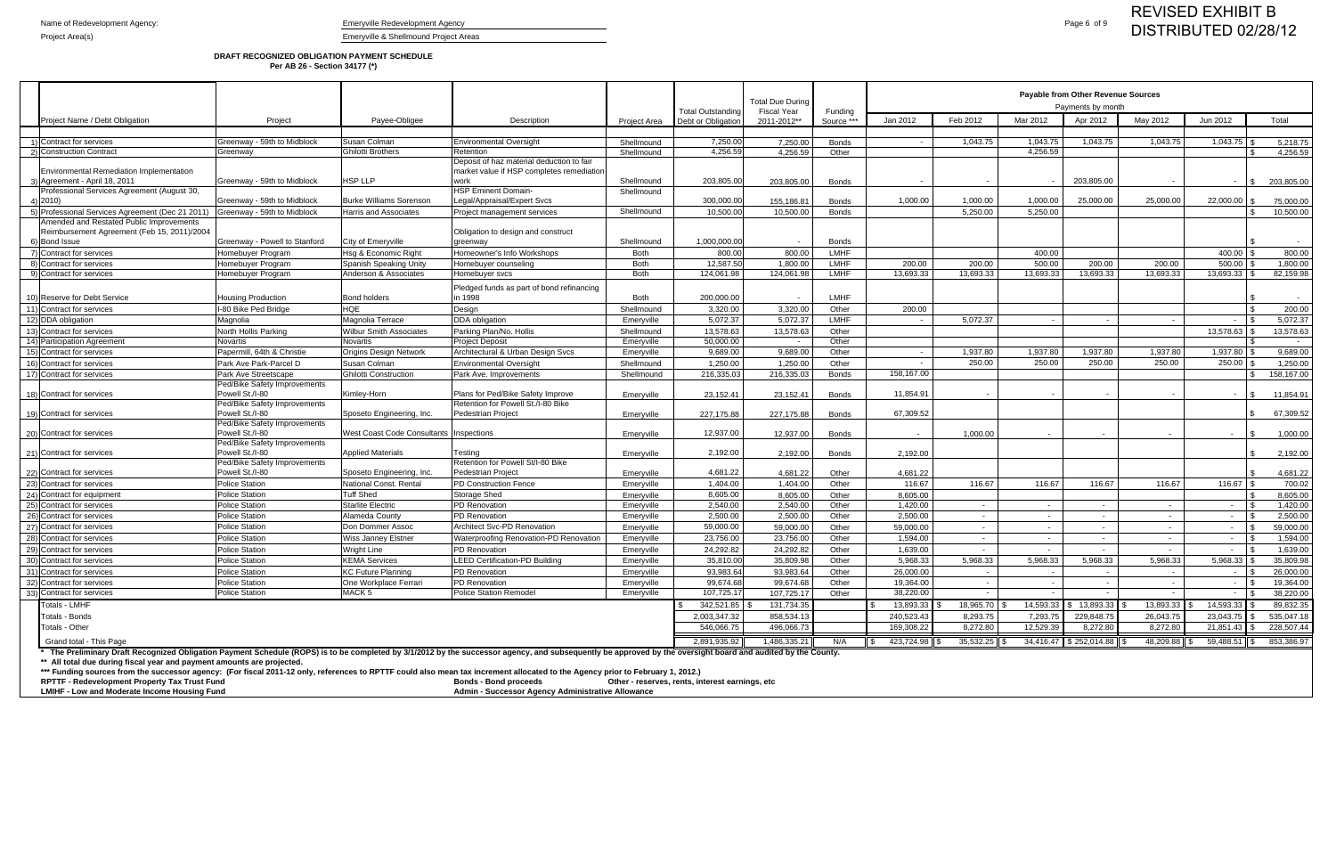Name of Redevelopment Agency: Emeryville Redevelopment Agency

Project Area(s) Emeryville & Shellmound Project Areas

REVISED EXHIBIT B
DISTRIBUTED 02/28/12

**DRAFT RECOGNIZED OBLIGATION PAYMENT SCHEDULE**
**Per AB 26 - Section 34177 (*)**

| | Project Name / Debt Obligation | Project | Payee-Obligee | Description | Project Area | Total Outstanding Debt or Obligation | Total Due During Fiscal Year 2011-2012** | Funding Source *** | Payable from Other Revenue Sources — Payments by month: Jan 2012 | Feb 2012 | Mar 2012 | Apr 2012 | May 2012 | Jun 2012 | Total |
|---|---|---|---|---|---|---|---|---|---|---|---|---|---|---|---|
| 1) | Contract for services | Greenway - 59th to Midblock | Susan Colman | Environmental Oversight | Shellmound | 7,250.00 | 7,250.00 | Bonds | - | 1,043.75 | 1,043.75 | 1,043.75 | 1,043.75 | 1,043.75 | $ 5,218.75 |
| 2) | Construction Contract | Greenway | Ghilotti Brothers | Retention | Shellmound | 4,256.59 | 4,256.59 | Other | | | 4,256.59 | | | | $ 4,256.59 |
| 3) | Environmental Remediation Implementation Agreement - April 18, 2011 | Greenway - 59th to Midblock | HSP LLP | Deposit of haz material deduction to fair market value if HSP completes remediation work | Shellmound | 203,805.00 | 203,805.00 | Bonds | - | - | - | 203,805.00 | - | - | $ 203,805.00 |
| 4) | Professional Services Agreement (August 30, 2010) | Greenway - 59th to Midblock | Burke Williams Sorenson | HSP Eminent Domain-Legal/Appraisal/Expert Svcs | Shellmound | 300,000.00 | 155,186.81 | Bonds | 1,000.00 | 1,000.00 | 1,000.00 | 25,000.00 | 25,000.00 | 22,000.00 | $ 75,000.00 |
| 5) | Professional Services Agreement (Dec 21 2011) | Greenway - 59th to Midblock | Harris and Associates | Project management services | Shellmound | 10,500.00 | 10,500.00 | Bonds | | 5,250.00 | 5,250.00 | | | | $ 10,500.00 |
| 6) | Amended and Restated Public Improvements Reimbursement Agreement (Feb 15, 2011)/2004 Bond Issue | Greenway - Powell to Stanford | City of Emeryville | Obligation to design and construct greenway | Shellmound | 1,000,000.00 | - | Bonds | | | | | | | $ - |
| 7) | Contract for services | Homebuyer Program | Hsg & Economic Right | Homeowner's Info Workshops | Both | 800.00 | 800.00 | LMHF | | | 400.00 | | | 400.00 | $ 800.00 |
| 8) | Contract for services | Homebuyer Program | Spanish Speaking Unity | Homebuyer counseling | Both | 12,587.50 | 1,800.00 | LMHF | 200.00 | 200.00 | 500.00 | 200.00 | 200.00 | 500.00 | $ 1,800.00 |
| 9) | Contract for services | Homebuyer Program | Anderson & Associates | Homebuyer svcs | Both | 124,061.98 | 124,061.98 | LMHF | 13,693.33 | 13,693.33 | 13,693.33 | 13,693.33 | 13,693.33 | 13,693.33 | $ 82,159.98 |
| 10) | Reserve for Debt Service | Housing Production | Bond holders | Pledged funds as part of bond refinancing in 1998 | Both | 200,000.00 | - | LMHF | | | | | | | $ - |
| 11) | Contract for services | I-80 Bike Ped Bridge | HQE | Design | Shellmound | 3,320.00 | 3,320.00 | Other | 200.00 | | | | | | $ 200.00 |
| 12) | DDA obligation | Magnolia | Magnolia Terrace | DDA obligation | Emeryville | 5,072.37 | 5,072.37 | LMHF | - | 5,072.37 | - | - | - | - | $ 5,072.37 |
| 13) | Contract for services | North Hollis Parking | Wilbur Smith Associates | Parking Plan/No. Hollis | Shellmound | 13,578.63 | 13,578.63 | Other | | | | | | 13,578.63 | $ 13,578.63 |
| 14) | Participation Agreement | Novartis | Novartis | Project Deposit | Emeryville | 50,000.00 | - | Other | | | | | | | $ - |
| 15) | Contract for services | Papermill, 64th & Christie | Origins Design Network | Architectural & Urban Design Svcs | Emeryville | 9,689.00 | 9,689.00 | Other | - | 1,937.80 | 1,937.80 | 1,937.80 | 1,937.80 | 1,937.80 | $ 9,689.00 |
| 16) | Contract for services | Park Ave Park-Parcel D | Susan Colman | Environmental Oversight | Shellmound | 1,250.00 | 1,250.00 | Other | - | 250.00 | 250.00 | 250.00 | 250.00 | 250.00 | $ 1,250.00 |
| 17) | Contract for services | Park Ave Streetscape | Ghilotti Construction | Park Ave. Improvements | Shellmound | 216,335.03 | 216,335.03 | Bonds | 158,167.00 | | | | | | $ 158,167.00 |
| 18) | Contract for services | Ped/Bike Safety Improvements Powell St./I-80 | Kimley-Horn | Plans for Ped/Bike Safety Improve | Emeryville | 23,152.41 | 23,152.41 | Bonds | 11,854.91 | - | - | - | - | - | $ 11,854.91 |
| 19) | Contract for services | Ped/Bike Safety Improvements Powell St./I-80 | Sposeto Engineering, Inc. | Retention for Powell St./I-80 Bike Pedestrian Project | Emeryville | 227,175.88 | 227,175.88 | Bonds | 67,309.52 | | | | | | $ 67,309.52 |
| 20) | Contract for services | Ped/Bike Safety Improvements Powell St./I-80 | West Coast Code Consultants | Inspections | Emeryville | 12,937.00 | 12,937.00 | Bonds | - | 1,000.00 | - | - | - | - | $ 1,000.00 |
| 21) | Contract for services | Ped/Bike Safety Improvements Powell St./I-80 | Applied Materials | Testing | Emeryville | 2,192.00 | 2,192.00 | Bonds | 2,192.00 | | | | | | $ 2,192.00 |
| 22) | Contract for services | Ped/Bike Safety Improvements Powell St./I-80 | Sposeto Engineering, Inc. | Retention for Powell St/I-80 Bike Pedestrian Project | Emeryville | 4,681.22 | 4,681.22 | Other | 4,681.22 | | | | | | $ 4,681.22 |
| 23) | Contract for services | Police Station | National Const. Rental | PD Construction Fence | Emeryville | 1,404.00 | 1,404.00 | Other | 116.67 | 116.67 | 116.67 | 116.67 | 116.67 | 116.67 | $ 700.02 |
| 24) | Contract for equipment | Police Station | Tuff Shed | Storage Shed | Emeryville | 8,605.00 | 8,605.00 | Other | 8,605.00 | | | | | | $ 8,605.00 |
| 25) | Contract for services | Police Station | Starlite Electric | PD Renovation | Emeryville | 2,540.00 | 2,540.00 | Other | 1,420.00 | - | - | - | - | - | $ 1,420.00 |
| 26) | Contract for services | Police Station | Alameda County | PD Renovation | Emeryville | 2,500.00 | 2,500.00 | Other | 2,500.00 | - | - | - | - | - | $ 2,500.00 |
| 27) | Contract for services | Police Station | Don Dommer Assoc | Architect Svc-PD Renovation | Emeryville | 59,000.00 | 59,000.00 | Other | 59,000.00 | - | - | - | - | - | $ 59,000.00 |
| 28) | Contract for services | Police Station | Wiss Janney Elstner | Waterproofing Renovation-PD Renovation | Emeryville | 23,756.00 | 23,756.00 | Other | 1,594.00 | - | - | - | - | - | $ 1,594.00 |
| 29) | Contract for services | Police Station | Wright Line | PD Renovation | Emeryville | 24,292.82 | 24,292.82 | Other | 1,639.00 | - | - | - | - | - | $ 1,639.00 |
| 30) | Contract for services | Police Station | KEMA Services | LEED Certification-PD Building | Emeryville | 35,810.00 | 35,809.98 | Other | 5,968.33 | 5,968.33 | 5,968.33 | 5,968.33 | 5,968.33 | 5,968.33 | $ 35,809.98 |
| 31) | Contract for services | Police Station | KC Future Planning | PD Renovation | Emeryville | 93,983.64 | 93,983.64 | Other | 26,000.00 | - | - | - | - | - | $ 26,000.00 |
| 32) | Contract for services | Police Station | One Workplace Ferrari | PD Renovation | Emeryville | 99,674.68 | 99,674.68 | Other | 19,364.00 | - | - | - | - | - | $ 19,364.00 |
| 33) | Contract for services | Police Station | MACK 5 | Police Station Remodel | Emeryville | 107,725.17 | 107,725.17 | Other | 38,220.00 | - | - | - | - | - | $ 38,220.00 |
| | Totals - LMHF | | | | | $ 342,521.85 | $ 131,734.35 | | $ 13,893.33 | $ 18,965.70 | $ 14,593.33 | $ 13,893.33 | $ 13,893.33 | $ 14,593.33 | $ 89,832.35 |
| | Totals - Bonds | | | | | 2,003,347.32 | 858,534.13 | | 240,523.43 | 8,293.75 | 7,293.75 | 229,848.75 | 26,043.75 | 23,043.75 | $ 535,047.18 |
| | Totals - Other | | | | | 546,066.75 | 496,066.73 | | 169,308.22 | 8,272.80 | 12,529.39 | 8,272.80 | 8,272.80 | 21,851.43 | $ 228,507.44 |
| | Grand total - This Page | | | | | 2,891,935.92 | 1,486,335.21 | N/A | $ 423,724.98 | $ 35,532.25 | $ 34,416.47 | $ 252,014.88 | $ 48,209.88 | $ 59,488.51 | $ 853,386.97 |

\* The Preliminary Draft Recognized Obligation Payment Schedule (ROPS) is to be completed by 3/1/2012 by the successor agency, and subsequently be approved by the oversight board and audited by the County.

** All total due during fiscal year and payment amounts are projected.

*** Funding sources from the successor agency: (For fiscal 2011-12 only, references to RPTTF could also mean tax increment allocated to the Agency prior to February 1, 2012.)

**RPTTF - Redevelopment Property Tax Trust Fund** — **Bonds - Bond proceeds** — **Other - reserves, rents, interest earnings, etc**

**LMIHF - Low and Moderate Income Housing Fund** — **Admin - Successor Agency Administrative Allowance**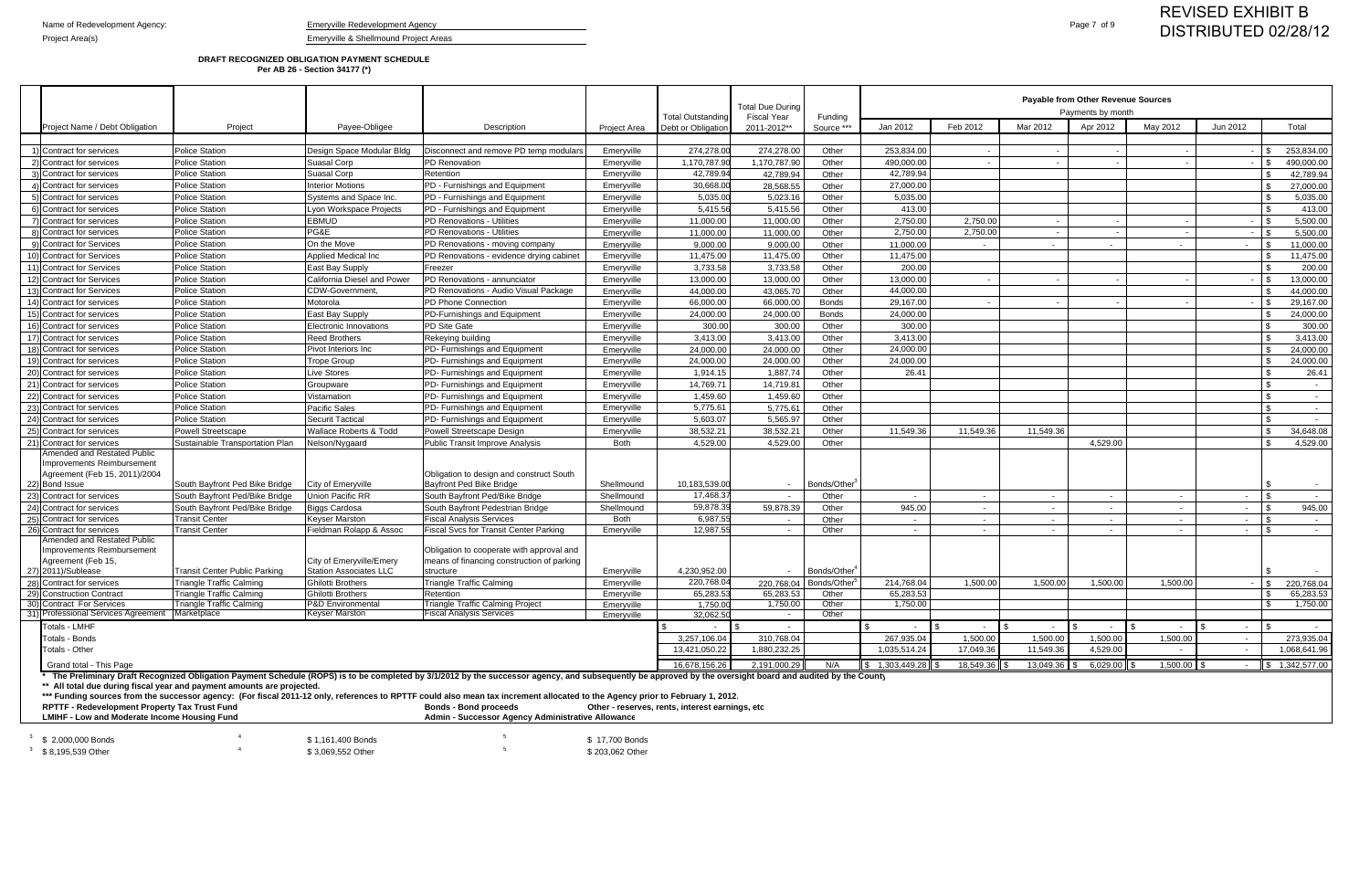Name of Redevelopment Agency: Emeryville Redevelopment Agency

Project Area(s) Emeryville & Shellmound Project Areas

**REVISED EXHIBIT B**
**DISTRIBUTED 02/28/12**

**DRAFT RECOGNIZED OBLIGATION PAYMENT SCHEDULE**
**Per AB 26 - Section 34177 (*)**

| | Project Name / Debt Obligation | Project | Payee-Obligee | Description | Project Area | Total Outstanding Debt or Obligation | Total Due During Fiscal Year 2011-2012** | Funding Source *** | Payable from Other Revenue Sources Payments by month Jan 2012 | Feb 2012 | Mar 2012 | Apr 2012 | May 2012 | Jun 2012 | Total |
|---|---|---|---|---|---|---|---|---|---|---|---|---|---|---|---|
| 1) | Contract for services | Police Station | Design Space Modular Bldg | Disconnect and remove PD temp modulars | Emeryville | 274,278.00 | 274,278.00 | Other | 253,834.00 | - | - | - | - | - | $ 253,834.00 |
| 2) | Contract for services | Police Station | Suasal Corp | PD Renovation | Emeryville | 1,170,787.90 | 1,170,787.90 | Other | 490,000.00 | - | - | - | - | - | $ 490,000.00 |
| 3) | Contract for services | Police Station | Suasal Corp | Retention | Emeryville | 42,789.94 | 42,789.94 | Other | 42,789.94 | | | | | | $ 42,789.94 |
| 4) | Contract for services | Police Station | Interior Motions | PD - Furnishings and Equipment | Emeryville | 30,668.00 | 28,568.55 | Other | 27,000.00 | | | | | | $ 27,000.00 |
| 5) | Contract for services | Police Station | Systems and Space Inc. | PD - Furnishings and Equipment | Emeryville | 5,035.00 | 5,023.16 | Other | 5,035.00 | | | | | | $ 5,035.00 |
| 6) | Contract for services | Police Station | Lyon Workspace Projects | PD - Furnishings and Equipment | Emeryville | 5,415.56 | 5,415.56 | Other | 413.00 | | | | | | $ 413.00 |
| 7) | Contract for services | Police Station | EBMUD | PD Renovations - Utilities | Emeryville | 11,000.00 | 11,000.00 | Other | 2,750.00 | 2,750.00 | - | - | - | - | $ 5,500.00 |
| 8) | Contract for services | Police Station | PG&E | PD Renovations - Utilities | Emeryville | 11,000.00 | 11,000.00 | Other | 2,750.00 | 2,750.00 | - | - | - | - | $ 5,500.00 |
| 9) | Contract for Services | Police Station | On the Move | PD Renovations - moving company | Emeryville | 9,000.00 | 9,000.00 | Other | 11,000.00 | - | - | - | - | - | $ 11,000.00 |
| 10) | Contract for Services | Police Station | Applied Medical Inc | PD Renovations - evidence drying cabinet | Emeryville | 11,475.00 | 11,475.00 | Other | 11,475.00 | | | | | | $ 11,475.00 |
| 11) | Contract for Services | Police Station | East Bay Supply | Freezer | Emeryville | 3,733.58 | 3,733.58 | Other | 200.00 | | | | | | $ 200.00 |
| 12) | Contract for Services | Police Station | California Diesel and Power | PD Renovations - annunciator | Emeryville | 13,000.00 | 13,000.00 | Other | 13,000.00 | - | - | - | - | - | $ 13,000.00 |
| 13) | Contract for Services | Police Station | CDW-Government, | PD Renovations - Audio Visual Package | Emeryville | 44,000.00 | 43,065.70 | Other | 44,000.00 | | | | | | $ 44,000.00 |
| 14) | Contract for services | Police Station | Motorola | PD Phone Connection | Emeryville | 66,000.00 | 66,000.00 | Bonds | 29,167.00 | - | - | - | - | - | $ 29,167.00 |
| 15) | Contract for services | Police Station | East Bay Supply | PD-Furnishings and Equipment | Emeryville | 24,000.00 | 24,000.00 | Bonds | 24,000.00 | | | | | | $ 24,000.00 |
| 16) | Contract for services | Police Station | Electronic Innovations | PD Site Gate | Emeryville | 300.00 | 300.00 | Other | 300.00 | | | | | | $ 300.00 |
| 17) | Contract for services | Police Station | Reed Brothers | Rekeying building | Emeryville | 3,413.00 | 3,413.00 | Other | 3,413.00 | | | | | | $ 3,413.00 |
| 18) | Contract for services | Police Station | Pivot Interiors Inc | PD- Furnishings and Equipment | Emeryville | 24,000.00 | 24,000.00 | Other | 24,000.00 | | | | | | $ 24,000.00 |
| 19) | Contract for services | Police Station | Trope Group | PD- Furnishings and Equipment | Emeryville | 24,000.00 | 24,000.00 | Other | 24,000.00 | | | | | | $ 24,000.00 |
| 20) | Contract for services | Police Station | Live Stores | PD- Furnishings and Equipment | Emeryville | 1,914.15 | 1,887.74 | Other | 26.41 | | | | | | $ 26.41 |
| 21) | Contract for services | Police Station | Groupware | PD- Furnishings and Equipment | Emeryville | 14,769.71 | 14,719.81 | Other | | | | | | | $ - |
| 22) | Contract for services | Police Station | Vistamation | PD- Furnishings and Equipment | Emeryville | 1,459.60 | 1,459.60 | Other | | | | | | | $ - |
| 23) | Contract for services | Police Station | Pacific Sales | PD- Furnishings and Equipment | Emeryville | 5,775.61 | 5,775.61 | Other | | | | | | | $ - |
| 24) | Contract for services | Police Station | Securit Tactical | PD- Furnishings and Equipment | Emeryville | 5,603.07 | 5,565.97 | Other | | | | | | | $ - |
| 25) | Contract for services | Powell Streetscape | Wallace Roberts & Todd | Powell Streetscape Design | Emeryville | 38,532.21 | 38,532.21 | Other | 11,549.36 | 11,549.36 | 11,549.36 | | | | $ 34,648.08 |
| 21) | Contract for services | Sustainable Transportation Plan | Nelson/Nygaard | Public Transit Improve Analysis | Both | 4,529.00 | 4,529.00 | Other | | | | 4,529.00 | | | $ 4,529.00 |
| 22) | Amended and Restated Public Improvements Reimbursement Agreement (Feb 15, 2011)/2004 Bond Issue | South Bayfront Ped Bike Bridge | City of Emeryville | Obligation to design and construct South Bayfront Ped Bike Bridge | Shellmound | 10,183,539.00 | - | Bonds/Other[3] | | | | | | | $ - |
| 23) | Contract for services | South Bayfront Ped/Bike Bridge | Union Pacific RR | South Bayfront Ped/Bike Bridge | Shellmound | 17,468.37 | - | Other | - | - | - | - | - | - | $ - |
| 24) | Contract for services | South Bayfront Ped/Bike Bridge | Biggs Cardosa | South Bayfront Pedestrian Bridge | Shellmound | 59,878.39 | 59,878.39 | Other | 945.00 | - | - | - | - | - | $ 945.00 |
| 25) | Contract for services | Transit Center | Keyser Marston | Fiscal Analysis Services | Both | 6,987.55 | - | Other | - | - | - | - | - | - | $ - |
| 26) | Contract for services | Transit Center | Fieldman Rolapp & Assoc | Fiscal Svcs for Transit Center Parking | Emeryville | 12,987.55 | - | Other | - | - | - | - | - | - | $ - |
| 27) | Amended and Restated Public Improvements Reimbursement Agreement (Feb 15, 2011)/Sublease | Transit Center Public Parking | City of Emeryville/Emery Station Associates LLC | Obligation to cooperate with approval and means of financing construction of parking structure | Emeryville | 4,230,952.00 | - | Bonds/Other[4] | | | | | | | $ - |
| 28) | Contract for services | Triangle Traffic Calming | Ghilotti Brothers | Triangle Traffic Calming | Emeryville | 220,768.04 | 220,768.04 | Bonds/Other[5] | 214,768.04 | 1,500.00 | 1,500.00 | 1,500.00 | 1,500.00 | - | $ 220,768.04 |
| 29) | Construction Contract | Triangle Traffic Calming | Ghilotti Brothers | Retention | Emeryville | 65,283.53 | 65,283.53 | Other | 65,283.53 | | | | | | $ 65,283.53 |
| 30) | Contract For Services | Triangle Traffic Calming | P&D Environmental | Triangle Traffic Calming Project | Emeryville | 1,750.00 | 1,750.00 | Other | 1,750.00 | | | | | | $ 1,750.00 |
| 31) | Professional Services Agreement | Marketplace | Keyser Marston | Fiscal Analysis Services | Emeryville | 32,062.50 | - | Other | | | | | | | |
| | Totals - LMHF | | | | | $ - | $ - | | $ - | $ - | $ - | $ - | $ - | $ - | $ - |
| | Totals - Bonds | | | | | 3,257,106.04 | 310,768.04 | | 267,935.04 | 1,500.00 | 1,500.00 | 1,500.00 | 1,500.00 | - | 273,935.04 |
| | Totals - Other | | | | | 13,421,050.22 | 1,880,232.25 | | 1,035,514.24 | 17,049.36 | 11,549.36 | 4,529.00 | - | - | 1,068,641.96 |
| | Grand total - This Page | | | | | 16,678,156.26 | 2,191,000.29 | N/A | $ 1,303,449.28 | $ 18,549.36 | $ 13,049.36 | $ 6,029.00 | $ 1,500.00 | $ - | $ 1,342,577.00 |

\* The Preliminary Draft Recognized Obligation Payment Schedule (ROPS) is to be completed by 3/1/2012 by the successor agency, and subsequently be approved by the oversight board and audited by the County

\*\* All total due during fiscal year and payment amounts are projected.

\*\*\* Funding sources from the successor agency: (For fiscal 2011-12 only, references to RPTTF could also mean tax increment allocated to the Agency prior to February 1, 2012.

RPTTF - Redevelopment Property Tax Trust Fund | Bonds - Bond proceeds | Other - reserves, rents, interest earnings, etc

LMIHF - Low and Moderate Income Housing Fund | Admin - Successor Agency Administrative Allowance

[3] $ 2,000,000 Bonds | [4] $ 1,161,400 Bonds | [5] $ 17,700 Bonds

[3] $ 8,195,539 Other | [4] $ 3,069,552 Other | [5] $ 203,062 Other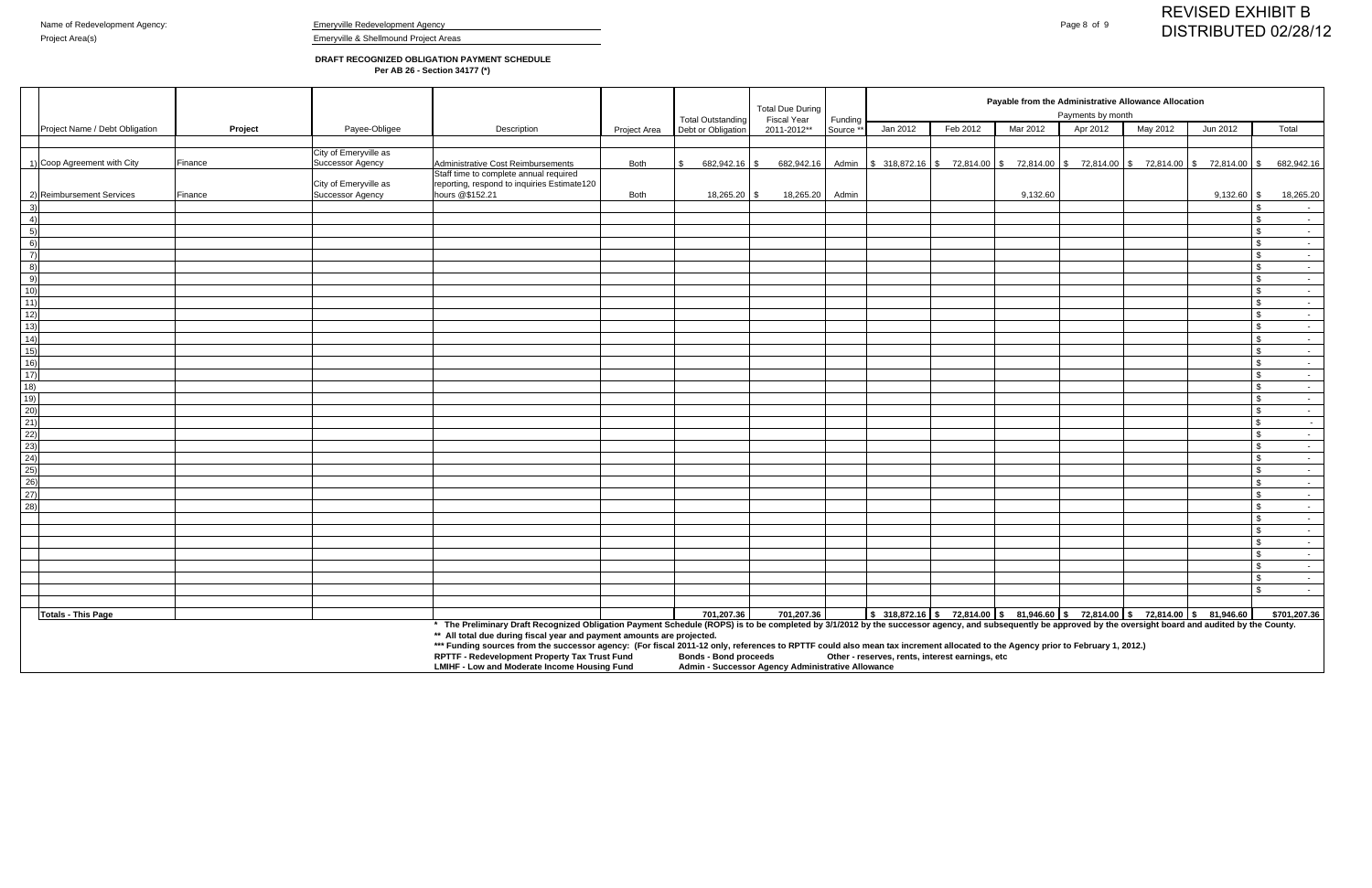Name of Redevelopment Agency: Emeryville Redevelopment Agency

Project Area(s) Emeryville & Shellmound Project Areas

**REVISED EXHIBIT B**
**DISTRIBUTED 02/28/12**

**DRAFT RECOGNIZED OBLIGATION PAYMENT SCHEDULE**
**Per AB 26 - Section 34177 (*)**

| | Project Name / Debt Obligation | Project | Payee-Obligee | Description | Project Area | Total Outstanding Debt or Obligation | Total Due During Fiscal Year 2011-2012** | Funding Source ** | Payable from the Administrative Allowance Allocation — Payments by month: Jan 2012 | Feb 2012 | Mar 2012 | Apr 2012 | May 2012 | Jun 2012 | Total |
|---|---|---|---|---|---|---|---|---|---|---|---|---|---|---|---|
| 1) | Coop Agreement with City | Finance | City of Emeryville as Successor Agency | Administrative Cost Reimbursements | Both | $ 682,942.16 | $ 682,942.16 | Admin | $ 318,872.16 | $ 72,814.00 | $ 72,814.00 | $ 72,814.00 | $ 72,814.00 | $ 72,814.00 | $ 682,942.16 |
| 2) | Reimbursement Services | Finance | City of Emeryville as Successor Agency | Staff time to complete annual required reporting, respond to inquiries Estimate120 hours @$152.21 | Both | 18,265.20 | $ 18,265.20 | Admin | | | 9,132.60 | | | 9,132.60 | $ 18,265.20 |
| 3) | | | | | | | | | | | | | | | $ - |
| 4) | | | | | | | | | | | | | | | $ - |
| 5) | | | | | | | | | | | | | | | $ - |
| 6) | | | | | | | | | | | | | | | $ - |
| 7) | | | | | | | | | | | | | | | $ - |
| 8) | | | | | | | | | | | | | | | $ - |
| 9) | | | | | | | | | | | | | | | $ - |
| 10) | | | | | | | | | | | | | | | $ - |
| 11) | | | | | | | | | | | | | | | $ - |
| 12) | | | | | | | | | | | | | | | $ - |
| 13) | | | | | | | | | | | | | | | $ - |
| 14) | | | | | | | | | | | | | | | $ - |
| 15) | | | | | | | | | | | | | | | $ - |
| 16) | | | | | | | | | | | | | | | $ - |
| 17) | | | | | | | | | | | | | | | $ - |
| 18) | | | | | | | | | | | | | | | $ - |
| 19) | | | | | | | | | | | | | | | $ - |
| 20) | | | | | | | | | | | | | | | $ - |
| 21) | | | | | | | | | | | | | | | $ - |
| 22) | | | | | | | | | | | | | | | $ - |
| 23) | | | | | | | | | | | | | | | $ - |
| 24) | | | | | | | | | | | | | | | $ - |
| 25) | | | | | | | | | | | | | | | $ - |
| 26) | | | | | | | | | | | | | | | $ - |
| 27) | | | | | | | | | | | | | | | $ - |
| 28) | | | | | | | | | | | | | | | $ - |
| | | | | | | | | | | | | | | | $ - |
| | | | | | | | | | | | | | | | $ - |
| | | | | | | | | | | | | | | | $ - |
| | | | | | | | | | | | | | | | $ - |
| | | | | | | | | | | | | | | | $ - |
| | | | | | | | | | | | | | | | $ - |
| | | | | | | | | | | | | | | | $ - |
| | **Totals - This Page** | | | | | **701,207.36** | **701,207.36** | | **$ 318,872.16** | **$ 72,814.00** | **$ 81,946.60** | **$ 72,814.00** | **$ 72,814.00** | **$ 81,946.60** | **$701,207.36** |

**\* The Preliminary Draft Recognized Obligation Payment Schedule (ROPS) is to be completed by 3/1/2012 by the successor agency, and subsequently be approved by the oversight board and audited by the County.**

**\*\* All total due during fiscal year and payment amounts are projected.**

**\*\*\* Funding sources from the successor agency: (For fiscal 2011-12 only, references to RPTTF could also mean tax increment allocated to the Agency prior to February 1, 2012.)**

**RPTTF - Redevelopment Property Tax Trust Fund** **Bonds - Bond proceeds** **Other - reserves, rents, interest earnings, etc**

**LMIHF - Low and Moderate Income Housing Fund** **Admin - Successor Agency Administrative Allowance**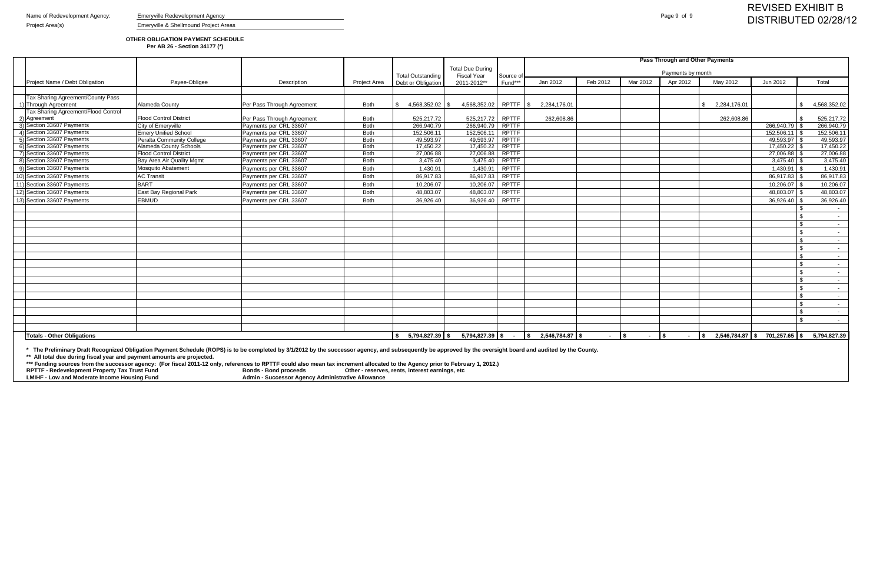REVISED EXHIBIT B
DISTRIBUTED 02/28/12

Name of Redevelopment Agency: Emeryville Redevelopment Agency

Project Area(s) Emeryville & Shellmound Project Areas

**OTHER OBLIGATION PAYMENT SCHEDULE**
**Per AB 26 - Section 34177 (*)**

| | Project Name / Debt Obligation | Payee-Obligee | Description | Project Area | Total Outstanding Debt or Obligation | Total Due During Fiscal Year 2011-2012** | Source of Fund*** | Jan 2012 | Feb 2012 | Mar 2012 | Apr 2012 | May 2012 | Jun 2012 | Total |
|---|---|---|---|---|---|---|---|---|---|---|---|---|---|---|
| | | | | | | | | Pass Through and Other Payments | | | | | | |
| | | | | | | | | Payments by month | | | | | | |
| 1) | Tax Sharing Agreement/County Pass Through Agreement | Alameda County | Per Pass Through Agreement | Both | $ 4,568,352.02 | $ 4,568,352.02 | RPTTF | $ 2,284,176.01 | | | | $ 2,284,176.01 | | $ 4,568,352.02 |
| 2) | Tax Sharing Agreement/Flood Control Agreement | Flood Control District | Per Pass Through Agreement | Both | 525,217.72 | 525,217.72 | RPTTF | 262,608.86 | | | | 262,608.86 | | $ 525,217.72 |
| 3) | Section 33607 Payments | City of Emeryville | Payments per CRL 33607 | Both | 266,940.79 | 266,940.79 | RPTTF | | | | | | 266,940.79 | $ 266,940.79 |
| 4) | Section 33607 Payments | Emery Unified School | Payments per CRL 33607 | Both | 152,506.11 | 152,506.11 | RPTTF | | | | | | 152,506.11 | $ 152,506.11 |
| 5) | Section 33607 Payments | Peralta Community College | Payments per CRL 33607 | Both | 49,593.97 | 49,593.97 | RPTTF | | | | | | 49,593.97 | $ 49,593.97 |
| 6) | Section 33607 Payments | Alameda County Schools | Payments per CRL 33607 | Both | 17,450.22 | 17,450.22 | RPTTF | | | | | | 17,450.22 | $ 17,450.22 |
| 7) | Section 33607 Payments | Flood Control District | Payments per CRL 33607 | Both | 27,006.88 | 27,006.88 | RPTTF | | | | | | 27,006.88 | $ 27,006.88 |
| 8) | Section 33607 Payments | Bay Area Air Quality Mgmt | Payments per CRL 33607 | Both | 3,475.40 | 3,475.40 | RPTTF | | | | | | 3,475.40 | $ 3,475.40 |
| 9) | Section 33607 Payments | Mosquito Abatement | Payments per CRL 33607 | Both | 1,430.91 | 1,430.91 | RPTTF | | | | | | 1,430.91 | $ 1,430.91 |
| 10) | Section 33607 Payments | AC Transit | Payments per CRL 33607 | Both | 86,917.83 | 86,917.83 | RPTTF | | | | | | 86,917.83 | $ 86,917.83 |
| 11) | Section 33607 Payments | BART | Payments per CRL 33607 | Both | 10,206.07 | 10,206.07 | RPTTF | | | | | | 10,206.07 | $ 10,206.07 |
| 12) | Section 33607 Payments | East Bay Regional Park | Payments per CRL 33607 | Both | 48,803.07 | 48,803.07 | RPTTF | | | | | | 48,803.07 | $ 48,803.07 |
| 13) | Section 33607 Payments | EBMUD | Payments per CRL 33607 | Both | 36,926.40 | 36,926.40 | RPTTF | | | | | | 36,926.40 | $ 36,926.40 |
| | | | | | | | | | | | | | | $ - |
| | | | | | | | | | | | | | | $ - |
| | | | | | | | | | | | | | | $ - |
| | | | | | | | | | | | | | | $ - |
| | | | | | | | | | | | | | | $ - |
| | | | | | | | | | | | | | | $ - |
| | | | | | | | | | | | | | | $ - |
| | | | | | | | | | | | | | | $ - |
| | | | | | | | | | | | | | | $ - |
| | | | | | | | | | | | | | | $ - |
| | | | | | | | | | | | | | | $ - |
| | | | | | | | | | | | | | | $ - |
| | | | | | | | | | | | | | | $ - |
| | | | | | | | | | | | | | | $ - |
| | | | | | | | | | | | | | | $ - |
| | **Totals - Other Obligations** | | | | $ 5,794,827.39 | $ 5,794,827.39 | $ - | $ 2,546,784.87 | $ - | $ - | $ - | $ 2,546,784.87 | $ 701,257.65 | $ 5,794,827.39 |

**\* The Preliminary Draft Recognized Obligation Payment Schedule (ROPS) is to be completed by 3/1/2012 by the successor agency, and subsequently be approved by the oversight board and audited by the County.**

**\*\* All total due during fiscal year and payment amounts are projected.**

**\*\*\* Funding sources from the successor agency: (For fiscal 2011-12 only, references to RPTTF could also mean tax increment allocated to the Agency prior to February 1, 2012.)**

**RPTTF - Redevelopment Property Tax Trust Fund** **Bonds - Bond proceeds** **Other - reserves, rents, interest earnings, etc**

**LMIHF - Low and Moderate Income Housing Fund** **Admin - Successor Agency Administrative Allowance**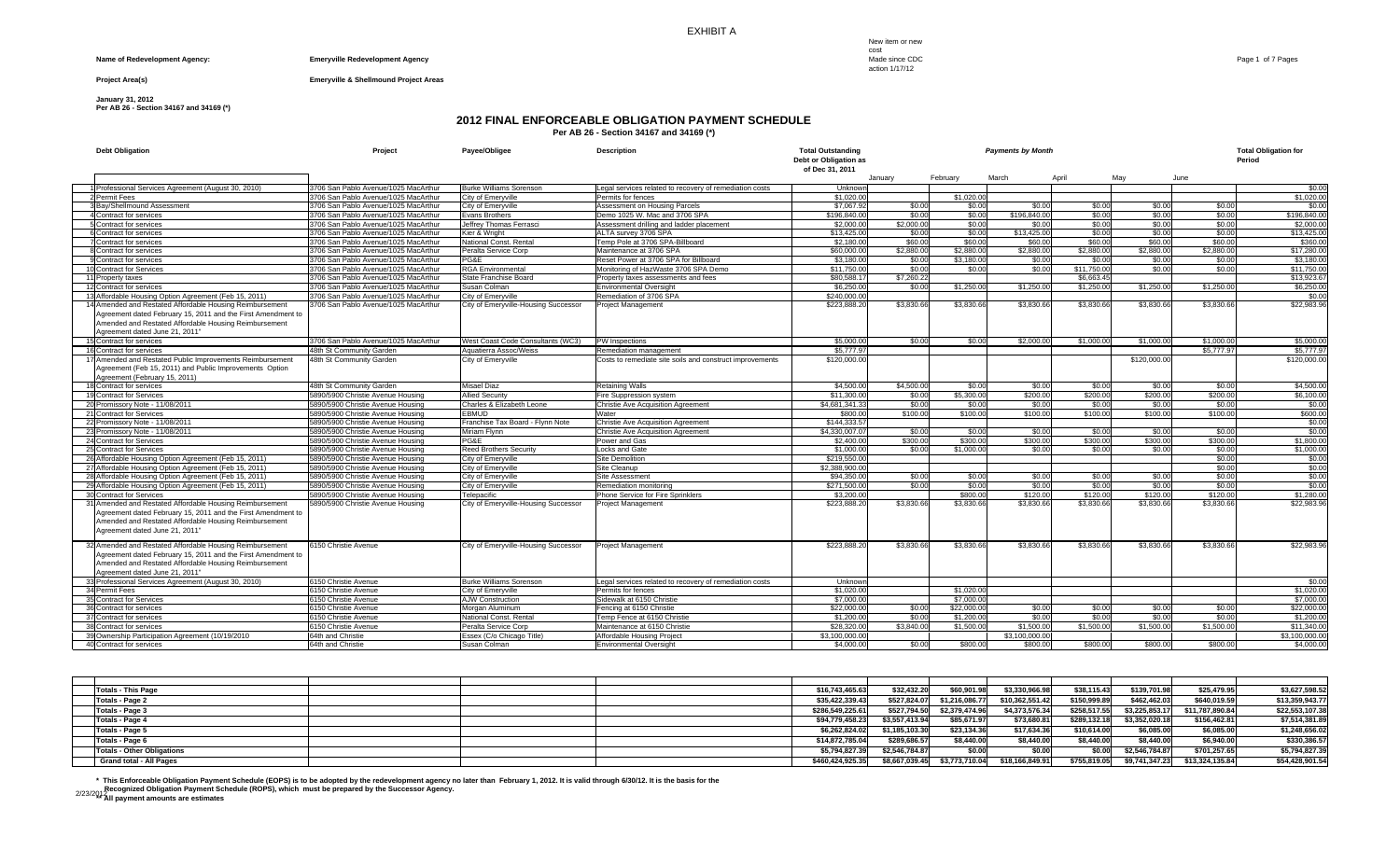EXHIBIT A

**Name of Redevelopment Agency:** Emeryville Redevelopment Agency

**Project Area(s)** Emeryville & Shellmound Project Areas

New item or new cost Made since CDC action 1/17/12

**January 31, 2012**
**Per AB 26 - Section 34167 and 34169 (*)**

## 2012 FINAL ENFORCEABLE OBLIGATION PAYMENT SCHEDULE

**Per AB 26 - Section 34167 and 34169 (*)**

| | Debt Obligation | Project | Payee/Obligee | Description | Total Outstanding Debt or Obligation as of Dec 31, 2011 | Payments by Month | | | | | | Total Obligation for Period |
|---|---|---|---|---|---|---|---|---|---|---|---|---|
| | | | | | | January | February | March | April | May | June | |
| 1 | Professional Services Agreement (August 30, 2010) | 3706 San Pablo Avenue/1025 MacArthur | Burke Williams Sorenson | Legal services related to recovery of remediation costs | Unknown | | | | | | | $0.00 |
| 2 | Permit Fees | 3706 San Pablo Avenue/1025 MacArthur | City of Emeryville | Permits for fences | $1,020.00 | | $1,020.00 | | | | | $1,020.00 |
| 3 | Bay/Shellmound Assessment | 3706 San Pablo Avenue/1025 MacArthur | City of Emeryville | Assessment on Housing Parcels | $7,067.92 | $0.00 | $0.00 | $0.00 | $0.00 | $0.00 | $0.00 | $0.00 |
| 4 | Contract for services | 3706 San Pablo Avenue/1025 MacArthur | Evans Brothers | Demo 1025 W. Mac and 3706 SPA | $196,840.00 | $0.00 | $0.00 | $196,840.00 | $0.00 | $0.00 | $0.00 | $196,840.00 |
| 5 | Contract for services | 3706 San Pablo Avenue/1025 MacArthur | Jeffrey Thomas Ferrasci | Assessment drilling and ladder placement | $2,000.00 | $2,000.00 | $0.00 | $0.00 | $0.00 | $0.00 | $0.00 | $2,000.00 |
| 6 | Contract for services | 3706 San Pablo Avenue/1025 MacArthur | Kier & Wright | ALTA survey 3706 SPA | $13,425.00 | $0.00 | $0.00 | $13,425.00 | $0.00 | $0.00 | $0.00 | $13,425.00 |
| 7 | Contract for services | 3706 San Pablo Avenue/1025 MacArthur | National Const. Rental | Temp Pole at 3706 SPA-Billboard | $2,180.00 | $60.00 | $60.00 | $60.00 | $60.00 | $60.00 | $60.00 | $360.00 |
| 8 | Contract for services | 3706 San Pablo Avenue/1025 MacArthur | Peralta Service Corp | Maintenance at 3706 SPA | $60,000.00 | $2,880.00 | $2,880.00 | $2,880.00 | $2,880.00 | $2,880.00 | $2,880.00 | $17,280.00 |
| 9 | Contract for services | 3706 San Pablo Avenue/1025 MacArthur | PG&E | Reset Power at 3706 SPA for Billboard | $3,180.00 | $0.00 | $3,180.00 | $0.00 | $0.00 | $0.00 | $0.00 | $3,180.00 |
| 10 | Contract for Services | 3706 San Pablo Avenue/1025 MacArthur | RGA Environmental | Monitoring of HazWaste 3706 SPA Demo | $11,750.00 | $0.00 | $0.00 | $0.00 | $11,750.00 | $0.00 | $0.00 | $11,750.00 |
| 11 | Property taxes | 3706 San Pablo Avenue/1025 MacArthur | State Franchise Board | Property taxes assessments and fees | $80,588.17 | $7,260.22 | | | $6,663.45 | | | $13,923.67 |
| 12 | Contract for services | 3706 San Pablo Avenue/1025 MacArthur | Susan Colman | Environmental Oversight | $6,250.00 | $0.00 | $1,250.00 | $1,250.00 | $1,250.00 | $1,250.00 | $1,250.00 | $6,250.00 |
| 13 | Affordable Housing Option Agreement (Feb 15, 2011) | 3706 San Pablo Avenue/1025 MacArthur | City of Emeryville | Remediation of 3706 SPA | $240,000.00 | | | | | | | $0.00 |
| 14 | Amended and Restated Affordable Housing Reimbursement Agreement dated February 15, 2011 and the First Amendment to Amended and Restated Affordable Housing Reimbursement Agreement dated June 21, 2011* | 3706 San Pablo Avenue/1025 MacArthur | City of Emeryville-Housing Successor | Project Management | $223,888.20 | $3,830.66 | $3,830.66 | $3,830.66 | $3,830.66 | $3,830.66 | $3,830.66 | $22,983.96 |
| 15 | Contract for services | 3706 San Pablo Avenue/1025 MacArthur | West Coast Code Consultants (WC3) | PW Inspections | $5,000.00 | $0.00 | $0.00 | $2,000.00 | $1,000.00 | $1,000.00 | $1,000.00 | $5,000.00 |
| 16 | Contract for services | 48th St Community Garden | Aquatierra Assoc/Weiss | Remediation management | $5,777.97 | | | | | | $5,777.97 | $5,777.97 |
| 17 | Amended and Restated Public Improvements Reimbursement Agreement (Feb 15, 2011) and Public Improvements Option Agreement (February 15, 2011) | 48th St Community Garden | City of Emeryville | Costs to remediate site soils and construct improvements | $120,000.00 | | | | | $120,000.00 | | $120,000.00 |
| 18 | Contract for services | 48th St Community Garden | Misael Diaz | Retaining Walls | $4,500.00 | $4,500.00 | $0.00 | $0.00 | $0.00 | $0.00 | $0.00 | $4,500.00 |
| 19 | Contract for Services | 5890/5900 Christie Avenue Housing | Allied Security | Fire Suppression system | $11,300.00 | $0.00 | $5,300.00 | $200.00 | $200.00 | $200.00 | $200.00 | $6,100.00 |
| 20 | Promissory Note - 11/08/2011 | 5890/5900 Christie Avenue Housing | Charles & Elizabeth Leone | Christie Ave Acquisition Agreement | $4,681,341.33 | $0.00 | $0.00 | $0.00 | $0.00 | $0.00 | $0.00 | $0.00 |
| 21 | Contract for Services | 5890/5900 Christie Avenue Housing | EBMUD | Water | $800.00 | $100.00 | $100.00 | $100.00 | $100.00 | $100.00 | $100.00 | $600.00 |
| 22 | Promissory Note - 11/08/2011 | 5890/5900 Christie Avenue Housing | Franchise Tax Board - Flynn Note | Christie Ave Acquisition Agreement | $144,333.57 | | | | | | | $0.00 |
| 23 | Promissory Note - 11/08/2011 | 5890/5900 Christie Avenue Housing | Miriam Flynn | Christie Ave Acquisition Agreement | $4,330,007.07 | $0.00 | $0.00 | $0.00 | $0.00 | $0.00 | $0.00 | $0.00 |
| 24 | Contract for Services | 5890/5900 Christie Avenue Housing | PG&E | Power and Gas | $2,400.00 | $300.00 | $300.00 | $300.00 | $300.00 | $300.00 | $300.00 | $1,800.00 |
| 25 | Contract for Services | 5890/5900 Christie Avenue Housing | Reed Brothers Security | Locks and Gate | $1,000.00 | $0.00 | $1,000.00 | $0.00 | $0.00 | $0.00 | $0.00 | $1,000.00 |
| 26 | Affordable Housing Option Agreement (Feb 15, 2011) | 5890/5900 Christie Avenue Housing | City of Emeryville | Site Demolition | $219,550.00 | | | | | | $0.00 | $0.00 |
| 27 | Affordable Housing Option Agreement (Feb 15, 2011) | 5890/5900 Christie Avenue Housing | City of Emeryville | Site Cleanup | $2,388,900.00 | | | | | | $0.00 | $0.00 |
| 28 | Affordable Housing Option Agreement (Feb 15, 2011) | 5890/5900 Christie Avenue Housing | City of Emeryville | Site Assessment | $94,350.00 | $0.00 | $0.00 | $0.00 | $0.00 | $0.00 | $0.00 | $0.00 |
| 29 | Affordable Housing Option Agreement (Feb 15, 2011) | 5890/5900 Christie Avenue Housing | City of Emeryville | Remediation monitoring | $271,500.00 | $0.00 | $0.00 | $0.00 | $0.00 | $0.00 | $0.00 | $0.00 |
| 30 | Contract for Services | 5890/5900 Christie Avenue Housing | Telepacific | Phone Service for Fire Sprinklers | $3,200.00 | | $800.00 | $120.00 | $120.00 | $120.00 | $120.00 | $1,280.00 |
| 31 | Amended and Restated Affordable Housing Reimbursement Agreement dated February 15, 2011 and the First Amendment to Amended and Restated Affordable Housing Reimbursement Agreement dated June 21, 2011* | 5890/5900 Christie Avenue Housing | City of Emeryville-Housing Successor | Project Management | $223,888.20 | $3,830.66 | $3,830.66 | $3,830.66 | $3,830.66 | $3,830.66 | $3,830.66 | $22,983.96 |
| 32 | Amended and Restated Affordable Housing Reimbursement Agreement dated February 15, 2011 and the First Amendment to Amended and Restated Affordable Housing Reimbursement Agreement dated June 21, 2011* | 6150 Christie Avenue | City of Emeryville-Housing Successor | Project Management | $223,888.20 | $3,830.66 | $3,830.66 | $3,830.66 | $3,830.66 | $3,830.66 | $3,830.66 | $22,983.96 |
| 33 | Professional Services Agreement (August 30, 2010) | 6150 Christie Avenue | Burke Williams Sorenson | Legal services related to recovery of remediation costs | Unknown | | | | | | | $0.00 |
| 34 | Permit Fees | 6150 Christie Avenue | City of Emeryville | Permits for fences | $1,020.00 | | $1,020.00 | | | | | $1,020.00 |
| 35 | Contract for Services | 6150 Christie Avenue | AJW Construction | Sidewalk at 6150 Christie | $7,000.00 | | $7,000.00 | | | | | $7,000.00 |
| 36 | Contract for services | 6150 Christie Avenue | Morgan Aluminum | Fencing at 6150 Christie | $22,000.00 | $0.00 | $22,000.00 | $0.00 | $0.00 | $0.00 | $0.00 | $22,000.00 |
| 37 | Contract for services | 6150 Christie Avenue | National Const. Rental | Temp Fence at 6150 Christie | $1,200.00 | $0.00 | $1,200.00 | $0.00 | $0.00 | $0.00 | $0.00 | $1,200.00 |
| 38 | Contract for services | 6150 Christie Avenue | Peralta Service Corp | Maintenance at 6150 Christie | $28,320.00 | $3,840.00 | $1,500.00 | $1,500.00 | $1,500.00 | $1,500.00 | $1,500.00 | $11,340.00 |
| 39 | Ownership Participation Agreement (10/19/2010 | 64th and Christie | Essex (C/o Chicago Title) | Affordable Housing Project | $3,100,000.00 | | | $3,100,000.00 | | | | $3,100,000.00 |
| 40 | Contract for services | 64th and Christie | Susan Colman | Environmental Oversight | $4,000.00 | $0.00 | $800.00 | $800.00 | $800.00 | $800.00 | $800.00 | $4,000.00 |

| | Total Outstanding | January | February | March | April | May | June | Total Obligation for Period |
|---|---|---|---|---|---|---|---|---|
| Totals - This Page | $16,743,465.63 | $32,432.20 | $60,901.98 | $3,330,966.98 | $38,115.43 | $139,701.98 | $25,479.95 | $3,627,598.52 |
| Totals - Page 2 | $35,422,339.43 | $527,824.07 | $1,216,086.77 | $10,362,551.42 | $150,999.89 | $462,462.03 | $640,019.59 | $13,359,943.77 |
| Totals - Page 3 | $286,549,225.61 | $527,794.50 | $2,379,474.96 | $4,373,576.34 | $258,517.55 | $3,225,853.17 | $11,787,890.84 | $22,553,107.38 |
| Totals - Page 4 | $94,779,458.23 | $3,557,413.94 | $85,671.97 | $73,680.81 | $289,132.18 | $3,352,020.18 | $156,462.81 | $7,514,381.89 |
| Totals - Page 5 | $6,262,824.02 | $1,185,103.30 | $23,134.36 | $17,634.36 | $10,614.00 | $6,085.00 | $6,085.00 | $1,248,656.02 |
| Totals - Page 6 | $14,872,785.04 | $289,686.57 | $8,440.00 | $8,440.00 | $8,440.00 | $8,440.00 | $6,940.00 | $330,386.57 |
| Totals - Other Obligations | $5,794,827.39 | $2,546,784.87 | $0.00 | $0.00 | $0.00 | $2,546,784.87 | $701,257.65 | $5,794,827.39 |
| Grand total - All Pages | $460,424,925.35 | $8,667,039.45 | $3,773,710.04 | $18,166,849.91 | $755,819.05 | $9,741,347.23 | $13,324,135.84 | $54,428,901.54 |

\* This Enforceable Obligation Payment Schedule (EOPS) is to be adopted by the redevelopment agency no later than February 1, 2012. It is valid through 6/30/12. It is the basis for the Recognized Obligation Payment Schedule (ROPS), which must be prepared by the Successor Agency.

** All payment amounts are estimates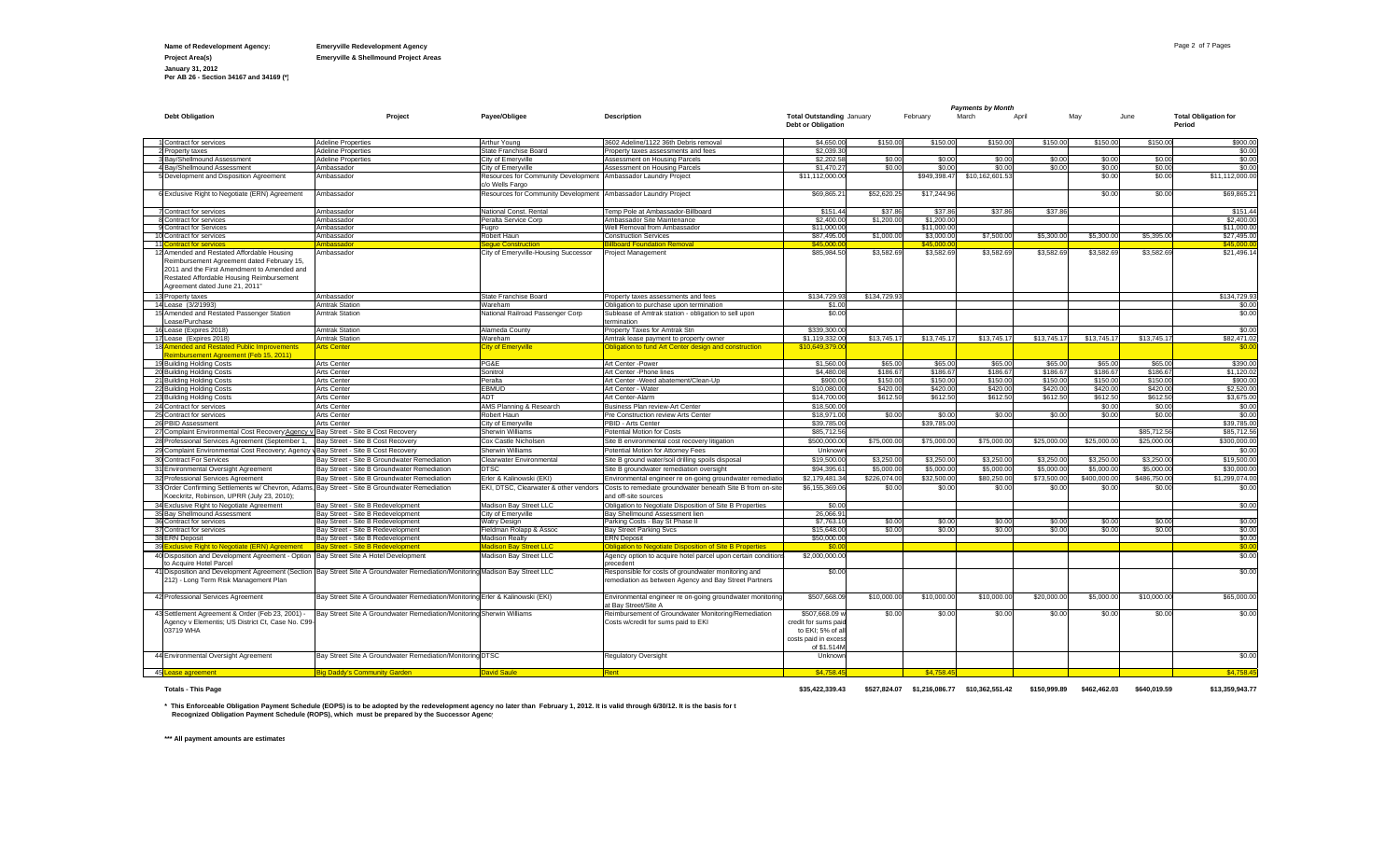**Name of Redevelopment Agency:** Emeryville Redevelopment Agency

**Project Area(s)** Emeryville & Shellmound Project Areas

**January 31, 2012**

**Per AB 26 - Section 34167 and 34169 (*)**

| | Debt Obligation | Project | Payee/Obligee | Description | Total Outstanding Debt or Obligation | January | February | March | April | May | June | Total Obligation for Period |
|---|---|---|---|---|---|---|---|---|---|---|---|---|
| | | | | | | *Payments by Month* | | | | | | |
| 1 | Contract for services | Adeline Properties | Arthur Young | 3602 Adeline/1122 36th Debris removal | $4,650.00 | $150.00 | $150.00 | $150.00 | $150.00 | $150.00 | $150.00 | $900.00 |
| 2 | Property taxes | Adeline Properties | State Franchise Board | Property taxes assessments and fees | $2,039.30 | | | | | | | $0.00 |
| 3 | Bay/Shellmound Assessment | Adeline Properties | City of Emeryville | Assessment on Housing Parcels | $2,202.58 | $0.00 | $0.00 | $0.00 | $0.00 | $0.00 | $0.00 | $0.00 |
| 4 | Bay/Shellmound Assessment | Ambassador | City of Emeryville | Assessment on Housing Parcels | $1,470.27 | $0.00 | $0.00 | $0.00 | $0.00 | $0.00 | $0.00 | $0.00 |
| 5 | Development and Disposition Agreement | Ambassador | Resources for Community Development c/o Wells Fargo | Ambassador Laundry Project | $11,112,000.00 | | $949,398.47 | $10,162,601.53 | | $0.00 | $0.00 | $11,112,000.00 |
| 6 | Exclusive Right to Negotiate (ERN) Agreement | Ambassador | Resources for Community Development | Ambassador Laundry Project | $69,865.21 | $52,620.25 | $17,244.96 | | | $0.00 | $0.00 | $69,865.21 |
| 7 | Contract for services | Ambassador | National Const. Rental | Temp Pole at Ambassador-Billboard | $151.44 | $37.86 | $37.86 | $37.86 | $37.86 | | | $151.44 |
| 8 | Contract for services | Ambassador | Peralta Service Corp | Ambassador Site Maintenance | $2,400.00 | $1,200.00 | $1,200.00 | | | | | $2,400.00 |
| 9 | Contract for Services | Ambassador | Fugro | Well Removal from Ambassador | $11,000.00 | | $11,000.00 | | | | | $11,000.00 |
| 10 | Contract for services | Ambassador | Robert Haun | Construction Services | $87,495.00 | $1,000.00 | $3,000.00 | $7,500.00 | $5,300.00 | $5,300.00 | $5,395.00 | $27,495.00 |
| 11 | Contract for services | Ambassador | Segue Construction | Billboard Foundation Removal | $45,000.00 | | $45,000.00 | | | | | $45,000.00 |
| 12 | Amended and Restated Affordable Housing Reimbursement Agreement dated February 15, 2011 and the First Amendment to Amended and Restated Affordable Housing Reimbursement Agreement dated June 21, 2011" | Ambassador | City of Emeryville-Housing Successor | Project Management | $85,984.50 | $3,582.69 | $3,582.69 | $3,582.69 | $3,582.69 | $3,582.69 | $3,582.69 | $21,496.14 |
| 13 | Property taxes | Ambassador | State Franchise Board | Property taxes assessments and fees | $134,729.93 | $134,729.93 | | | | | | $134,729.93 |
| 14 | Lease (3/21993) | Amtrak Station | Wareham | Obligation to purchase upon termination | $1.00 | | | | | | | $0.00 |
| 15 | Amended and Restated Passenger Station Lease/Purchase | Amtrak Station | National Railroad Passenger Corp | Sublease of Amtrak station - obligation to sell upon termination | $0.00 | | | | | | | $0.00 |
| 16 | Lease (Expires 2018) | Amtrak Station | Alameda County | Property Taxes for Amtrak Stn | $339,300.00 | | | | | | | $0.00 |
| 17 | Lease (Expires 2018) | Amtrak Station | Wareham | Amtrak lease payment to property owner | $1,119,332.00 | $13,745.17 | $13,745.17 | $13,745.17 | $13,745.17 | $13,745.17 | $13,745.17 | $82,471.02 |
| 18 | Amended and Restated Public Improvements Reimbursement Agreement (Feb 15, 2011) | Arts Center | City of Emeryville | Obligation to fund Art Center design and construction | $10,649,379.00 | | | | | | | $0.00 |
| 19 | Building Holding Costs | Arts Center | PG&E | Art Center -Power | $1,560.00 | $65.00 | $65.00 | $65.00 | $65.00 | $65.00 | $65.00 | $390.00 |
| 20 | Building Holding Costs | Arts Center | Sonitrol | Art Center -Phone lines | $4,480.08 | $186.67 | $186.67 | $186.67 | $186.67 | $186.67 | $186.67 | $1,120.02 |
| 21 | Building Holding Costs | Arts Center | Peralta | Art Center -Weed abatement/Clean-Up | $900.00 | $150.00 | $150.00 | $150.00 | $150.00 | $150.00 | $150.00 | $900.00 |
| 22 | Building Holding Costs | Arts Center | EBMUD | Art Center - Water | $10,080.00 | $420.00 | $420.00 | $420.00 | $420.00 | $420.00 | $420.00 | $2,520.00 |
| 23 | Building Holding Costs | Arts Center | ADT | Art Center-Alarm | $14,700.00 | $612.50 | $612.50 | $612.50 | $612.50 | $612.50 | $612.50 | $3,675.00 |
| 24 | Contract for services | Arts Center | AMS Planning & Research | Business Plan review-Art Center | $18,500.00 | | | | | $0.00 | $0.00 | $0.00 |
| 25 | Contract for services | Arts Center | Robert Haun | Pre Construction review Arts Center | $18,971.00 | $0.00 | $0.00 | $0.00 | $0.00 | $0.00 | $0.00 | $0.00 |
| 26 | PBID Assessment | Arts Center | City of Emeryville | PBID - Arts Center | $39,785.00 | | $39,785.00 | | | | | $39,785.00 |
| 27 | Complaint Environmental Cost Recovery Agency v Bay Street - Site B Cost Recovery | Bay Street - Site B Cost Recovery | Sherwin Williams | Potential Motion for Costs | $85,712.56 | | | | | | $85,712.56 | $85,712.56 |
| 28 | Professional Services Agreement (September 1, | Bay Street - Site B Cost Recovery | Cox Castle Nicholsen | Site B environmental cost recovery litigation | $500,000.00 | $75,000.00 | $75,000.00 | $75,000.00 | $25,000.00 | $25,000.00 | $25,000.00 | $300,000.00 |
| 29 | Complaint Environmental Cost Recovery; Agency v Bay Street - Site B Cost Recovery | Bay Street - Site B Cost Recovery | Sherwin Williams | Potential Motion for Attorney Fees | Unknown | | | | | | | $0.00 |
| 30 | Contract For Services | Bay Street - Site B Groundwater Remediation | Clearwater Environmental | Site B ground water/soil drilling spoils disposal | $19,500.00 | $3,250.00 | $3,250.00 | $3,250.00 | $3,250.00 | $3,250.00 | $3,250.00 | $19,500.00 |
| 31 | Environmental Oversight Agreement | Bay Street - Site B Groundwater Remediation | DTSC | Site B groundwater remediation oversight | $94,395.61 | $5,000.00 | $5,000.00 | $5,000.00 | $5,000.00 | $5,000.00 | $5,000.00 | $30,000.00 |
| 32 | Professional Services Agreement | Bay Street - Site B Groundwater Remediation | Erler & Kalinowski (EKI) | Environmental engineer re on-going groundwater remediation | $2,179,481.34 | $226,074.00 | $32,500.00 | $80,250.00 | $73,500.00 | $400,000.00 | $486,750.00 | $1,299,074.00 |
| 33 | Order Confirming Settlements w/ Chevron, Adams, Koeckritz, Robinson, UPRR (July 23, 2010); | Bay Street - Site B Groundwater Remediation | EKI, DTSC, Clearwater & other vendors | Costs to remediate groundwater beneath Site B from on-site and off-site sources | $6,155,369.06 | $0.00 | $0.00 | $0.00 | $0.00 | $0.00 | $0.00 | $0.00 |
| 34 | Exclusive Right to Negotiate Agreement | Bay Street - Site B Redevelopment | Madison Bay Street LLC | Obligation to Negotiate Disposition of Site B Properties | $0.00 | | | | | | | $0.00 |
| 35 | Bay Shellmound Assessment | Bay Street - Site B Redevelopment | City of Emeryville | Bay Shellmound Assessment lien | 26,066.91 | | | | | | | |
| 36 | Contract for services | Bay Street - Site B Redevelopment | Watry Design | Parking Costs - Bay St Phase II | $7,763.10 | $0.00 | $0.00 | $0.00 | $0.00 | $0.00 | $0.00 | $0.00 |
| 37 | Contract for services | Bay Street - Site B Redevelopment | Fieldman Rolapp & Assoc | Bay Street Parking Svcs | $15,648.00 | $0.00 | $0.00 | $0.00 | $0.00 | $0.00 | $0.00 | $0.00 |
| 38 | ERN Deposit | Bay Street - Site B Redevelopment | Madison Realty | ERN Deposit | $50,000.00 | | | | | | | $0.00 |
| 39 | Exclusive Right to Negotiate (ERN) Agreement | Bay Street - Site B Redevelopment | Madison Bay Street LLC | Obligation to Negotiate Disposition of Site B Properties | $0.00 | | | | | | | $0.00 |
| 40 | Disposition and Development Agreement - Option to Acquire Hotel Parcel | Bay Street Site A Hotel Development | Madison Bay Street LLC | Agency option to acquire hotel parcel upon certain conditions precedent | $2,000,000.00 | | | | | | | $0.00 |
| 41 | Disposition and Development Agreement (Section 212) - Long Term Risk Management Plan | Bay Street Site A Groundwater Remediation/Monitoring | Madison Bay Street LLC | Responsible for costs of groundwater monitoring and remediation as between Agency and Bay Street Partners | $0.00 | | | | | | | $0.00 |
| 42 | Professional Services Agreement | Bay Street Site A Groundwater Remediation/Monitoring | Erler & Kalinowski (EKI) | Environmental engineer re on-going groundwater monitoring at Bay Street/Site A | $507,668.09 | $10,000.00 | $10,000.00 | $10,000.00 | $20,000.00 | $5,000.00 | $10,000.00 | $65,000.00 |
| 43 | Settlement Agreement & Order (Feb 23, 2001) - Agency v Elementis; US District Ct, Case No. C99-03719 WHA | Bay Street Site A Groundwater Remediation/Monitoring | Sherwin Williams | Reimbursement of Groundwater Monitoring/Remediation Costs w/credit for sums paid to EKI | $507,668.09 w credit for sums paid to EKI; 5% of all costs paid in excess of $1.514M | $0.00 | $0.00 | $0.00 | $0.00 | $0.00 | $0.00 | $0.00 |
| 44 | Environmental Oversight Agreement | Bay Street Site A Groundwater Remediation/Monitoring | DTSC | Regulatory Oversight | Unknown | | | | | | | $0.00 |
| 45 | Lease agreement | Big Daddy's Community Garden | David Saule | Rent | $4,758.45 | | $4,758.45 | | | | | $4,758.45 |
| | **Totals - This Page** | | | | **$35,422,339.43** | **$527,824.07** | **$1,216,086.77** | **$10,362,551.42** | **$150,999.89** | **$462,462.03** | **$640,019.59** | **$13,359,943.77** |

\* This Enforceable Obligation Payment Schedule (EOPS) is to be adopted by the redevelopment agency no later than February 1, 2012. It is valid through 6/30/12. It is the basis for t Recognized Obligation Payment Schedule (ROPS), which must be prepared by the Successor Agenc

*** All payment amounts are estimates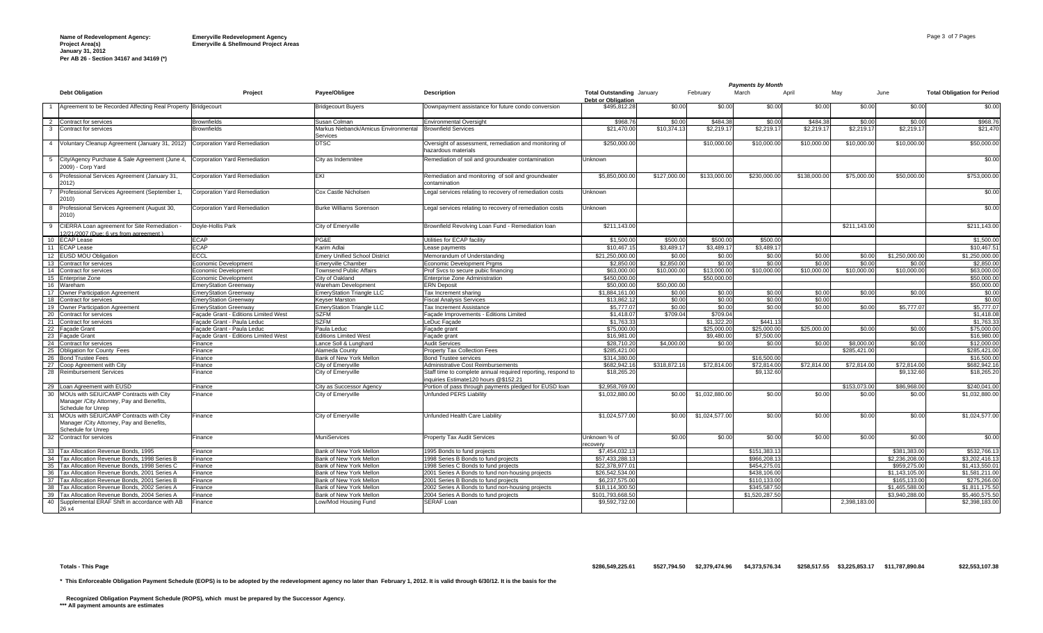**Name of Redevelopment Agency:** Emeryville Redevelopment Agency
**Project Area(s)** Emeryville & Shellmound Project Areas
**January 31, 2012**
**Per AB 26 - Section 34167 and 34169 (*)**

| | Debt Obligation | Project | Payee/Obligee | Description | Total Outstanding Debt or Obligation | January | February | March | April | May | June | Total Obligation for Period |
|---|---|---|---|---|---|---|---|---|---|---|---|---|
| | | | | | | *Payments by Month* | | | | | | |
| 1 | Agreement to be Recorded Affecting Real Property | Bridgecourt | Bridgecourt Buyers | Downpayment assistance for future condo conversion | $495,812.28 | $0.00 | $0.00 | $0.00 | $0.00 | $0.00 | $0.00 | $0.00 |
| 2 | Contract for services | Brownfields | Susan Colman | Environmental Oversight | $968.76 | $0.00 | $484.38 | $0.00 | $484.38 | $0.00 | $0.00 | $968.76 |
| 3 | Contract for services | Brownfields | Markus Niebanck/Amicus Environmental Services | Brownfield Services | $21,470.00 | $10,374.13 | $2,219.17 | $2,219.17 | $2,219.17 | $2,219.17 | $2,219.17 | $21,470 |
| 4 | Voluntary Cleanup Agreement (January 31, 2012) | Corporation Yard Remediation | DTSC | Oversight of assessment, remediation and monitoring of hazardous materials | $250,000.00 | | $10,000.00 | $10,000.00 | $10,000.00 | $10,000.00 | $10,000.00 | $50,000.00 |
| 5 | City/Agency Purchase & Sale Agreement (June 4, 2009) - Corp Yard | Corporation Yard Remediation | City as Indemnitee | Remediation of soil and groundwater contamination | Unknown | | | | | | | $0.00 |
| 6 | Professional Services Agreement (January 31, 2012) | Corporation Yard Remediation | EKI | Remediation and monitoring of soil and groundwater contamination | $5,850,000.00 | $127,000.00 | $133,000.00 | $230,000.00 | $138,000.00 | $75,000.00 | $50,000.00 | $753,000.00 |
| 7 | Professional Services Agreement (September 1, 2010) | Corporation Yard Remediation | Cox Castle Nicholsen | Legal services relating to recovery of remediation costs | Unknown | | | | | | | $0.00 |
| 8 | Professional Services Agreement (August 30, 2010) | Corporation Yard Remediation | Burke Williams Sorenson | Legal services relating to recovery of remediation costs | Unknown | | | | | | | $0.00 |
| 9 | CIERRA Loan agreement for Site Remediation - 12/21/2007 (Due: 6 yrs from agreement ) | Doyle-Hollis Park | City of Emeryville | Brownfield Revolving Loan Fund - Remediation loan | $211,143.00 | | | | | $211,143.00 | | $211,143.00 |
| 10 | ECAP Lease | ECAP | PG&E | Utilities for ECAP facility | $1,500.00 | $500.00 | $500.00 | $500.00 | | | | $1,500.00 |
| 11 | ECAP Lease | ECAP | Karim Adlai | Lease payments | $10,467.15 | $3,489.17 | $3,489.17 | $3,489.17 | | | | $10,467.51 |
| 12 | EUSD MOU Obligation | ECCL | Emery Unified School District | Memorandum of Understanding | $21,250,000.00 | $0.00 | $0.00 | $0.00 | $0.00 | $0.00 | $1,250,000.00 | $1,250,000.00 |
| 13 | Contract for services | Economic Development | Emeryville Chamber | Economic Development Prgms | $2,850.00 | $2,850.00 | $0.00 | $0.00 | $0.00 | $0.00 | $0.00 | $2,850.00 |
| 14 | Contract for services | Economic Development | Townsend Public Affairs | Prof Svcs to secure pubic financing | $63,000.00 | $10,000.00 | $13,000.00 | $10,000.00 | $10,000.00 | $10,000.00 | $10,000.00 | $63,000.00 |
| 15 | Enterprise Zone | Economic Development | City of Oakland | Enterprise Zone Administration | $450,000.00 | | $50,000.00 | | | | | $50,000.00 |
| 16 | Wareham | EmeryStation Greenway | Wareham Development | ERN Deposit | $50,000.00 | $50,000.00 | | | | | | $50,000.00 |
| 17 | Owner Participation Agreement | EmeryStation Greenway | EmeryStation Triangle LLC | Tax Increment sharing | $1,884,161.00 | $0.00 | $0.00 | $0.00 | $0.00 | $0.00 | $0.00 | $0.00 |
| 18 | Contract for services | EmeryStation Greenway | Keyser Marston | Fiscal Analysis Services | $13,862.12 | $0.00 | $0.00 | $0.00 | $0.00 | | | $0.00 |
| 19 | Owner Participation Agreement | EmeryStation Greenway | EmeryStation Triangle LLC | Tax Increment Assistance | $5,777.07 | $0.00 | $0.00 | $0.00 | $0.00 | $0.00 | $5,777.07 | $5,777.07 |
| 20 | Contract for services | Façade Grant - Editions Limited West | SZFM | Façade Improvements - Editions Limited | $1,418.07 | $709.04 | $709.04 | | | | | $1,418.08 |
| 21 | Contract for services | Façade Grant - Paula Leduc | SZFM | LeDuc Façade | $1,763.33 | | $1,322.20 | $441.13 | | | | $1,763.33 |
| 22 | Façade Grant | Façade Grant - Paula Leduc | Paula Leduc | Façade grant | $75,000.00 | | $25,000.00 | $25,000.00 | $25,000.00 | $0.00 | $0.00 | $75,000.00 |
| 23 | Façade Grant | Façade Grant - Editions Limited West | Editions Limited West | Façade grant | $16,981.00 | | $9,480.00 | $7,500.00 | | | | $16,980.00 |
| 24 | Contract for services | Finance | Lance Soll & Lunghard | Audit Services | $28,710.20 | $4,000.00 | $0.00 | $0.00 | $0.00 | $8,000.00 | $0.00 | $12,000.00 |
| 25 | Obligation for County Fees | Finance | Alameda County | Property Tax Collection Fees | $285,421.00 | | | | | $285,421.00 | | $285,421.00 |
| 26 | Bond Trustee Fees | Finance | Bank of New York Mellon | Bond Trustee services | $314,380.00 | | | $16,500.00 | | | | $16,500.00 |
| 27 | Coop Agreement with City | Finance | City of Emeryville | Administrative Cost Reimbursements | $682,942.16 | $318,872.16 | $72,814.00 | $72,814.00 | $72,814.00 | $72,814.00 | $72,814.00 | $682,942.16 |
| 28 | Reimbursement Services | Finance | City of Emeryville | Staff time to complete annual required reporting, respond to inquiries Estimate120 hours @$152.21 | $18,265.20 | | | $9,132.60 | | | $9,132.60 | $18,265.20 |
| 29 | Loan Agreement with EUSD | Finance | City as Successor Agency | Portion of pass through payments pledged for EUSD loan | $2,958,769.00 | | | | | $153,073.00 | $86,968.00 | $240,041.00 |
| 30 | MOUs with SEIU/CAMP Contracts with City Manager /City Attorney, Pay and Benefits, Schedule for Unrep | Finance | City of Emeryville | Unfunded PERS Liability | $1,032,880.00 | $0.00 | $1,032,880.00 | $0.00 | $0.00 | $0.00 | $0.00 | $1,032,880.00 |
| 31 | MOUs with SEIU/CAMP Contracts with City Manager /City Attorney, Pay and Benefits, Schedule for Unrep | Finance | City of Emeryville | Unfunded Health Care Liability | $1,024,577.00 | $0.00 | $1,024,577.00 | $0.00 | $0.00 | $0.00 | $0.00 | $1,024,577.00 |
| 32 | Contract for services | Finance | MuniServices | Property Tax Audit Services | Unknown % of recovery | $0.00 | $0.00 | $0.00 | $0.00 | $0.00 | $0.00 | $0.00 |
| 33 | Tax Allocation Revenue Bonds, 1995 | Finance | Bank of New York Mellon | 1995 Bonds to fund projects | $7,454,032.13 | | | $151,383.13 | | | $381,383.00 | $532,766.13 |
| 34 | Tax Allocation Revenue Bonds, 1998 Series B | Finance | Bank of New York Mellon | 1998 Series B Bonds to fund projects | $57,433,288.13 | | | $966,208.13 | | | $2,236,208.00 | $3,202,416.13 |
| 35 | Tax Allocation Revenue Bonds, 1998 Series C | Finance | Bank of New York Mellon | 1998 Series C Bonds to fund projects | $22,378,977.01 | | | $454,275.01 | | | $959,275.00 | $1,413,550.01 |
| 36 | Tax Allocation Revenue Bonds, 2001 Series A | Finance | Bank of New York Mellon | 2001 Series A Bonds to fund non-housing projects | $26,542,534.00 | | | $438,106.00 | | | $1,143,105.00 | $1,581,211.00 |
| 37 | Tax Allocation Revenue Bonds, 2001 Series B | Finance | Bank of New York Mellon | 2001 Series B Bonds to fund projects | $6,237,575.00 | | | $110,133.00 | | | $165,133.00 | $275,266.00 |
| 38 | Tax Allocation Revenue Bonds, 2002 Series A | Finance | Bank of New York Mellon | 2002 Series A Bonds to fund non-housing projects | $18,114,300.50 | | | $345,587.50 | | | $1,465,588.00 | $1,811,175.50 |
| 39 | Tax Allocation Revenue Bonds, 2004 Series A | Finance | Bank of New York Mellon | 2004 Series A Bonds to fund projects | $101,793,668.50 | | | $1,520,287.50 | | | $3,940,288.00 | $5,460,575.50 |
| 40 | Supplemental ERAF Shift in accordance with AB 26 x4 | Finance | Low/Mod Housing Fund | SERAF Loan | $9,592,732.00 | | | | | 2,398,183.00 | | $2,398,183.00 |
| | **Totals - This Page** | | | | **$286,549,225.61** | **$527,794.50** | **$2,379,474.96** | **$4,373,576.34** | **$258,517.55** | **$3,225,853.17** | **$11,787,890.84** | **$22,553,107.38** |

\* This Enforceable Obligation Payment Schedule (EOPS) is to be adopted by the redevelopment agency no later than February 1, 2012. It is valid through 6/30/12. It is the basis for the Recognized Obligation Payment Schedule (ROPS), which must be prepared by the Successor Agency.

\*\*\* All payment amounts are estimates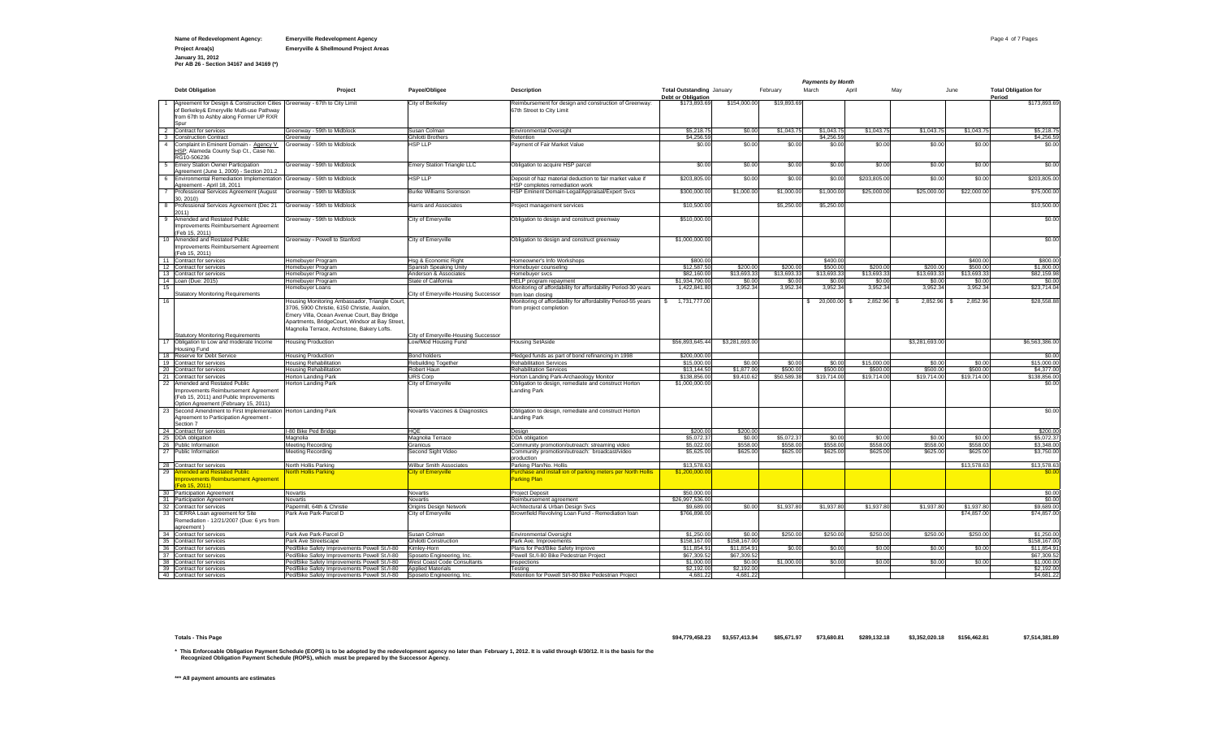**Name of Redevelopment Agency:** Emeryville Redevelopment Agency

**Project Area(s)** Emeryville & Shellmound Project Areas

**January 31, 2012**
**Per AB 26 - Section 34167 and 34169 (*)**

| | Debt Obligation | Project | Payee/Obligee | Description | Total Outstanding Debt or Obligation | January | February | March | April | May | June | Total Obligation for Period |
|---|---|---|---|---|---|---|---|---|---|---|---|---|
| | | | | | | *Payments by Month* | | | | | | |
| 1 | Agreement for Design & Construction Cities of Berkeley& Emeryville Multi-use Pathway from 67th to Ashby along Former UP RXR Spur | Greenway - 67th to City Limit | City of Berkeley | Reimbursement for design and construction of Greenway: 67th Street to City Limit | $173,893.69 | $154,000.00 | $19,893.69 | | | | | $173,893.69 |
| 2 | Contract for services | Greenway - 59th to Midblock | Susan Colman | Environmental Oversight | $5,218.75 | $0.00 | $1,043.75 | $1,043.75 | $1,043.75 | $1,043.75 | $1,043.75 | $5,218.75 |
| 3 | Construction Contract | Greenway | Ghilotti Brothers | Retention | $4,256.59 | | | $4,256.59 | | | | $4,256.59 |
| 4 | Complaint in Eminent Domain - Agency V HSP; Alameda County Sup Ct., Case No. RG10-506236 | Greenway - 59th to Midblock | HSP LLP | Payment of Fair Market Value | $0.00 | $0.00 | $0.00 | $0.00 | $0.00 | $0.00 | $0.00 | $0.00 |
| 5 | Emery Station Owner Participation Agreement (June 1, 2009) - Section 201.2 | Greenway - 59th to Midblock | Emery Station Triangle LLC | Obligation to acquire HSP parcel | $0.00 | $0.00 | $0.00 | $0.00 | $0.00 | $0.00 | $0.00 | $0.00 |
| 6 | Environmental Remediation Implementation Agreement - April 18, 2011 | Greenway - 59th to Midblock | HSP LLP | Deposit of haz material deduction to fair market value if HSP completes remediation work | $203,805.00 | $0.00 | $0.00 | $0.00 | $203,805.00 | $0.00 | $0.00 | $203,805.00 |
| 7 | Professional Services Agreement (August 30, 2010) | Greenway - 59th to Midblock | Burke Williams Sorenson | HSP Eminent Domain-Legal/Appraisal/Expert Svcs | $300,000.00 | $1,000.00 | $1,000.00 | $1,000.00 | $25,000.00 | $25,000.00 | $22,000.00 | $75,000.00 |
| 8 | Professional Services Agreement (Dec 21 2011) | Greenway - 59th to Midblock | Harris and Associates | Project management services | $10,500.00 | | $5,250.00 | $5,250.00 | | | | $10,500.00 |
| 9 | Amended and Restated Public Improvements Reimbursement Agreement (Feb 15, 2011) | Greenway - 59th to Midblock | City of Emeryville | Obligation to design and construct greenway | $510,000.00 | | | | | | | $0.00 |
| 10 | Amended and Restated Public Improvements Reimbursement Agreement (Feb 15, 2011) | Greenway - Powell to Stanford | City of Emeryville | Obligation to design and construct greenway | $1,000,000.00 | | | | | | | $0.00 |
| 11 | Contract for services | Homebuyer Program | Hsg & Economic Right | Homeowner's Info Workshops | $800.00 | | | $400.00 | | | $400.00 | $800.00 |
| 12 | Contract for services | Homebuyer Program | Spanish Speaking Unity | Homebuyer counseling | $12,587.50 | $200.00 | $200.00 | $500.00 | $200.00 | $200.00 | $500.00 | $1,800.00 |
| 13 | Contract for services | Homebuyer Program | Anderson & Associates | Homebuyer svcs | $82,160.00 | $13,693.33 | $13,693.33 | $13,693.33 | $13,693.33 | $13,693.33 | $13,693.33 | $82,159.98 |
| 14 | Loan (Due: 2015) | Homebuyer Program | State of California | HELP program repayment | $1,934,790.00 | $0.00 | $0.00 | $0.00 | $0.00 | $0.00 | $0.00 | $0.00 |
| 15 | Statatory Monitoring Requirements | Homebuyer Loans | City of Emeryville-Housing Successor | Monitoring of affordability for affordability Period-30 years from loan closing | 1,422,841.80 | 3,952.34 | 3,952.34 | 3,952.34 | 3,952.34 | 3,952.34 | 3,952.34 | $23,714.04 |
| 16 | Statatory Monitoring Requirements | Housing Monitoring Ambassador, Triangle Court, 3706, 5900 Christie, 6150 Christie, Avalon, Emery Villa, Ocean Avenue Court, Bay Bridge Apartments, BridgeCourt, Windsor at Bay Street, Magnolia Terrace, Archstone, Bakery Lofts. | City of Emeryville-Housing Successor | Monitoring of affordability for affordability Period-55 years from project completion | $ 1,731,777.00 | | | $ 20,000.00 | $ 2,852.96 | $ 2,852.96 | $ 2,852.96 | $28,558.88 |
| 17 | Obligation to Low and moderate Income Housing Fund | Housing Production | Low/Mod Housing Fund | Housing SetAside | $56,893,645.44 | $3,281,693.00 | | | | $3,281,693.00 | | $6,563,386.00 |
| 18 | Reserve for Debt Service | Housing Production | Bond holders | Pledged funds as part of bond refinancing in 1998 | $200,000.00 | | | | | | | $0.00 |
| 19 | Contract for services | Housing Rehabilitation | Rebuilding Together | Rehabilitation Services | $15,000.00 | $0.00 | $0.00 | $0.00 | $15,000.00 | $0.00 | $0.00 | $15,000.00 |
| 20 | Contract for services | Housing Rehabilitation | Robert Haun | Rehabilitation Services | $13,144.50 | $1,877.00 | $500.00 | $500.00 | $500.00 | $500.00 | $500.00 | $4,377.00 |
| 21 | Contract for services | Horton Landing Park | URS Corp | Horton Landing Park-Archaeology Monitor | $138,856.00 | $9,410.62 | $50,589.38 | $19,714.00 | $19,714.00 | $19,714.00 | $19,714.00 | $138,856.00 |
| 22 | Amended and Restated Public Improvements Reimbursement Agreement (Feb 15, 2011) and Public Improvements Option Agreement (February 15, 2011) | Horton Landing Park | City of Emeryville | Obligation to design, remediate and construct Horton Landing Park | $1,000,000.00 | | | | | | | $0.00 |
| 23 | Second Amendment to First Implementation Agreement to Participation Agreement - Section 7 | Horton Landing Park | Novartis Vaccines & Diagnostics | Obligation to design, remediate and construct Horton Landing Park | | | | | | | | $0.00 |
| 24 | Contract for services | I-80 Bike Ped Bridge | HQE | Design | $200.00 | $200.00 | | | | | | $200.00 |
| 25 | DDA obligation | Magnolia | Magnolia Terrace | DDA obligation | $5,072.37 | $0.00 | $5,072.37 | $0.00 | $0.00 | $0.00 | $0.00 | $5,072.37 |
| 26 | Public Information | Meeting Recording | Granicus | Community promotion/outreach: streaming video | $5,022.00 | $558.00 | $558.00 | $558.00 | $558.00 | $558.00 | $558.00 | $3,348.00 |
| 27 | Public Information | Meeting Recording | Second Sight Video | Community promotion/outreach: broadcast/video production | $5,625.00 | $625.00 | $625.00 | $625.00 | $625.00 | $625.00 | $625.00 | $3,750.00 |
| 28 | Contract for services | North Hollis Parking | Wilbur Smith Associates | Parking Plan/No. Hollis | $13,578.63 | | | | | | $13,578.63 | $13,578.63 |
| 29 | Amended and Restated Public Improvements Reimbursement Agreement (Feb 15, 2011) | North Hollis Parking | City of Emeryville | Purchase and install ion of parking meters per North Hollis Parking Plan | $1,200,000.00 | | | | | | | $0.00 |
| 30 | Participation Agreement | Novartis | Novartis | Project Deposit | $50,000.00 | | | | | | | $0.00 |
| 31 | Participation Agreement | Novartis | Novartis | Reimbursement agreement | $26,997,536.00 | | | | | | | $0.00 |
| 32 | Contract for services | Papermill, 64th & Christie | Origins Design Network | Architectural & Urban Design Svcs | $9,689.00 | $0.00 | $1,937.80 | $1,937.80 | $1,937.80 | $1,937.80 | $1,937.80 | $9,689.00 |
| 33 | CIERRA Loan agreement for Site Remediation - 12/21/2007 (Due: 6 yrs from agreement ) | Park Ave Park-Parcel D | City of Emeryville | Brownfield Revolving Loan Fund - Remediation loan | $766,898.00 | | | | | | $74,857.00 | $74,857.00 |
| 34 | Contract for services | Park Ave Park-Parcel D | Susan Colman | Environmental Oversight | $1,250.00 | $0.00 | $250.00 | $250.00 | $250.00 | $250.00 | $250.00 | $1,250.00 |
| 35 | Contract for services | Park Ave Streetscape | Ghilotti Construction | Park Ave. Improvements | $158,167.00 | $158,167.00 | | | | | | $158,167.00 |
| 36 | Contract for services | Ped/Bike Safety Improvements Powell St./I-80 | Kimley-Horn | Plans for Ped/Bike Safety Improve | $11,854.91 | $11,854.91 | $0.00 | $0.00 | $0.00 | $0.00 | $0.00 | $11,854.91 |
| 37 | Contract for services | Ped/Bike Safety Improvements Powell St./I-80 | Sposeto Engineering, Inc. | Powell St./I-80 Bike Pedestrian Project | $67,309.52 | $67,309.52 | | | | | | $67,309.52 |
| 38 | Contract for services | Ped/Bike Safety Improvements Powell St./I-80 | West Coast Code Consultants | Inspections | $1,000.00 | $0.00 | $1,000.00 | $0.00 | $0.00 | $0.00 | $0.00 | $1,000.00 |
| 39 | Contract for services | Ped/Bike Safety Improvements Powell St./I-80 | Applied Materials | Testing | $2,192.00 | $2,192.00 | | | | | | $2,192.00 |
| 40 | Contract for services | Ped/Bike Safety Improvements Powell St./I-80 | Sposeto Engineering, Inc. | Retention for Powell St/I-80 Bike Pedestrian Project | 4,681.22 | 4,681.22 | | | | | | $4,681.22 |
| | **Totals - This Page** | | | | **$94,779,458.23** | **$3,557,413.94** | **$85,671.97** | **$73,680.81** | **$289,132.18** | **$3,352,020.18** | **$156,462.81** | **$7,514,381.89** |

\* This Enforceable Obligation Payment Schedule (EOPS) is to be adopted by the redevelopment agency no later than February 1, 2012. It is valid through 6/30/12. It is the basis for the Recognized Obligation Payment Schedule (ROPS), which must be prepared by the Successor Agency.

\*\*\* All payment amounts are estimates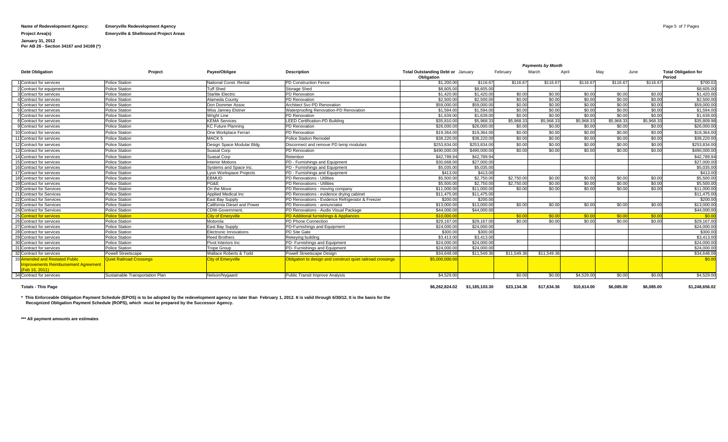**Name of Redevelopment Agency:** Emeryville Redevelopment Agency

**Project Area(s)** Emeryville & Shellmound Project Areas

**January 31, 2012**
**Per AB 26 - Section 34167 and 34169 (*)**

| | Debt Obligation | Project | Payee/Obligee | Description | Total Outstanding Debt or Obligation | Payments by Month | | | | | | Total Obligation for Period |
|---|---|---|---|---|---|---|---|---|---|---|---|---|
| | | | | | | January | February | March | April | May | June | |
| 1 | Contract for services | Police Station | National Const. Rental | PD Construction Fence | $1,200.00 | $116.67 | $116.67 | $116.67 | $116.67 | $116.67 | $116.67 | $700.02 |
| 2 | Contract for equipment | Police Station | Tuff Shed | Storage Shed | $8,605.00 | $8,605.00 | | | | | | $8,605.00 |
| 3 | Contract for services | Police Station | Starlite Electric | PD Renovation | $1,420.00 | $1,420.00 | $0.00 | $0.00 | $0.00 | $0.00 | $0.00 | $1,420.00 |
| 4 | Contract for services | Police Station | Alameda County | PD Renovation | $2,500.00 | $2,500.00 | $0.00 | $0.00 | $0.00 | $0.00 | $0.00 | $2,500.00 |
| 5 | Contract for services | Police Station | Don Dommer Assoc | Architect Svc-PD Renovation | $59,000.00 | $59,000.00 | $0.00 | $0.00 | $0.00 | $0.00 | $0.00 | $59,000.00 |
| 6 | Contract for services | Police Station | Wiss Janney Elstner | Waterproofing Renovation-PD Renovation | $1,594.00 | $1,594.00 | $0.00 | $0.00 | $0.00 | $0.00 | $0.00 | $1,594.00 |
| 7 | Contract for services | Police Station | Wright Line | PD Renovation | $1,639.00 | $1,639.00 | $0.00 | $0.00 | $0.00 | $0.00 | $0.00 | $1,639.00 |
| 8 | Contract for services | Police Station | KEMA Services | LEED Certification-PD Building | $35,810.00 | $5,968.33 | $5,968.33 | $5,968.33 | $5,968.33 | $5,968.33 | $5,968.33 | $35,809.98 |
| 9 | Contract for services | Police Station | KC Future Planning | PD Renovation | $26,000.00 | $26,000.00 | $0.00 | $0.00 | $0.00 | $0.00 | $0.00 | $26,000.00 |
| 10 | Contract for services | Police Station | One Workplace Ferrari | PD Renovation | $19,364.00 | $19,364.00 | $0.00 | $0.00 | $0.00 | $0.00 | $0.00 | $19,364.00 |
| 11 | Contract for services | Police Station | MACK 5 | Police Station Remodel | $38,220.00 | $38,220.00 | $0.00 | $0.00 | $0.00 | $0.00 | $0.00 | $38,220.00 |
| 12 | Contract for services | Police Station | Design Space Modular Bldg | Disconnect and remove PD temp modulars | $253,834.00 | $253,834.00 | $0.00 | $0.00 | $0.00 | $0.00 | $0.00 | $253,834.00 |
| 13 | Contract for services | Police Station | Suasal Corp | PD Renovation | $490,000.00 | $490,000.00 | $0.00 | $0.00 | $0.00 | $0.00 | $0.00 | $490,000.00 |
| 14 | Contract for services | Police Station | Suasal Corp | Retention | $42,789.94 | $42,789.94 | | | | | | $42,789.94 |
| 15 | Contract for services | Police Station | Interior Motions | PD - Furnishings and Equipment | $30,668.00 | $27,000.00 | | | | | | $27,000.00 |
| 16 | Contract for services | Police Station | Systems and Space Inc. | PD - Furnishings and Equipment | $5,035.00 | $5,035.00 | | | | | | $5,035.00 |
| 17 | Contract for services | Police Station | Lyon Workspace Projects | PD - Furnishings and Equipment | $413.00 | $413.00 | | | | | | $413.00 |
| 18 | Contract for services | Police Station | EBMUD | PD Renovations - Utilities | $5,500.00 | $2,750.00 | $2,750.00 | $0.00 | $0.00 | $0.00 | $0.00 | $5,500.00 |
| 19 | Contract for services | Police Station | PG&E | PD Renovations - Utilities | $5,500.00 | $2,750.00 | $2,750.00 | $0.00 | $0.00 | $0.00 | $0.00 | $5,500.00 |
| 20 | Contract for Services | Police Station | On the Move | PD Renovations - moving company | $11,000.00 | $11,000.00 | $0.00 | $0.00 | $0.00 | $0.00 | $0.00 | $11,000.00 |
| 21 | Contract for Services | Police Station | Applied Medical Inc | PD Renovations - evidence drying cabinet | $11,475.00 | $11,475.00 | | | | | | $11,475.00 |
| 22 | Contract for Services | Police Station | East Bay Supply | PD Renovations - Evidence Refrigerator & Freezer | $200.00 | $200.00 | | | | | | $200.00 |
| 23 | Contract for Services | Police Station | California Diesel and Power | PD Renovations - annunciator | $13,000.00 | $13,000.00 | $0.00 | $0.00 | $0.00 | $0.00 | $0.00 | $13,000.00 |
| 24 | Contract for Services | Police Station | CDW-Government, | PD Renovations - Audio Visual Package | $44,000.00 | $44,000.00 | | | | | | $44,000.00 |
| 25 | Contract for services | Police Station | City of Emeryville | PD Additional furnishings & Appliances | $10,000.00 | | $0.00 | $0.00 | $0.00 | $0.00 | $0.00 | $0.00 |
| 26 | Contract for services | Police Station | Motorola | PD Phone Connection | $29,167.00 | $29,167.00 | $0.00 | $0.00 | $0.00 | $0.00 | $0.00 | $29,167.00 |
| 27 | Contract for services | Police Station | East Bay Supply | PD-Furnishings and Equipment | $24,000.00 | $24,000.00 | | | | | | $24,000.00 |
| 28 | Contract for services | Police Station | Electronic Innovations | PD Site Gate | $300.00 | $300.00 | | | | | | $300.00 |
| 29 | Contract for services | Police Station | Reed Brothers | Rekeying building | $3,413.00 | $3,413.00 | | | | | | $3,413.00 |
| 30 | Contract for services | Police Station | Pivot Interiors Inc | PD- Furnishings and Equipment | $24,000.00 | $24,000.00 | | | | | | $24,000.00 |
| 31 | Contract for services | Police Station | Trope Group | PD- Furnishings and Equipment | $24,000.00 | $24,000.00 | | | | | | $24,000.00 |
| 32 | Contract for services | Powell Streetscape | Wallace Roberts & Todd | Powell Streetscape Design | $34,648.08 | $11,549.36 | $11,549.36 | $11,549.36 | | | | $34,648.08 |
| 33 | Amended and Restated Public Improvements Reimbursement Agreement (Feb 15, 2011) | Quiet Railroad Crossings | City of Emeryville | Obligation to design and construct quiet railroad crossings | $5,000,000.00 | | | | | | | $0.00 |
| 34 | Contract for services | Sustainable Transportation Plan | Nelson/Nygaard | Public Transit Improve Analysis | $4,529.00 | | $0.00 | $0.00 | $4,529.00 | $0.00 | $0.00 | $4,529.00 |
| | **Totals - This Page** | | | | **$6,262,824.02** | **$1,185,103.30** | **$23,134.36** | **$17,634.36** | **$10,614.00** | **$6,085.00** | **$6,085.00** | **$1,248,656.02** |

\* This Enforceable Obligation Payment Schedule (EPOS) is to be adopted by the redevelopment agency no later than February 1, 2012. It is valid through 6/30/12. It is the basis for the Recognized Obligation Payment Schedule (ROPS), which must be prepared by the Successor Agency.

\*\*\* All payment amounts are estimates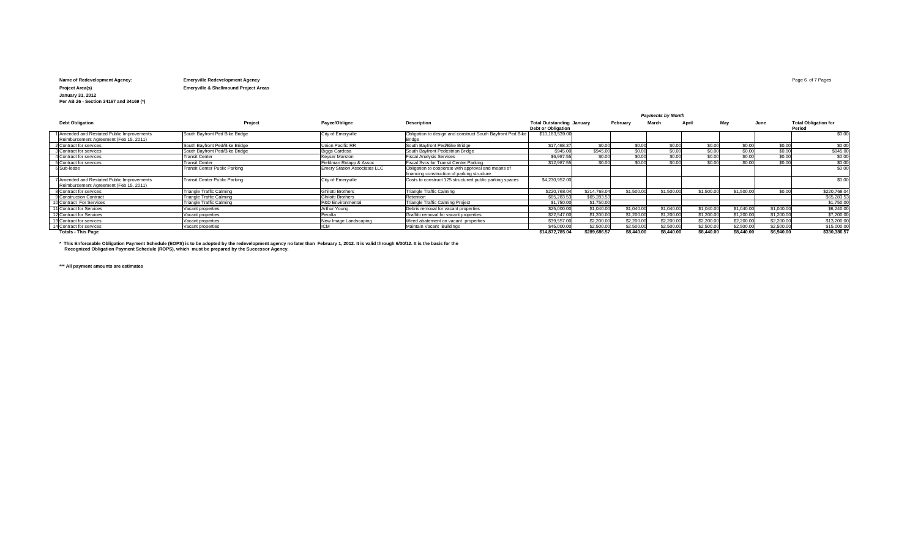**Name of Redevelopment Agency:** Emeryville Redevelopment Agency

**Project Area(s)** Emeryville & Shellmound Project Areas

**January 31, 2012**

**Per AB 26 - Section 34167 and 34169 (*)**

| | Debt Obligation | Project | Payee/Obligee | Description | Total Outstanding Debt or Obligation | Payments by Month | | | | | | Total Obligation for Period |
|---|---|---|---|---|---|---|---|---|---|---|---|---|
| | | | | | | January | February | March | April | May | June | |
| 1 | Amended and Restated Public Improvements Reimbursement Agreement (Feb 15, 2011) | South Bayfront Ped Bike Bridge | City of Emeryville | Obligation to design and construct South Bayfront Ped Bike Bridge | $10,183,539.00 | | | | | | | $0.00 |
| 2 | Contract for services | South Bayfront Ped/Bike Bridge | Union Pacific RR | South Bayfront Ped/Bike Bridge | $17,468.37 | $0.00 | $0.00 | $0.00 | $0.00 | $0.00 | $0.00 | $0.00 |
| 3 | Contract for services | South Bayfront Ped/Bike Bridge | Biggs Cardosa | South Bayfront Pedestrian Bridge | $945.00 | $945.00 | $0.00 | $0.00 | $0.00 | $0.00 | $0.00 | $945.00 |
| 4 | Contract for services | Transit Center | Keyser Marston | Fiscal Analysis Services | $6,987.55 | $0.00 | $0.00 | $0.00 | $0.00 | $0.00 | $0.00 | $0.00 |
| 5 | Contract for services | Transit Center | Fieldman Rolapp & Assoc | Fiscal Svcs for Transit Center Parking | $12,987.55 | $0.00 | $0.00 | $0.00 | $0.00 | $0.00 | $0.00 | $0.00 |
| 6 | Sub-lease | Transit Center Public Parking | Emery Station Associates LLC | Obligation to cooperate with approval and means of financing construction of parking structure | | | | | | | | $0.00 |
| 7 | Amended and Restated Public Improvements Reimbursement Agreement (Feb 15, 2011) | Transit Center Public Parking | City of Emeryville | Costs to construct 125 structured public parking spaces | $4,230,952.00 | | | | | | | $0.00 |
| 8 | Contract for services | Triangle Traffic Calming | Ghilotti Brothers | Triangle Traffic Calming | $220,768.04 | $214,768.04 | $1,500.00 | $1,500.00 | $1,500.00 | $1,500.00 | $0.00 | $220,768.04 |
| 9 | Construction Contract | Triangle Traffic Calming | Ghilotti Brothers | Retention | $65,283.53 | $65,283.53 | | | | | | $65,283.53 |
| 10 | Contract For Services | Triangle Traffic Calming | P&D Environmental | Triangle Traffic Calming Project | $1,750.00 | $1,750.00 | | | | | | $1,750.00 |
| 11 | Contract for Services | Vacant properties | Arthur Young | Debris removal for vacant properties | $25,000.00 | $1,040.00 | $1,040.00 | $1,040.00 | $1,040.00 | $1,040.00 | $1,040.00 | $6,240.00 |
| 12 | Contract for Services | Vacant properties | Peralta | Graffiti removal for vacant properties | $22,547.00 | $1,200.00 | $1,200.00 | $1,200.00 | $1,200.00 | $1,200.00 | $1,200.00 | $7,200.00 |
| 13 | Contract for services | Vacant properties | New Image Landscaping | Weed abatement on vacant properties | $39,557.00 | $2,200.00 | $2,200.00 | $2,200.00 | $2,200.00 | $2,200.00 | $2,200.00 | $13,200.00 |
| 14 | Contract for services | Vacant properties | ICM | Maintain Vacant Buildings | $45,000.00 | $2,500.00 | $2,500.00 | $2,500.00 | $2,500.00 | $2,500.00 | $2,500.00 | $15,000.00 |
| | **Totals - This Page** | | | | **$14,872,785.04** | **$289,686.57** | **$8,440.00** | **$8,440.00** | **$8,440.00** | **$8,440.00** | **$6,940.00** | **$330,386.57** |

**\* This Enforceable Obligation Payment Schedule (EOPS) is to be adopted by the redevelopment agency no later than February 1, 2012. It is valid through 6/30/12. It is the basis for the Recognized Obligation Payment Schedule (ROPS), which must be prepared by the Successor Agency.**

**\*\*\* All payment amounts are estimates**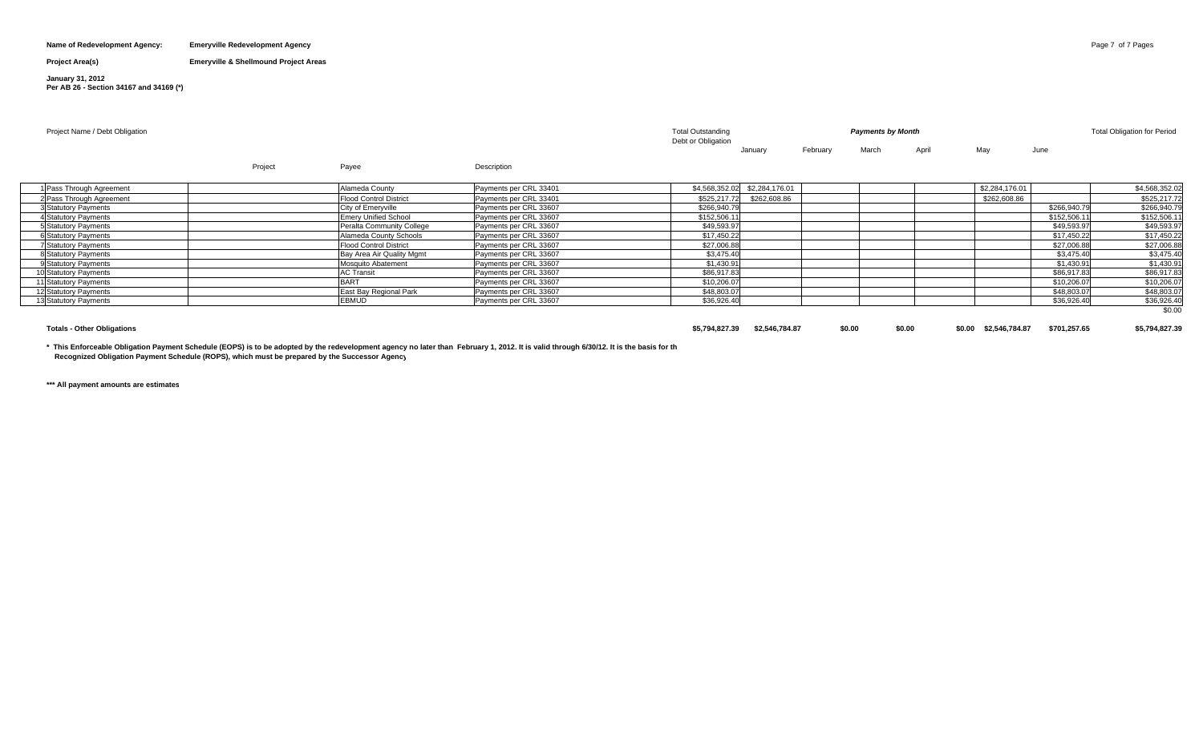**Name of Redevelopment Agency:** **Emeryville Redevelopment Agency**

**Project Area(s)** **Emeryville & Shellmound Project Areas**

**January 31, 2012**
**Per AB 26 - Section 34167 and 34169 (*)**

| Project Name / Debt Obligation | Project | Payee | Description | Total Outstanding Debt or Obligation | January | February | March | April | May | June | Total Obligation for Period |
|---|---|---|---|---|---|---|---|---|---|---|---|
| | | | | | | | *Payments by Month* | | | | |
| 1 Pass Through Agreement | | Alameda County | Payments per CRL 33401 | $4,568,352.02 | $2,284,176.01 | | | | $2,284,176.01 | | $4,568,352.02 |
| 2 Pass Through Agreement | | Flood Control District | Payments per CRL 33401 | $525,217.72 | $262,608.86 | | | | $262,608.86 | | $525,217.72 |
| 3 Statutory Payments | | City of Emeryville | Payments per CRL 33607 | $266,940.79 | | | | | | $266,940.79 | $266,940.79 |
| 4 Statutory Payments | | Emery Unified School | Payments per CRL 33607 | $152,506.11 | | | | | | $152,506.11 | $152,506.11 |
| 5 Statutory Payments | | Peralta Community College | Payments per CRL 33607 | $49,593.97 | | | | | | $49,593.97 | $49,593.97 |
| 6 Statutory Payments | | Alameda County Schools | Payments per CRL 33607 | $17,450.22 | | | | | | $17,450.22 | $17,450.22 |
| 7 Statutory Payments | | Flood Control District | Payments per CRL 33607 | $27,006.88 | | | | | | $27,006.88 | $27,006.88 |
| 8 Statutory Payments | | Bay Area Air Quality Mgmt | Payments per CRL 33607 | $3,475.40 | | | | | | $3,475.40 | $3,475.40 |
| 9 Statutory Payments | | Mosquito Abatement | Payments per CRL 33607 | $1,430.91 | | | | | | $1,430.91 | $1,430.91 |
| 10 Statutory Payments | | AC Transit | Payments per CRL 33607 | $86,917.83 | | | | | | $86,917.83 | $86,917.83 |
| 11 Statutory Payments | | BART | Payments per CRL 33607 | $10,206.07 | | | | | | $10,206.07 | $10,206.07 |
| 12 Statutory Payments | | East Bay Regional Park | Payments per CRL 33607 | $48,803.07 | | | | | | $48,803.07 | $48,803.07 |
| 13 Statutory Payments | | EBMUD | Payments per CRL 33607 | $36,926.40 | | | | | | $36,926.40 | $36,926.40 |
| | | | | | | | | | | | $0.00 |
| **Totals - Other Obligations** | | | | **$5,794,827.39** | **$2,546,784.87** | **$0.00** | **$0.00** | **$0.00** | **$2,546,784.87** | **$701,257.65** | **$5,794,827.39** |

**\* This Enforceable Obligation Payment Schedule (EOPS) is to be adopted by the redevelopment agency no later than February 1, 2012. It is valid through 6/30/12. It is the basis for th Recognized Obligation Payment Schedule (ROPS), which must be prepared by the Successor Agency**

**\*\*\* All payment amounts are estimates**